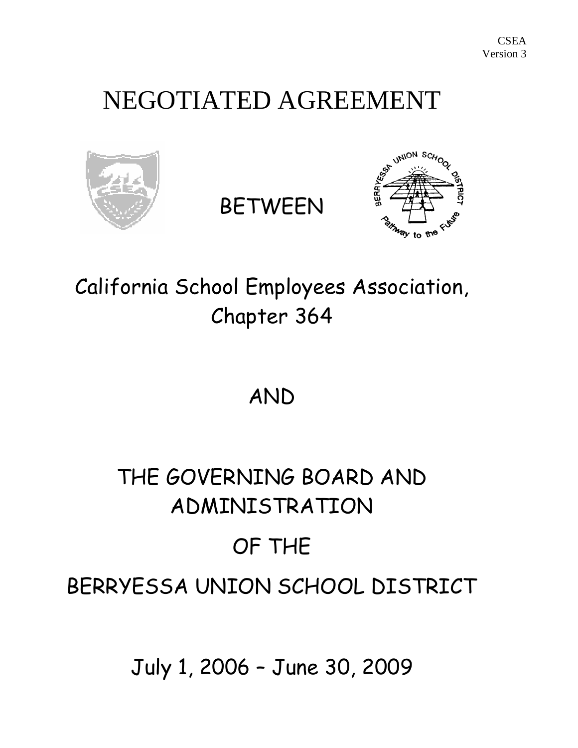CSEA
Version 3

# NEGOTIATED AGREEMENT

BETWEEN

## California School Employees Association, Chapter 364

AND

## THE GOVERNING BOARD AND ADMINISTRATION

## OF THE

## BERRYESSA UNION SCHOOL DISTRICT

July 1, 2006 – June 30, 2009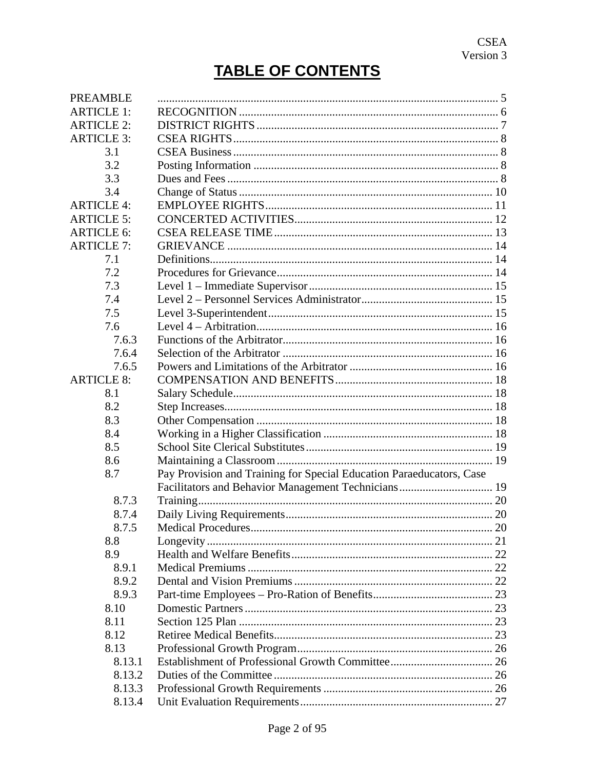CSEA
Version 3

# TABLE OF CONTENTS

| | | |
|---|---|---|
| PREAMBLE | | 5 |
| ARTICLE 1: | RECOGNITION | 6 |
| ARTICLE 2: | DISTRICT RIGHTS | 7 |
| ARTICLE 3: | CSEA RIGHTS | 8 |
| 3.1 | CSEA Business | 8 |
| 3.2 | Posting Information | 8 |
| 3.3 | Dues and Fees | 8 |
| 3.4 | Change of Status | 10 |
| ARTICLE 4: | EMPLOYEE RIGHTS | 11 |
| ARTICLE 5: | CONCERTED ACTIVITIES | 12 |
| ARTICLE 6: | CSEA RELEASE TIME | 13 |
| ARTICLE 7: | GRIEVANCE | 14 |
| 7.1 | Definitions | 14 |
| 7.2 | Procedures for Grievance | 14 |
| 7.3 | Level 1 – Immediate Supervisor | 15 |
| 7.4 | Level 2 – Personnel Services Administrator | 15 |
| 7.5 | Level 3-Superintendent | 15 |
| 7.6 | Level 4 – Arbitration | 16 |
| 7.6.3 | Functions of the Arbitrator | 16 |
| 7.6.4 | Selection of the Arbitrator | 16 |
| 7.6.5 | Powers and Limitations of the Arbitrator | 16 |
| ARTICLE 8: | COMPENSATION AND BENEFITS | 18 |
| 8.1 | Salary Schedule | 18 |
| 8.2 | Step Increases | 18 |
| 8.3 | Other Compensation | 18 |
| 8.4 | Working in a Higher Classification | 18 |
| 8.5 | School Site Clerical Substitutes | 19 |
| 8.6 | Maintaining a Classroom | 19 |
| 8.7 | Pay Provision and Training for Special Education Paraeducators, Case Facilitators and Behavior Management Technicians | 19 |
| 8.7.3 | Training | 20 |
| 8.7.4 | Daily Living Requirements | 20 |
| 8.7.5 | Medical Procedures | 20 |
| 8.8 | Longevity | 21 |
| 8.9 | Health and Welfare Benefits | 22 |
| 8.9.1 | Medical Premiums | 22 |
| 8.9.2 | Dental and Vision Premiums | 22 |
| 8.9.3 | Part-time Employees – Pro-Ration of Benefits | 23 |
| 8.10 | Domestic Partners | 23 |
| 8.11 | Section 125 Plan | 23 |
| 8.12 | Retiree Medical Benefits | 23 |
| 8.13 | Professional Growth Program | 26 |
| 8.13.1 | Establishment of Professional Growth Committee | 26 |
| 8.13.2 | Duties of the Committee | 26 |
| 8.13.3 | Professional Growth Requirements | 26 |
| 8.13.4 | Unit Evaluation Requirements | 27 |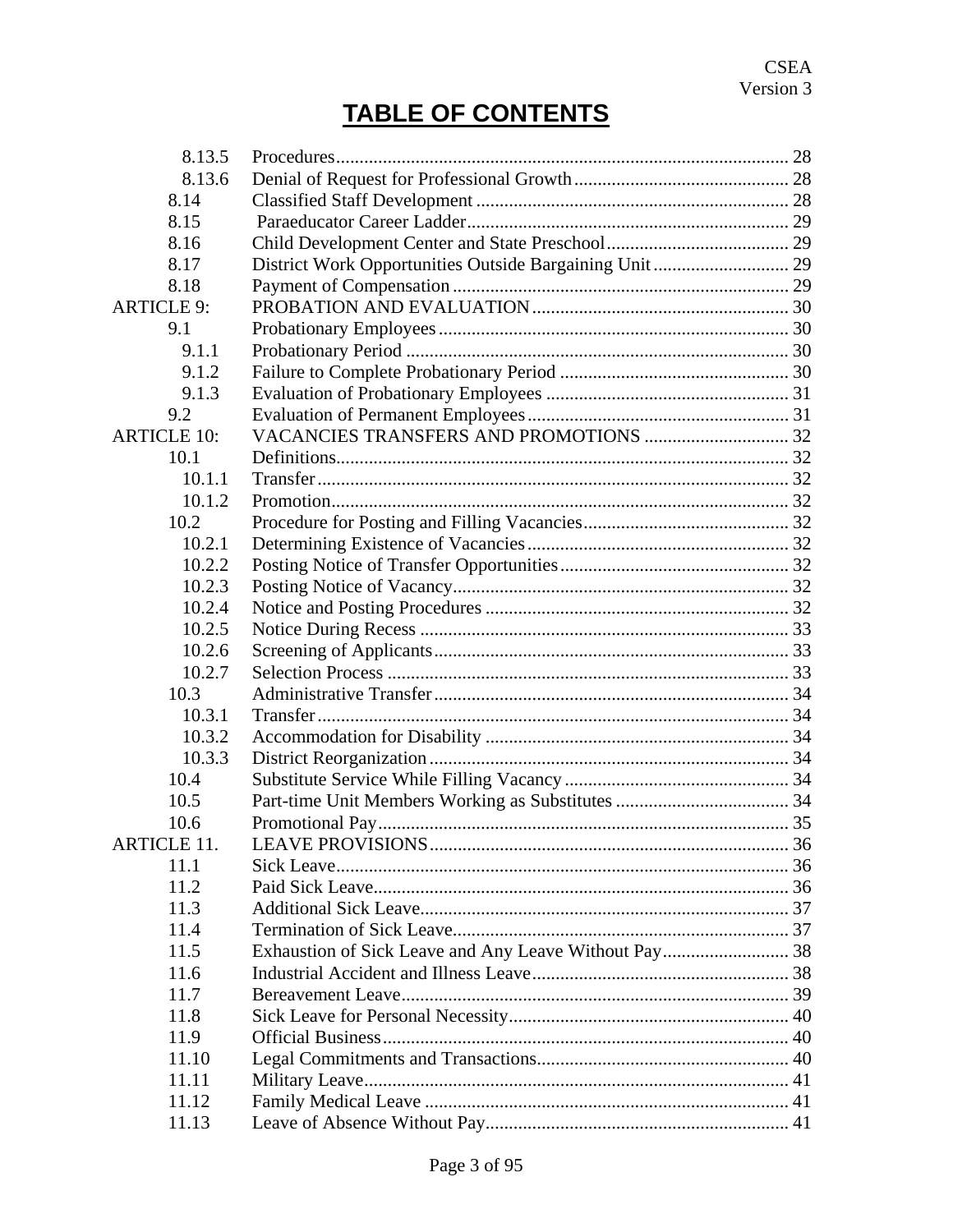CSEA
Version 3

# TABLE OF CONTENTS

| | | |
|---|---|---|
| 8.13.5 | Procedures | 28 |
| 8.13.6 | Denial of Request for Professional Growth | 28 |
| 8.14 | Classified Staff Development | 28 |
| 8.15 | Paraeducator Career Ladder | 29 |
| 8.16 | Child Development Center and State Preschool | 29 |
| 8.17 | District Work Opportunities Outside Bargaining Unit | 29 |
| 8.18 | Payment of Compensation | 29 |
| ARTICLE 9: | PROBATION AND EVALUATION | 30 |
| 9.1 | Probationary Employees | 30 |
| 9.1.1 | Probationary Period | 30 |
| 9.1.2 | Failure to Complete Probationary Period | 30 |
| 9.1.3 | Evaluation of Probationary Employees | 31 |
| 9.2 | Evaluation of Permanent Employees | 31 |
| ARTICLE 10: | VACANCIES TRANSFERS AND PROMOTIONS | 32 |
| 10.1 | Definitions | 32 |
| 10.1.1 | Transfer | 32 |
| 10.1.2 | Promotion | 32 |
| 10.2 | Procedure for Posting and Filling Vacancies | 32 |
| 10.2.1 | Determining Existence of Vacancies | 32 |
| 10.2.2 | Posting Notice of Transfer Opportunities | 32 |
| 10.2.3 | Posting Notice of Vacancy | 32 |
| 10.2.4 | Notice and Posting Procedures | 32 |
| 10.2.5 | Notice During Recess | 33 |
| 10.2.6 | Screening of Applicants | 33 |
| 10.2.7 | Selection Process | 33 |
| 10.3 | Administrative Transfer | 34 |
| 10.3.1 | Transfer | 34 |
| 10.3.2 | Accommodation for Disability | 34 |
| 10.3.3 | District Reorganization | 34 |
| 10.4 | Substitute Service While Filling Vacancy | 34 |
| 10.5 | Part-time Unit Members Working as Substitutes | 34 |
| 10.6 | Promotional Pay | 35 |
| ARTICLE 11. | LEAVE PROVISIONS | 36 |
| 11.1 | Sick Leave | 36 |
| 11.2 | Paid Sick Leave | 36 |
| 11.3 | Additional Sick Leave | 37 |
| 11.4 | Termination of Sick Leave | 37 |
| 11.5 | Exhaustion of Sick Leave and Any Leave Without Pay | 38 |
| 11.6 | Industrial Accident and Illness Leave | 38 |
| 11.7 | Bereavement Leave | 39 |
| 11.8 | Sick Leave for Personal Necessity | 40 |
| 11.9 | Official Business | 40 |
| 11.10 | Legal Commitments and Transactions | 40 |
| 11.11 | Military Leave | 41 |
| 11.12 | Family Medical Leave | 41 |
| 11.13 | Leave of Absence Without Pay | 41 |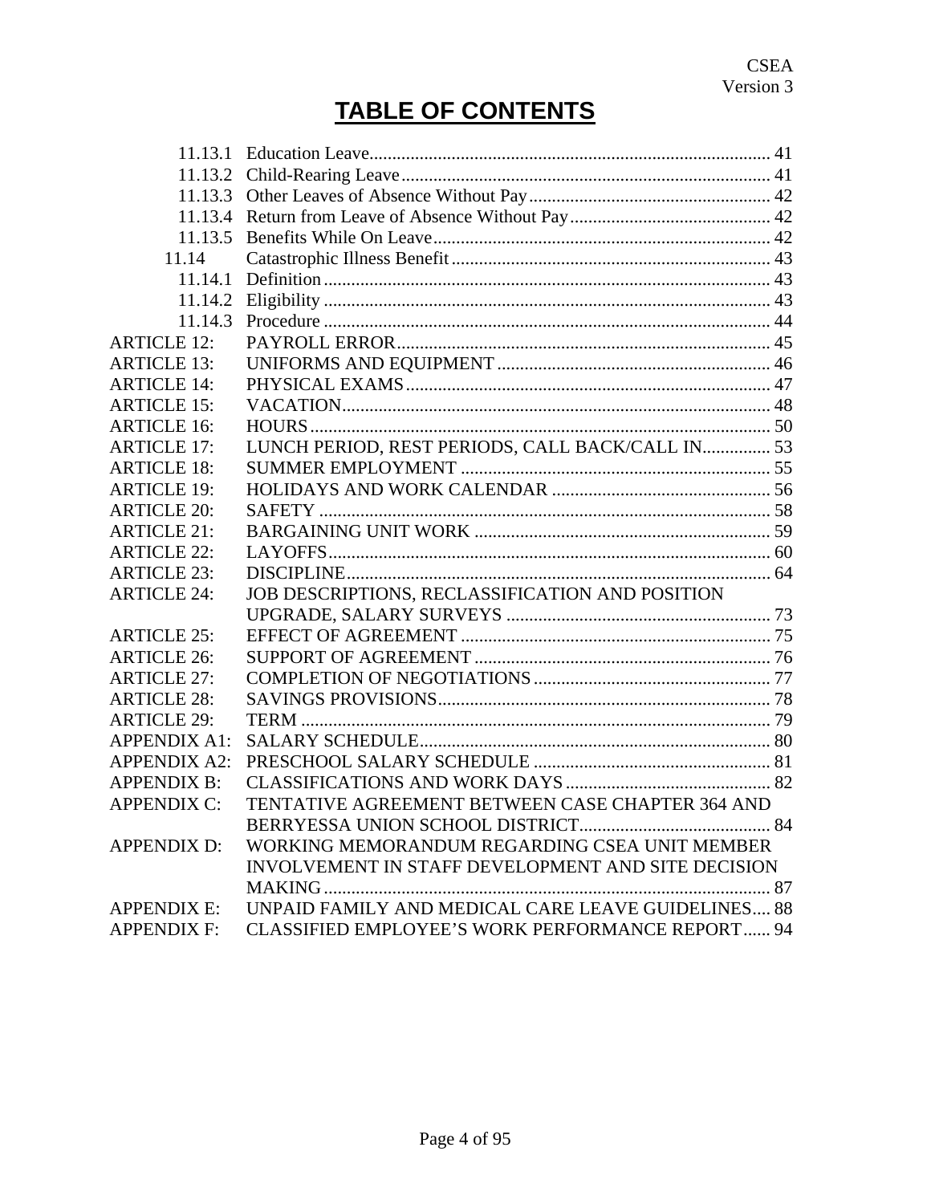# TABLE OF CONTENTS

| | | |
|---|---|---|
| 11.13.1 | Education Leave | 41 |
| 11.13.2 | Child-Rearing Leave | 41 |
| 11.13.3 | Other Leaves of Absence Without Pay | 42 |
| 11.13.4 | Return from Leave of Absence Without Pay | 42 |
| 11.13.5 | Benefits While On Leave | 42 |
| 11.14 | Catastrophic Illness Benefit | 43 |
| 11.14.1 | Definition | 43 |
| 11.14.2 | Eligibility | 43 |
| 11.14.3 | Procedure | 44 |
| ARTICLE 12: | PAYROLL ERROR | 45 |
| ARTICLE 13: | UNIFORMS AND EQUIPMENT | 46 |
| ARTICLE 14: | PHYSICAL EXAMS | 47 |
| ARTICLE 15: | VACATION | 48 |
| ARTICLE 16: | HOURS | 50 |
| ARTICLE 17: | LUNCH PERIOD, REST PERIODS, CALL BACK/CALL IN | 53 |
| ARTICLE 18: | SUMMER EMPLOYMENT | 55 |
| ARTICLE 19: | HOLIDAYS AND WORK CALENDAR | 56 |
| ARTICLE 20: | SAFETY | 58 |
| ARTICLE 21: | BARGAINING UNIT WORK | 59 |
| ARTICLE 22: | LAYOFFS | 60 |
| ARTICLE 23: | DISCIPLINE | 64 |
| ARTICLE 24: | JOB DESCRIPTIONS, RECLASSIFICATION AND POSITION UPGRADE, SALARY SURVEYS | 73 |
| ARTICLE 25: | EFFECT OF AGREEMENT | 75 |
| ARTICLE 26: | SUPPORT OF AGREEMENT | 76 |
| ARTICLE 27: | COMPLETION OF NEGOTIATIONS | 77 |
| ARTICLE 28: | SAVINGS PROVISIONS | 78 |
| ARTICLE 29: | TERM | 79 |
| APPENDIX A1: | SALARY SCHEDULE | 80 |
| APPENDIX A2: | PRESCHOOL SALARY SCHEDULE | 81 |
| APPENDIX B: | CLASSIFICATIONS AND WORK DAYS | 82 |
| APPENDIX C: | TENTATIVE AGREEMENT BETWEEN CASE CHAPTER 364 AND BERRYESSA UNION SCHOOL DISTRICT | 84 |
| APPENDIX D: | WORKING MEMORANDUM REGARDING CSEA UNIT MEMBER INVOLVEMENT IN STAFF DEVELOPMENT AND SITE DECISION MAKING | 87 |
| APPENDIX E: | UNPAID FAMILY AND MEDICAL CARE LEAVE GUIDELINES | 88 |
| APPENDIX F: | CLASSIFIED EMPLOYEE'S WORK PERFORMANCE REPORT | 94 |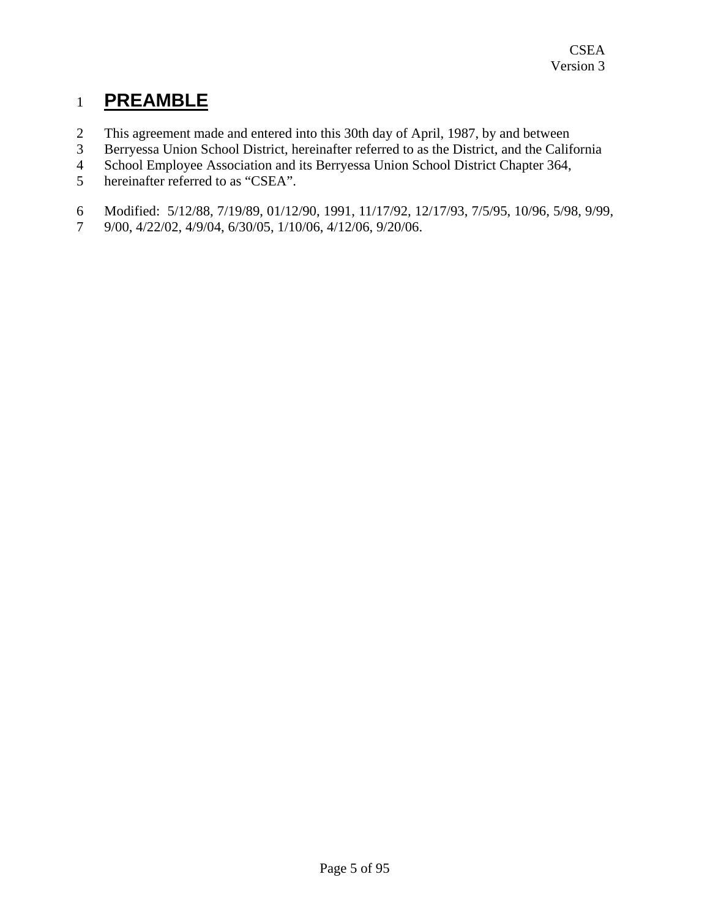# PREAMBLE

This agreement made and entered into this 30th day of April, 1987, by and between Berryessa Union School District, hereinafter referred to as the District, and the California School Employee Association and its Berryessa Union School District Chapter 364, hereinafter referred to as "CSEA".

Modified: 5/12/88, 7/19/89, 01/12/90, 1991, 11/17/92, 12/17/93, 7/5/95, 10/96, 5/98, 9/99, 9/00, 4/22/02, 4/9/04, 6/30/05, 1/10/06, 4/12/06, 9/20/06.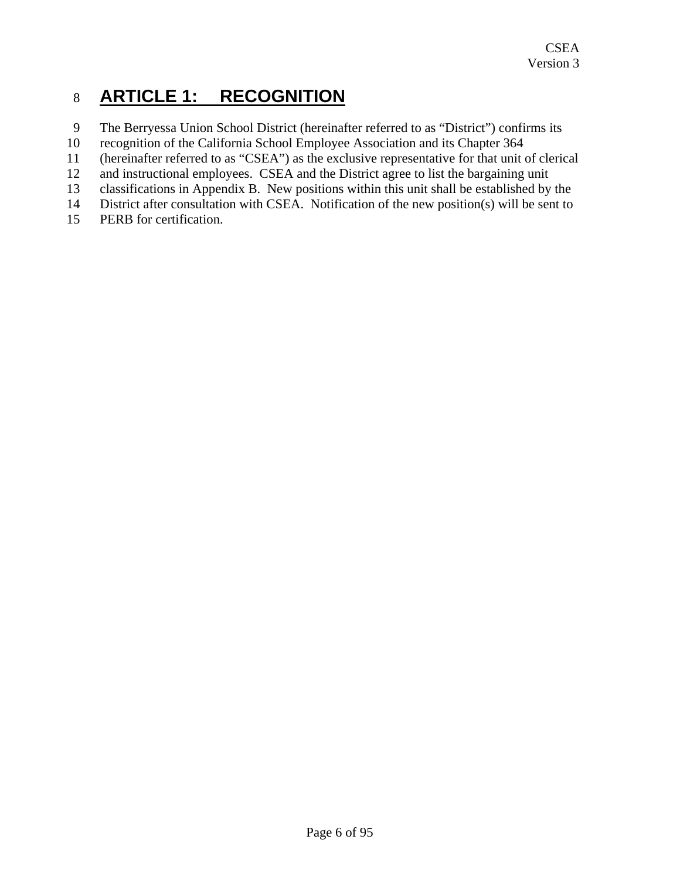# ARTICLE 1: RECOGNITION

The Berryessa Union School District (hereinafter referred to as "District") confirms its recognition of the California School Employee Association and its Chapter 364 (hereinafter referred to as "CSEA") as the exclusive representative for that unit of clerical and instructional employees. CSEA and the District agree to list the bargaining unit classifications in Appendix B. New positions within this unit shall be established by the District after consultation with CSEA. Notification of the new position(s) will be sent to PERB for certification.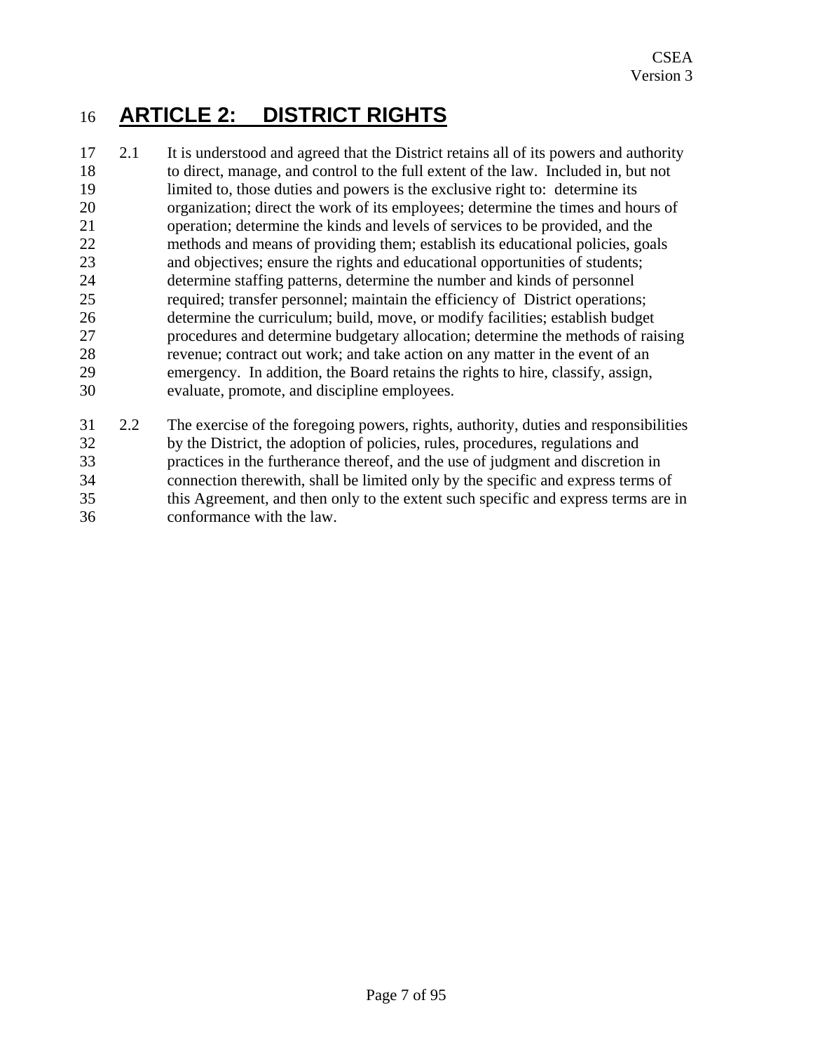# ARTICLE 2: DISTRICT RIGHTS

2.1 It is understood and agreed that the District retains all of its powers and authority to direct, manage, and control to the full extent of the law. Included in, but not limited to, those duties and powers is the exclusive right to: determine its organization; direct the work of its employees; determine the times and hours of operation; determine the kinds and levels of services to be provided, and the methods and means of providing them; establish its educational policies, goals and objectives; ensure the rights and educational opportunities of students; determine staffing patterns, determine the number and kinds of personnel required; transfer personnel; maintain the efficiency of District operations; determine the curriculum; build, move, or modify facilities; establish budget procedures and determine budgetary allocation; determine the methods of raising revenue; contract out work; and take action on any matter in the event of an emergency. In addition, the Board retains the rights to hire, classify, assign, evaluate, promote, and discipline employees.

2.2 The exercise of the foregoing powers, rights, authority, duties and responsibilities by the District, the adoption of policies, rules, procedures, regulations and practices in the furtherance thereof, and the use of judgment and discretion in connection therewith, shall be limited only by the specific and express terms of this Agreement, and then only to the extent such specific and express terms are in conformance with the law.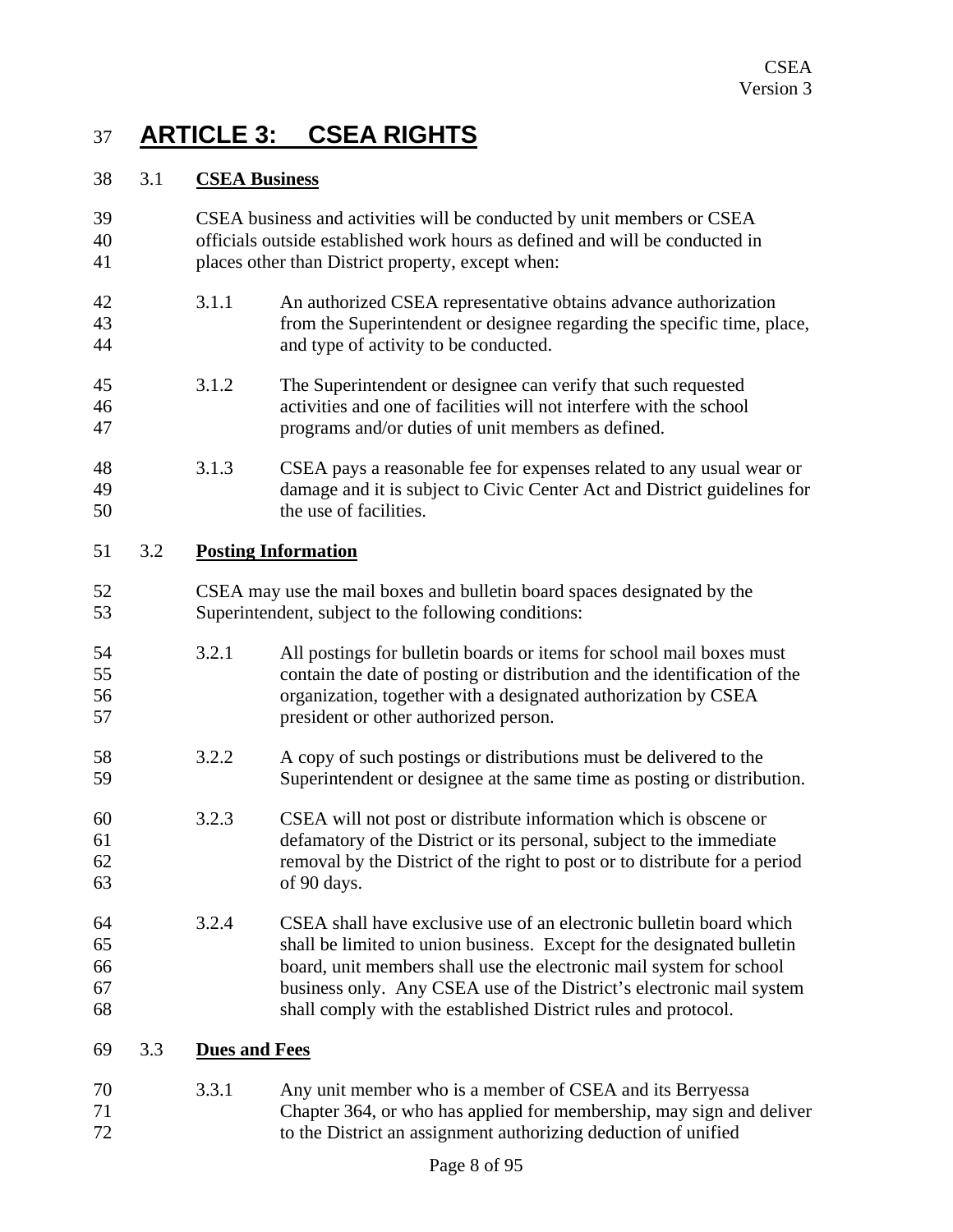# ARTICLE 3: CSEA RIGHTS

## 3.1 CSEA Business

CSEA business and activities will be conducted by unit members or CSEA officials outside established work hours as defined and will be conducted in places other than District property, except when:

3.1.1 An authorized CSEA representative obtains advance authorization from the Superintendent or designee regarding the specific time, place, and type of activity to be conducted.

3.1.2 The Superintendent or designee can verify that such requested activities and one of facilities will not interfere with the school programs and/or duties of unit members as defined.

3.1.3 CSEA pays a reasonable fee for expenses related to any usual wear or damage and it is subject to Civic Center Act and District guidelines for the use of facilities.

## 3.2 Posting Information

CSEA may use the mail boxes and bulletin board spaces designated by the Superintendent, subject to the following conditions:

3.2.1 All postings for bulletin boards or items for school mail boxes must contain the date of posting or distribution and the identification of the organization, together with a designated authorization by CSEA president or other authorized person.

3.2.2 A copy of such postings or distributions must be delivered to the Superintendent or designee at the same time as posting or distribution.

3.2.3 CSEA will not post or distribute information which is obscene or defamatory of the District or its personal, subject to the immediate removal by the District of the right to post or to distribute for a period of 90 days.

3.2.4 CSEA shall have exclusive use of an electronic bulletin board which shall be limited to union business. Except for the designated bulletin board, unit members shall use the electronic mail system for school business only. Any CSEA use of the District's electronic mail system shall comply with the established District rules and protocol.

## 3.3 Dues and Fees

3.3.1 Any unit member who is a member of CSEA and its Berryessa Chapter 364, or who has applied for membership, may sign and deliver to the District an assignment authorizing deduction of unified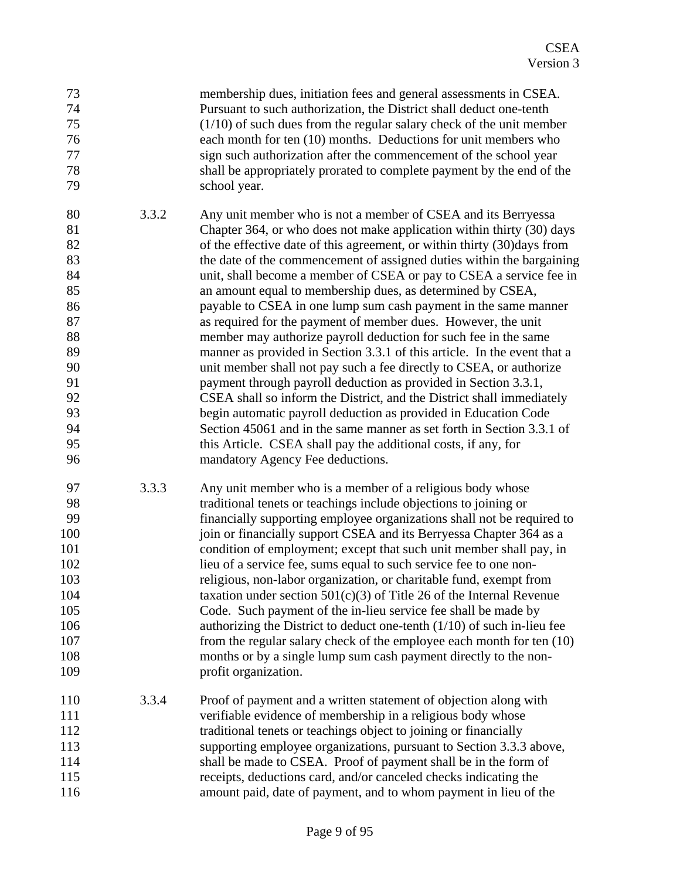membership dues, initiation fees and general assessments in CSEA. Pursuant to such authorization, the District shall deduct one-tenth (1/10) of such dues from the regular salary check of the unit member each month for ten (10) months. Deductions for unit members who sign such authorization after the commencement of the school year shall be appropriately prorated to complete payment by the end of the school year.

3.3.2 Any unit member who is not a member of CSEA and its Berryessa Chapter 364, or who does not make application within thirty (30) days of the effective date of this agreement, or within thirty (30)days from the date of the commencement of assigned duties within the bargaining unit, shall become a member of CSEA or pay to CSEA a service fee in an amount equal to membership dues, as determined by CSEA, payable to CSEA in one lump sum cash payment in the same manner as required for the payment of member dues. However, the unit member may authorize payroll deduction for such fee in the same manner as provided in Section 3.3.1 of this article. In the event that a unit member shall not pay such a fee directly to CSEA, or authorize payment through payroll deduction as provided in Section 3.3.1, CSEA shall so inform the District, and the District shall immediately begin automatic payroll deduction as provided in Education Code Section 45061 and in the same manner as set forth in Section 3.3.1 of this Article. CSEA shall pay the additional costs, if any, for mandatory Agency Fee deductions.

3.3.3 Any unit member who is a member of a religious body whose traditional tenets or teachings include objections to joining or financially supporting employee organizations shall not be required to join or financially support CSEA and its Berryessa Chapter 364 as a condition of employment; except that such unit member shall pay, in lieu of a service fee, sums equal to such service fee to one non-religious, non-labor organization, or charitable fund, exempt from taxation under section 501(c)(3) of Title 26 of the Internal Revenue Code. Such payment of the in-lieu service fee shall be made by authorizing the District to deduct one-tenth (1/10) of such in-lieu fee from the regular salary check of the employee each month for ten (10) months or by a single lump sum cash payment directly to the non-profit organization.

3.3.4 Proof of payment and a written statement of objection along with verifiable evidence of membership in a religious body whose traditional tenets or teachings object to joining or financially supporting employee organizations, pursuant to Section 3.3.3 above, shall be made to CSEA. Proof of payment shall be in the form of receipts, deductions card, and/or canceled checks indicating the amount paid, date of payment, and to whom payment in lieu of the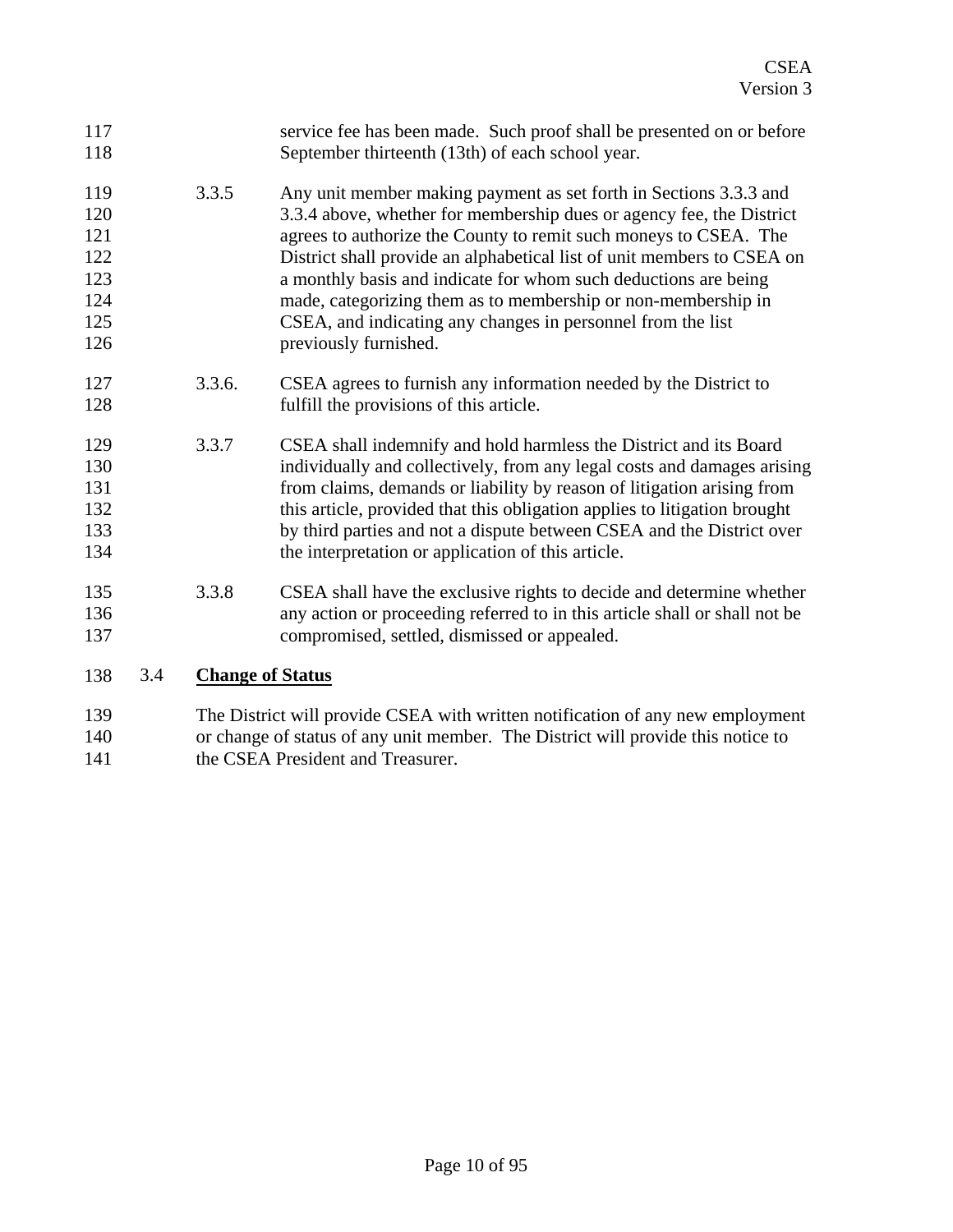service fee has been made. Such proof shall be presented on or before September thirteenth (13th) of each school year.

3.3.5 Any unit member making payment as set forth in Sections 3.3.3 and 3.3.4 above, whether for membership dues or agency fee, the District agrees to authorize the County to remit such moneys to CSEA. The District shall provide an alphabetical list of unit members to CSEA on a monthly basis and indicate for whom such deductions are being made, categorizing them as to membership or non-membership in CSEA, and indicating any changes in personnel from the list previously furnished.

3.3.6. CSEA agrees to furnish any information needed by the District to fulfill the provisions of this article.

3.3.7 CSEA shall indemnify and hold harmless the District and its Board individually and collectively, from any legal costs and damages arising from claims, demands or liability by reason of litigation arising from this article, provided that this obligation applies to litigation brought by third parties and not a dispute between CSEA and the District over the interpretation or application of this article.

3.3.8 CSEA shall have the exclusive rights to decide and determine whether any action or proceeding referred to in this article shall or shall not be compromised, settled, dismissed or appealed.

## 3.4 **Change of Status**

The District will provide CSEA with written notification of any new employment or change of status of any unit member. The District will provide this notice to the CSEA President and Treasurer.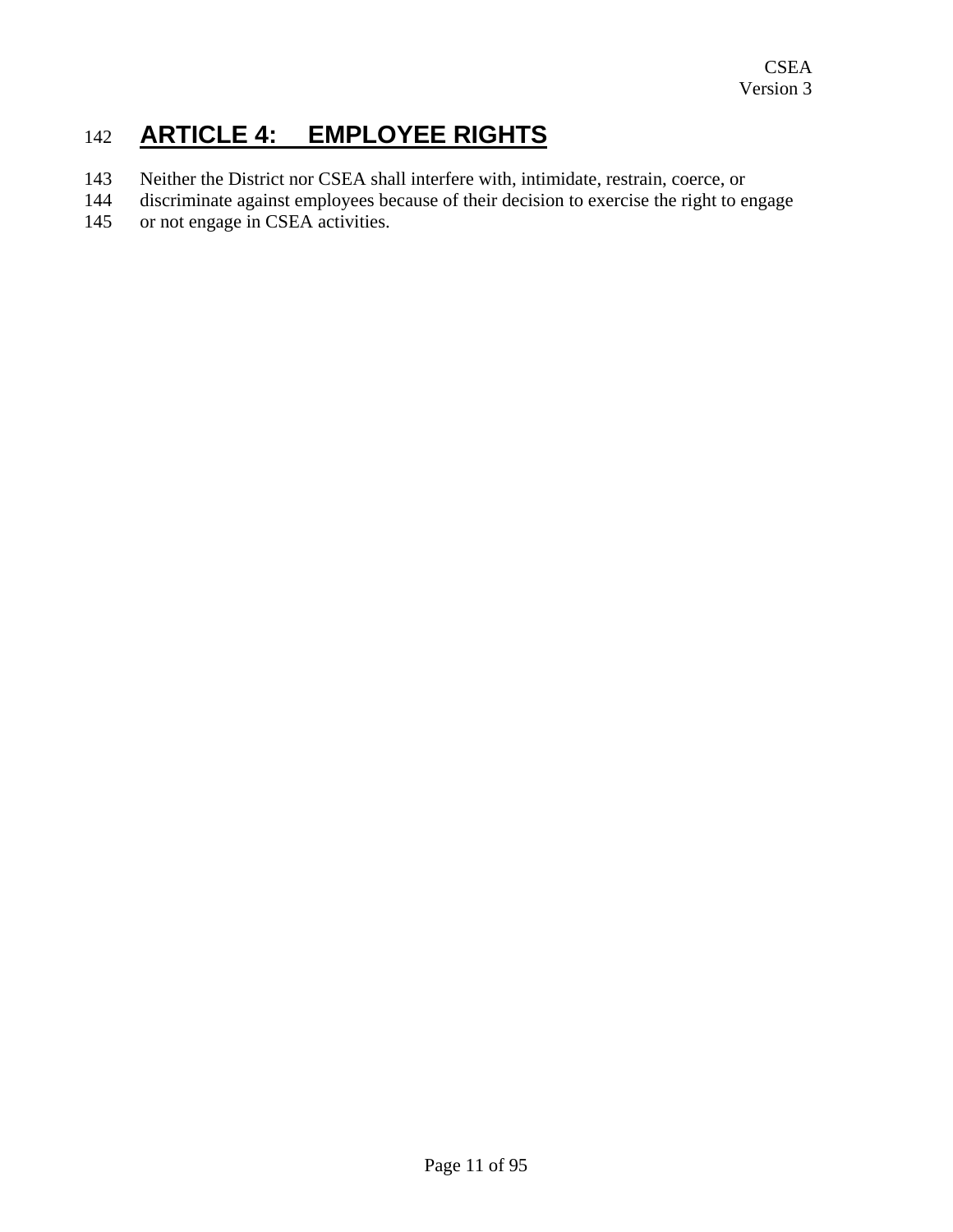# ARTICLE 4: EMPLOYEE RIGHTS

Neither the District nor CSEA shall interfere with, intimidate, restrain, coerce, or discriminate against employees because of their decision to exercise the right to engage or not engage in CSEA activities.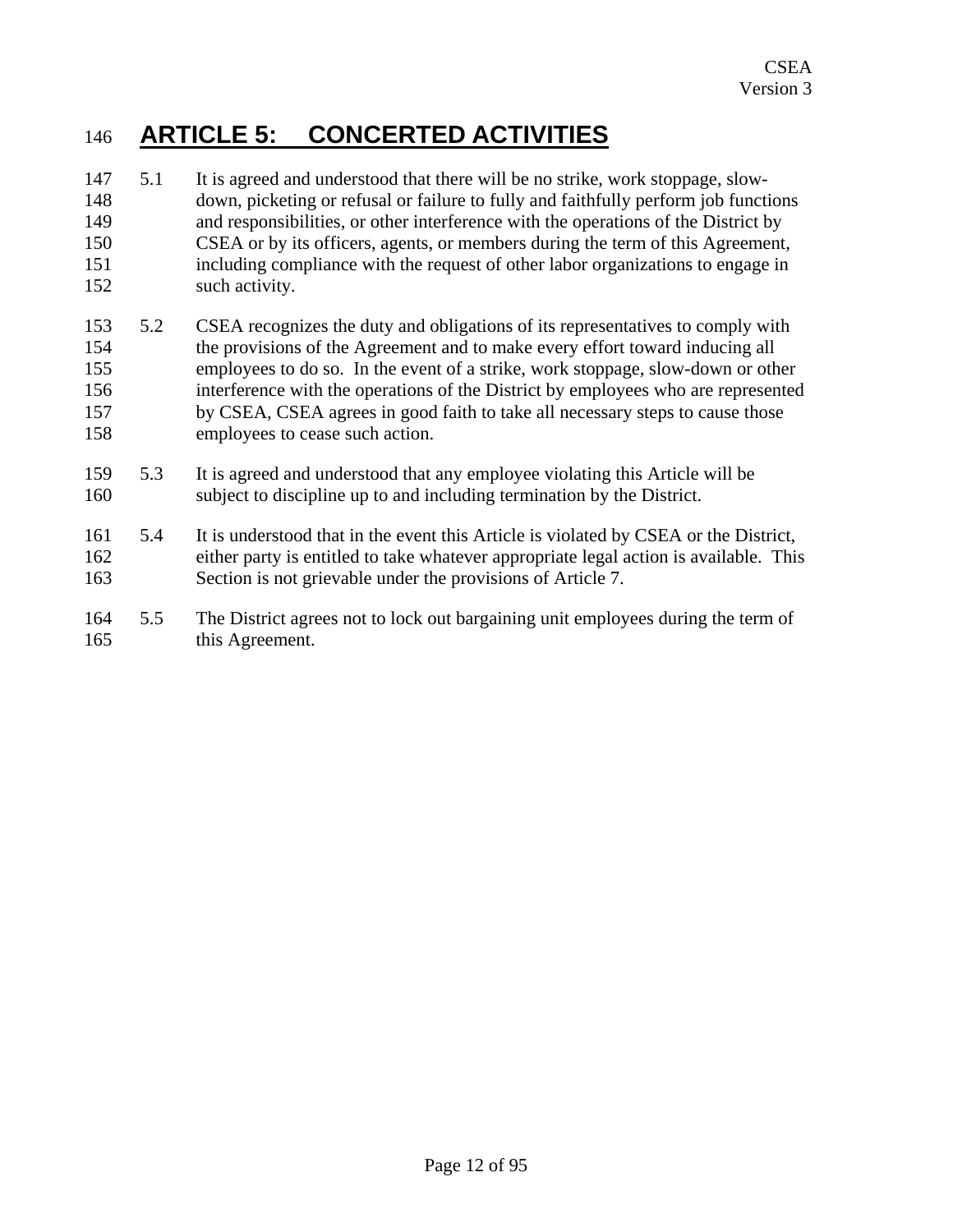# ARTICLE 5: CONCERTED ACTIVITIES

5.1 It is agreed and understood that there will be no strike, work stoppage, slow-down, picketing or refusal or failure to fully and faithfully perform job functions and responsibilities, or other interference with the operations of the District by CSEA or by its officers, agents, or members during the term of this Agreement, including compliance with the request of other labor organizations to engage in such activity.

5.2 CSEA recognizes the duty and obligations of its representatives to comply with the provisions of the Agreement and to make every effort toward inducing all employees to do so. In the event of a strike, work stoppage, slow-down or other interference with the operations of the District by employees who are represented by CSEA, CSEA agrees in good faith to take all necessary steps to cause those employees to cease such action.

5.3 It is agreed and understood that any employee violating this Article will be subject to discipline up to and including termination by the District.

5.4 It is understood that in the event this Article is violated by CSEA or the District, either party is entitled to take whatever appropriate legal action is available. This Section is not grievable under the provisions of Article 7.

5.5 The District agrees not to lock out bargaining unit employees during the term of this Agreement.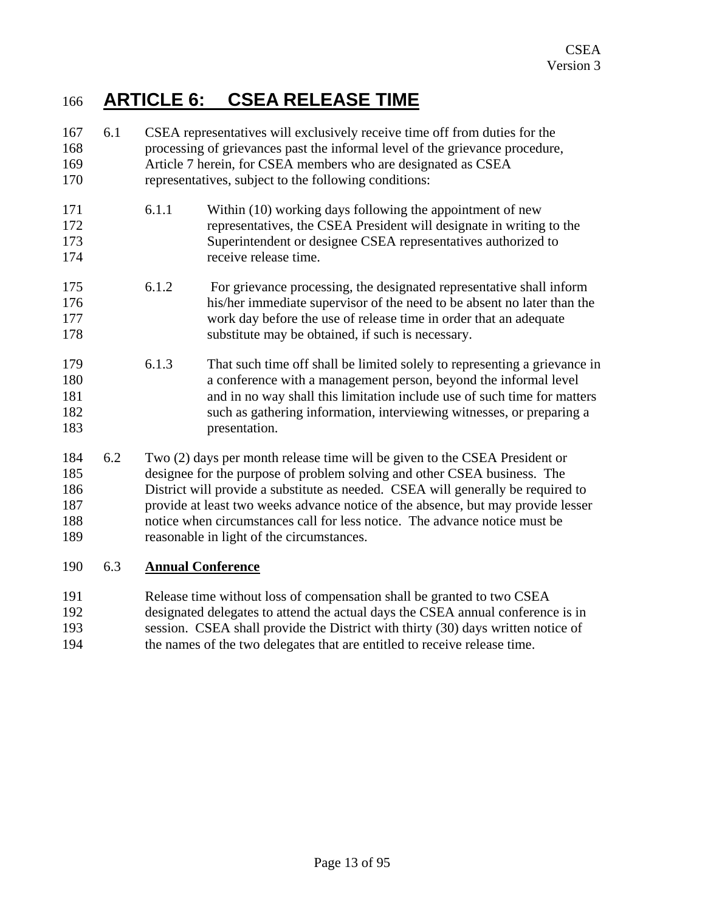# ARTICLE 6: CSEA RELEASE TIME

6.1 CSEA representatives will exclusively receive time off from duties for the processing of grievances past the informal level of the grievance procedure, Article 7 herein, for CSEA members who are designated as CSEA representatives, subject to the following conditions:

6.1.1 Within (10) working days following the appointment of new representatives, the CSEA President will designate in writing to the Superintendent or designee CSEA representatives authorized to receive release time.

6.1.2 For grievance processing, the designated representative shall inform his/her immediate supervisor of the need to be absent no later than the work day before the use of release time in order that an adequate substitute may be obtained, if such is necessary.

6.1.3 That such time off shall be limited solely to representing a grievance in a conference with a management person, beyond the informal level and in no way shall this limitation include use of such time for matters such as gathering information, interviewing witnesses, or preparing a presentation.

6.2 Two (2) days per month release time will be given to the CSEA President or designee for the purpose of problem solving and other CSEA business. The District will provide a substitute as needed. CSEA will generally be required to provide at least two weeks advance notice of the absence, but may provide lesser notice when circumstances call for less notice. The advance notice must be reasonable in light of the circumstances.

6.3 **Annual Conference**

Release time without loss of compensation shall be granted to two CSEA designated delegates to attend the actual days the CSEA annual conference is in session. CSEA shall provide the District with thirty (30) days written notice of the names of the two delegates that are entitled to receive release time.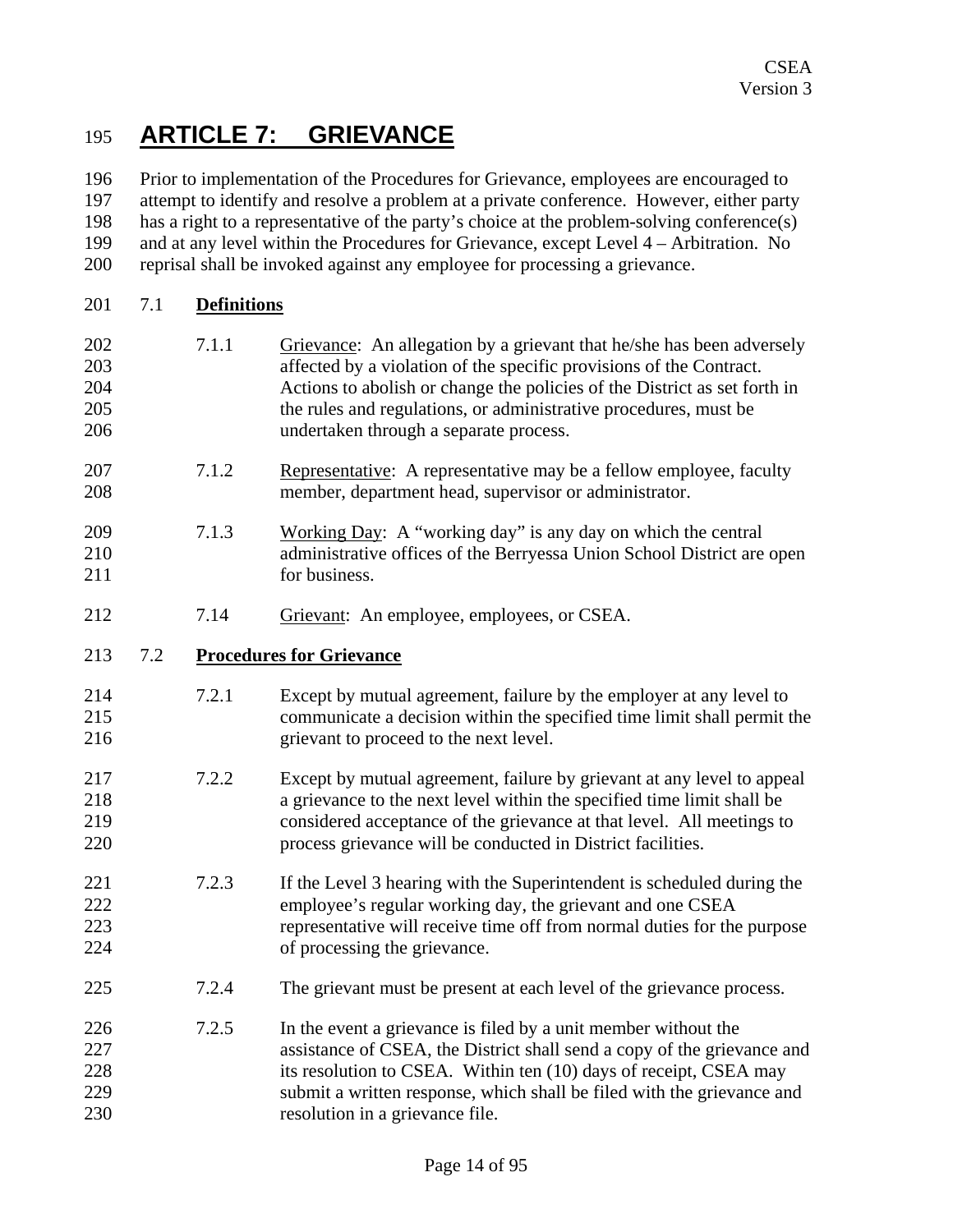# ARTICLE 7: GRIEVANCE

Prior to implementation of the Procedures for Grievance, employees are encouraged to attempt to identify and resolve a problem at a private conference. However, either party has a right to a representative of the party's choice at the problem-solving conference(s) and at any level within the Procedures for Grievance, except Level 4 – Arbitration. No reprisal shall be invoked against any employee for processing a grievance.

## 7.1 Definitions

7.1.1 Grievance: An allegation by a grievant that he/she has been adversely affected by a violation of the specific provisions of the Contract. Actions to abolish or change the policies of the District as set forth in the rules and regulations, or administrative procedures, must be undertaken through a separate process.

7.1.2 Representative: A representative may be a fellow employee, faculty member, department head, supervisor or administrator.

7.1.3 Working Day: A "working day" is any day on which the central administrative offices of the Berryessa Union School District are open for business.

7.14 Grievant: An employee, employees, or CSEA.

## 7.2 Procedures for Grievance

7.2.1 Except by mutual agreement, failure by the employer at any level to communicate a decision within the specified time limit shall permit the grievant to proceed to the next level.

7.2.2 Except by mutual agreement, failure by grievant at any level to appeal a grievance to the next level within the specified time limit shall be considered acceptance of the grievance at that level. All meetings to process grievance will be conducted in District facilities.

7.2.3 If the Level 3 hearing with the Superintendent is scheduled during the employee's regular working day, the grievant and one CSEA representative will receive time off from normal duties for the purpose of processing the grievance.

7.2.4 The grievant must be present at each level of the grievance process.

7.2.5 In the event a grievance is filed by a unit member without the assistance of CSEA, the District shall send a copy of the grievance and its resolution to CSEA. Within ten (10) days of receipt, CSEA may submit a written response, which shall be filed with the grievance and resolution in a grievance file.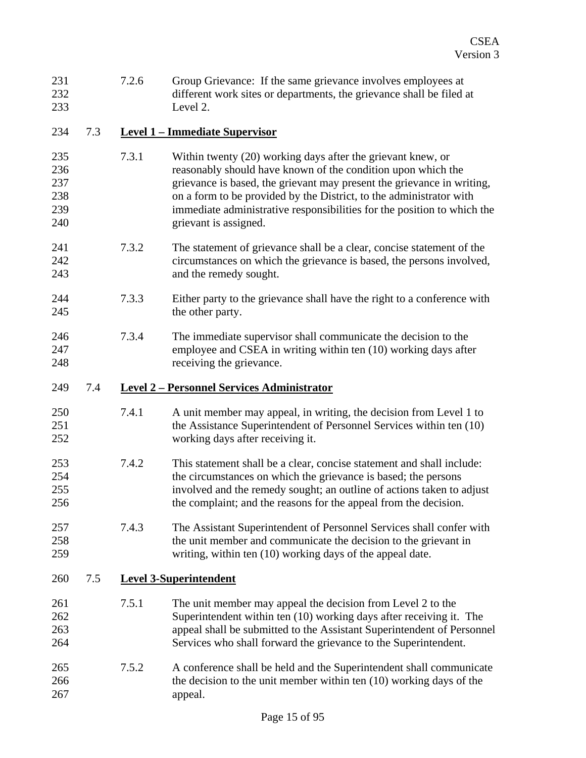7.2.6 Group Grievance: If the same grievance involves employees at different work sites or departments, the grievance shall be filed at Level 2.

### 7.3 Level 1 – Immediate Supervisor

7.3.1 Within twenty (20) working days after the grievant knew, or reasonably should have known of the condition upon which the grievance is based, the grievant may present the grievance in writing, on a form to be provided by the District, to the administrator with immediate administrative responsibilities for the position to which the grievant is assigned.

7.3.2 The statement of grievance shall be a clear, concise statement of the circumstances on which the grievance is based, the persons involved, and the remedy sought.

7.3.3 Either party to the grievance shall have the right to a conference with the other party.

7.3.4 The immediate supervisor shall communicate the decision to the employee and CSEA in writing within ten (10) working days after receiving the grievance.

### 7.4 Level 2 – Personnel Services Administrator

7.4.1 A unit member may appeal, in writing, the decision from Level 1 to the Assistance Superintendent of Personnel Services within ten (10) working days after receiving it.

7.4.2 This statement shall be a clear, concise statement and shall include: the circumstances on which the grievance is based; the persons involved and the remedy sought; an outline of actions taken to adjust the complaint; and the reasons for the appeal from the decision.

7.4.3 The Assistant Superintendent of Personnel Services shall confer with the unit member and communicate the decision to the grievant in writing, within ten (10) working days of the appeal date.

### 7.5 Level 3-Superintendent

7.5.1 The unit member may appeal the decision from Level 2 to the Superintendent within ten (10) working days after receiving it. The appeal shall be submitted to the Assistant Superintendent of Personnel Services who shall forward the grievance to the Superintendent.

7.5.2 A conference shall be held and the Superintendent shall communicate the decision to the unit member within ten (10) working days of the appeal.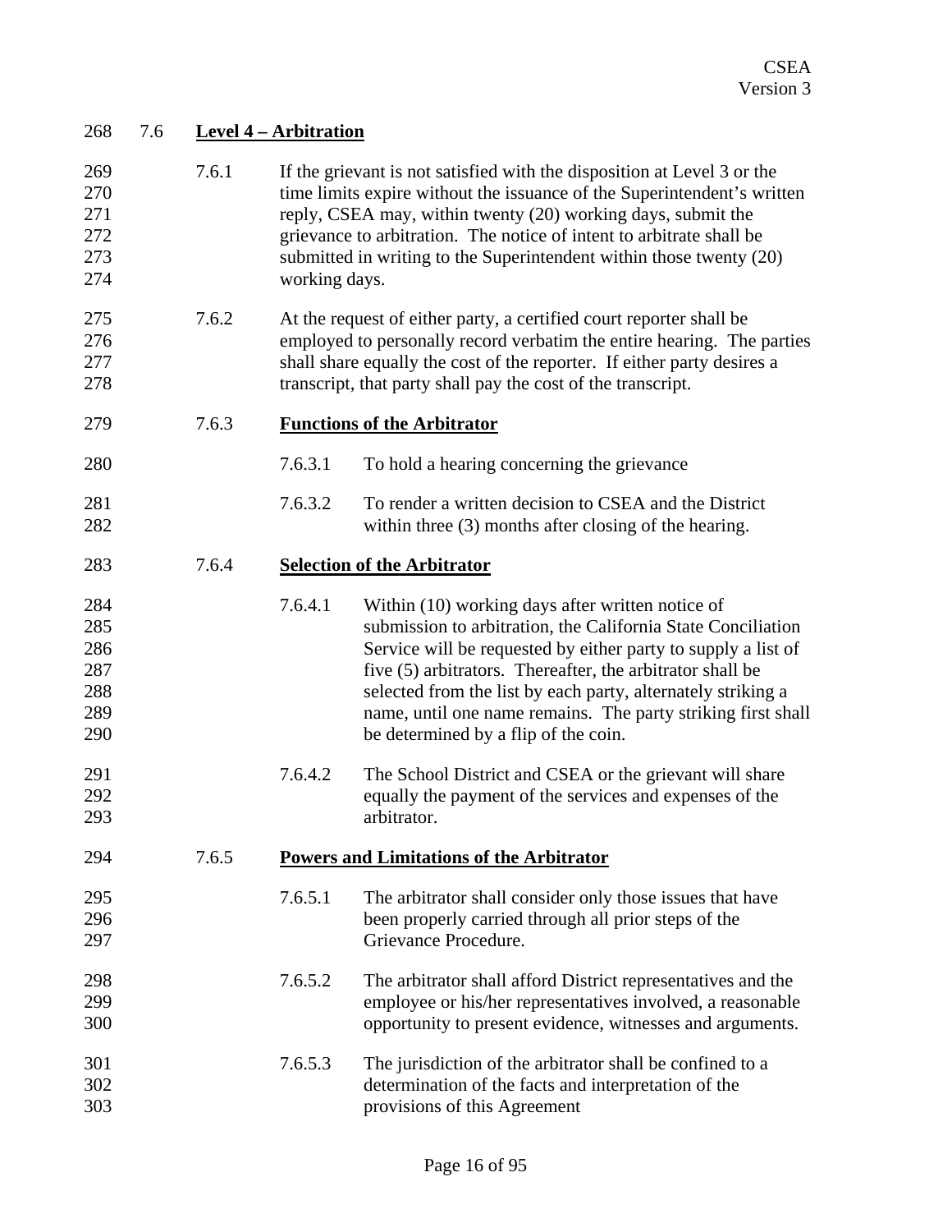## 7.6 Level 4 – Arbitration

7.6.1 If the grievant is not satisfied with the disposition at Level 3 or the time limits expire without the issuance of the Superintendent's written reply, CSEA may, within twenty (20) working days, submit the grievance to arbitration. The notice of intent to arbitrate shall be submitted in writing to the Superintendent within those twenty (20) working days.

7.6.2 At the request of either party, a certified court reporter shall be employed to personally record verbatim the entire hearing. The parties shall share equally the cost of the reporter. If either party desires a transcript, that party shall pay the cost of the transcript.

### 7.6.3 Functions of the Arbitrator

7.6.3.1 To hold a hearing concerning the grievance

7.6.3.2 To render a written decision to CSEA and the District within three (3) months after closing of the hearing.

### 7.6.4 Selection of the Arbitrator

7.6.4.1 Within (10) working days after written notice of submission to arbitration, the California State Conciliation Service will be requested by either party to supply a list of five (5) arbitrators. Thereafter, the arbitrator shall be selected from the list by each party, alternately striking a name, until one name remains. The party striking first shall be determined by a flip of the coin.

7.6.4.2 The School District and CSEA or the grievant will share equally the payment of the services and expenses of the arbitrator.

### 7.6.5 Powers and Limitations of the Arbitrator

7.6.5.1 The arbitrator shall consider only those issues that have been properly carried through all prior steps of the Grievance Procedure.

7.6.5.2 The arbitrator shall afford District representatives and the employee or his/her representatives involved, a reasonable opportunity to present evidence, witnesses and arguments.

7.6.5.3 The jurisdiction of the arbitrator shall be confined to a determination of the facts and interpretation of the provisions of this Agreement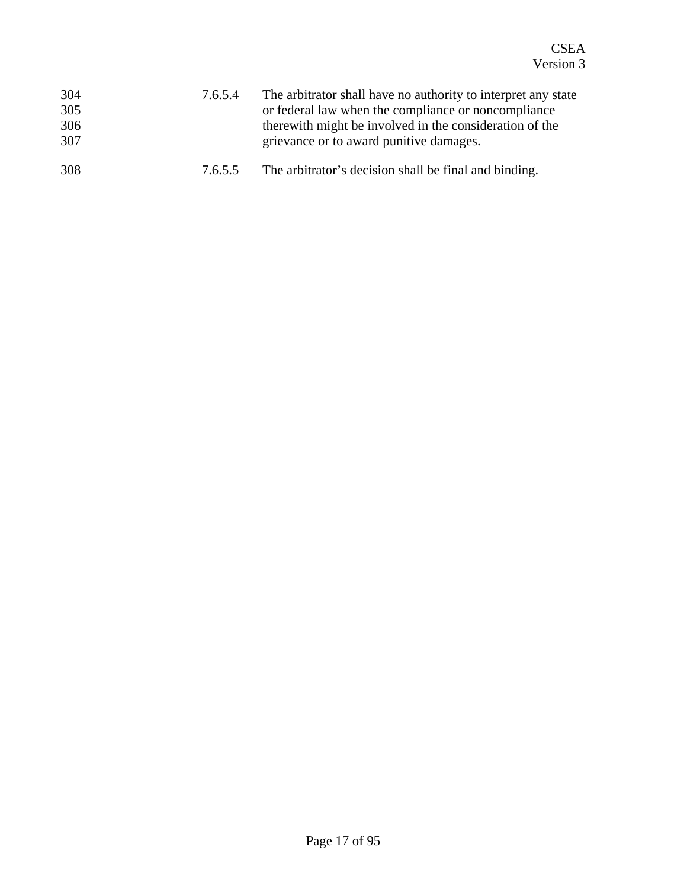7.6.5.4 The arbitrator shall have no authority to interpret any state or federal law when the compliance or noncompliance therewith might be involved in the consideration of the grievance or to award punitive damages.

7.6.5.5 The arbitrator's decision shall be final and binding.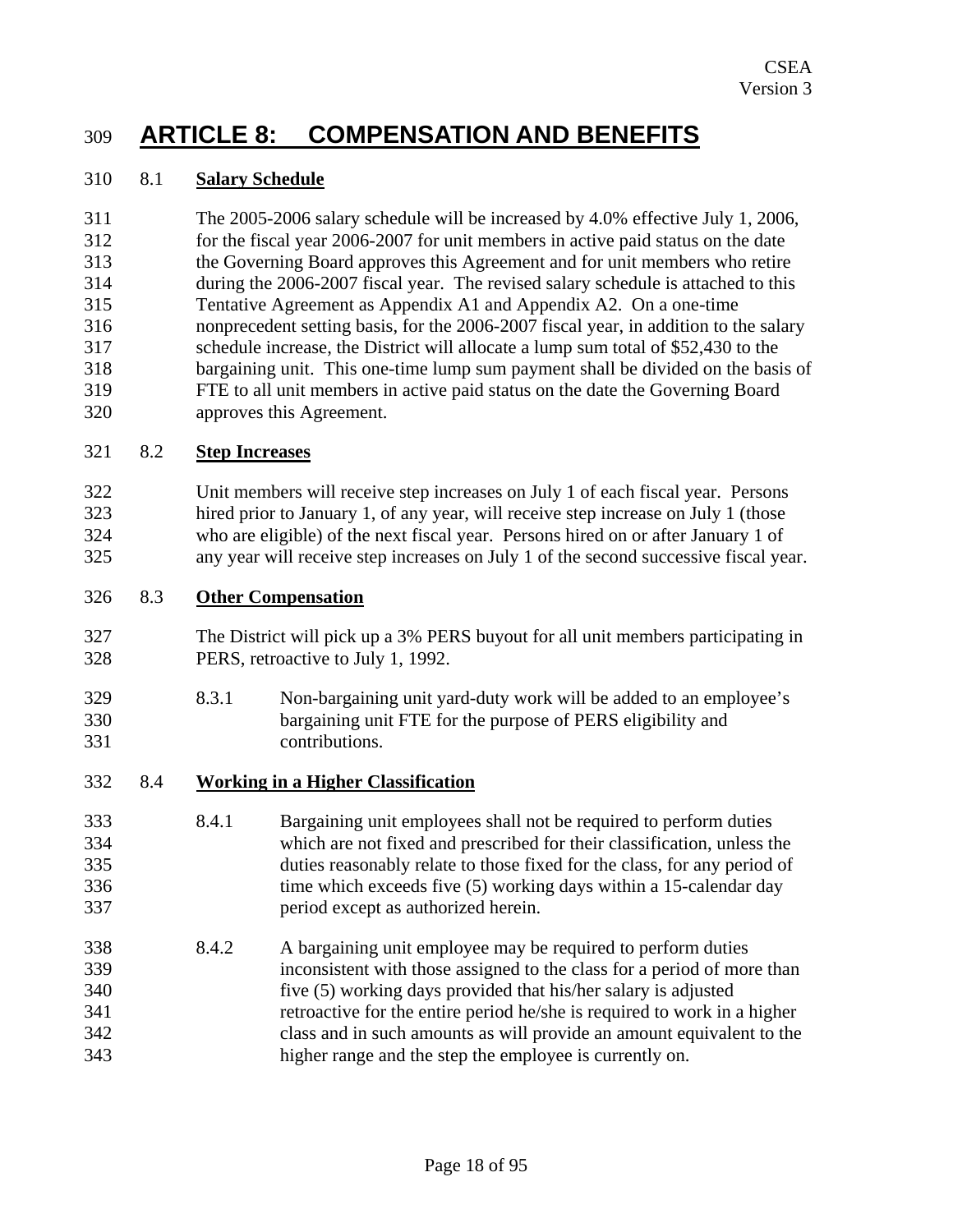# ARTICLE 8: COMPENSATION AND BENEFITS

## 8.1 Salary Schedule

The 2005-2006 salary schedule will be increased by 4.0% effective July 1, 2006, for the fiscal year 2006-2007 for unit members in active paid status on the date the Governing Board approves this Agreement and for unit members who retire during the 2006-2007 fiscal year. The revised salary schedule is attached to this Tentative Agreement as Appendix A1 and Appendix A2. On a one-time nonprecedent setting basis, for the 2006-2007 fiscal year, in addition to the salary schedule increase, the District will allocate a lump sum total of $52,430 to the bargaining unit. This one-time lump sum payment shall be divided on the basis of FTE to all unit members in active paid status on the date the Governing Board approves this Agreement.

## 8.2 Step Increases

Unit members will receive step increases on July 1 of each fiscal year. Persons hired prior to January 1, of any year, will receive step increase on July 1 (those who are eligible) of the next fiscal year. Persons hired on or after January 1 of any year will receive step increases on July 1 of the second successive fiscal year.

## 8.3 Other Compensation

The District will pick up a 3% PERS buyout for all unit members participating in PERS, retroactive to July 1, 1992.

8.3.1 Non-bargaining unit yard-duty work will be added to an employee's bargaining unit FTE for the purpose of PERS eligibility and contributions.

## 8.4 Working in a Higher Classification

8.4.1 Bargaining unit employees shall not be required to perform duties which are not fixed and prescribed for their classification, unless the duties reasonably relate to those fixed for the class, for any period of time which exceeds five (5) working days within a 15-calendar day period except as authorized herein.

8.4.2 A bargaining unit employee may be required to perform duties inconsistent with those assigned to the class for a period of more than five (5) working days provided that his/her salary is adjusted retroactive for the entire period he/she is required to work in a higher class and in such amounts as will provide an amount equivalent to the higher range and the step the employee is currently on.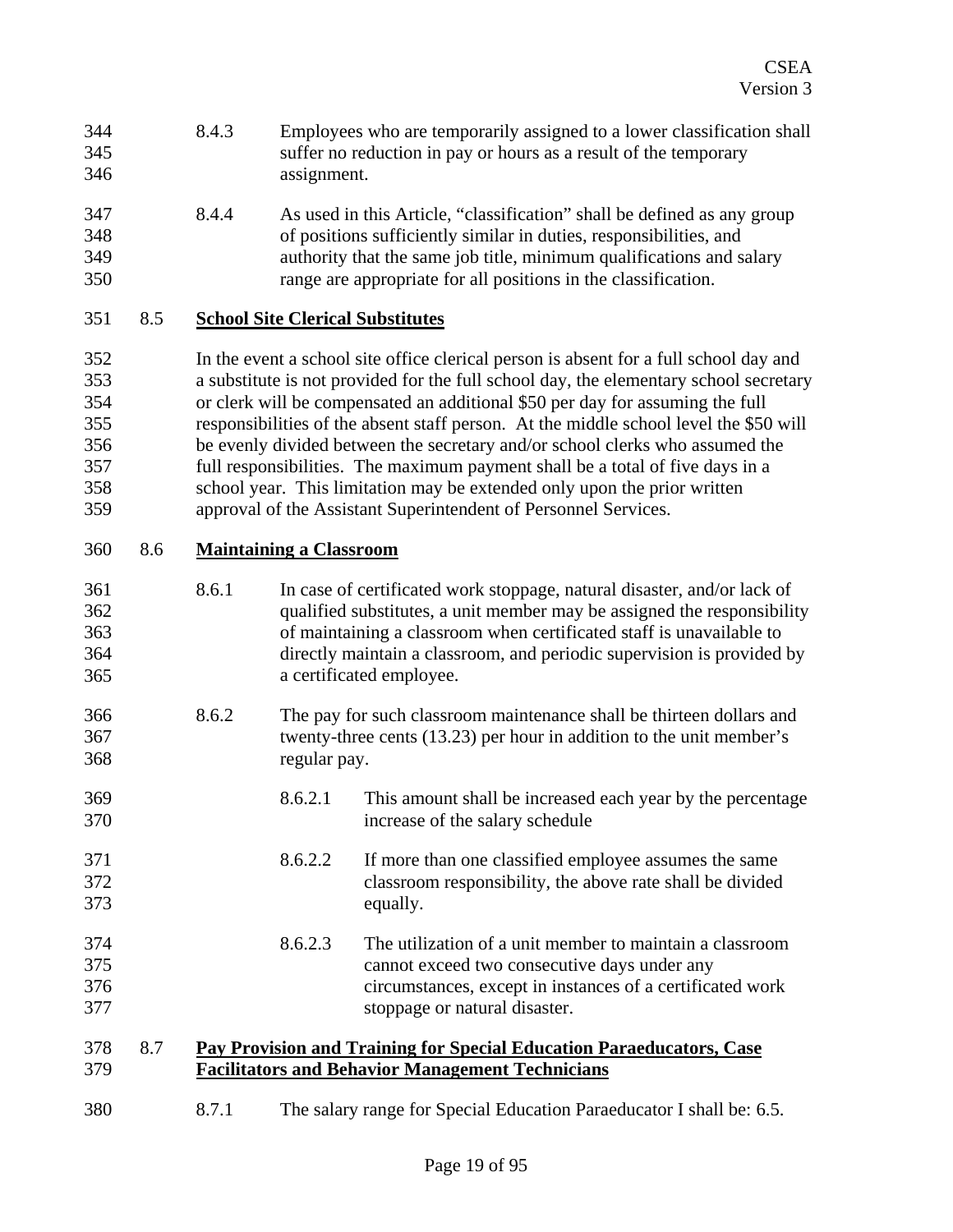8.4.3 Employees who are temporarily assigned to a lower classification shall suffer no reduction in pay or hours as a result of the temporary assignment.

8.4.4 As used in this Article, "classification" shall be defined as any group of positions sufficiently similar in duties, responsibilities, and authority that the same job title, minimum qualifications and salary range are appropriate for all positions in the classification.

8.5 **<u>School Site Clerical Substitutes</u>**

In the event a school site office clerical person is absent for a full school day and a substitute is not provided for the full school day, the elementary school secretary or clerk will be compensated an additional $50 per day for assuming the full responsibilities of the absent staff person. At the middle school level the $50 will be evenly divided between the secretary and/or school clerks who assumed the full responsibilities. The maximum payment shall be a total of five days in a school year. This limitation may be extended only upon the prior written approval of the Assistant Superintendent of Personnel Services.

8.6 **<u>Maintaining a Classroom</u>**

8.6.1 In case of certificated work stoppage, natural disaster, and/or lack of qualified substitutes, a unit member may be assigned the responsibility of maintaining a classroom when certificated staff is unavailable to directly maintain a classroom, and periodic supervision is provided by a certificated employee.

8.6.2 The pay for such classroom maintenance shall be thirteen dollars and twenty-three cents (13.23) per hour in addition to the unit member's regular pay.

8.6.2.1 This amount shall be increased each year by the percentage increase of the salary schedule

8.6.2.2 If more than one classified employee assumes the same classroom responsibility, the above rate shall be divided equally.

8.6.2.3 The utilization of a unit member to maintain a classroom cannot exceed two consecutive days under any circumstances, except in instances of a certificated work stoppage or natural disaster.

8.7 **<u>Pay Provision and Training for Special Education Paraeducators, Case Facilitators and Behavior Management Technicians</u>**

8.7.1 The salary range for Special Education Paraeducator I shall be: 6.5.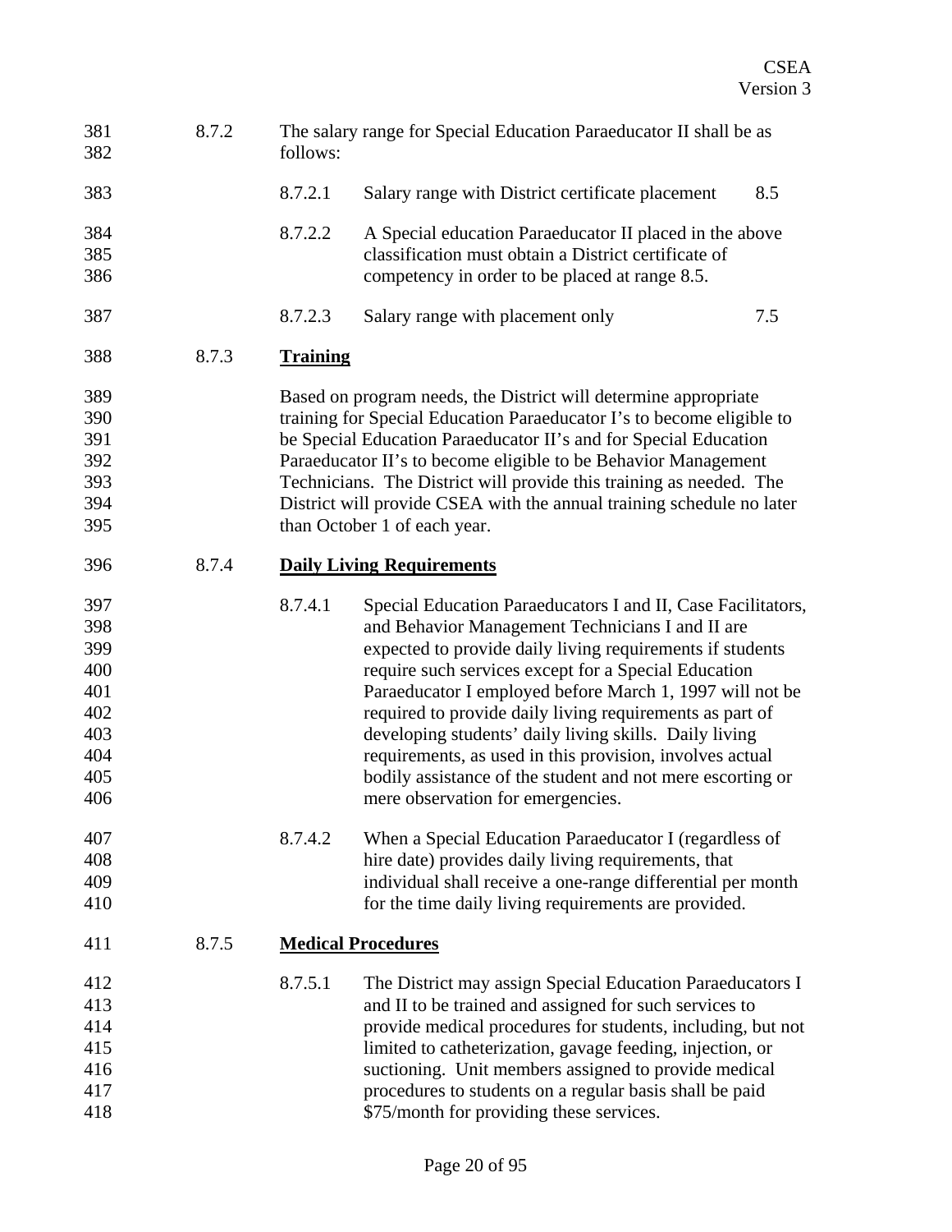8.7.2 The salary range for Special Education Paraeducator II shall be as follows:

8.7.2.1 Salary range with District certificate placement 8.5

8.7.2.2 A Special education Paraeducator II placed in the above classification must obtain a District certificate of competency in order to be placed at range 8.5.

8.7.2.3 Salary range with placement only 7.5

8.7.3 **Training**

Based on program needs, the District will determine appropriate training for Special Education Paraeducator I's to become eligible to be Special Education Paraeducator II's and for Special Education Paraeducator II's to become eligible to be Behavior Management Technicians. The District will provide this training as needed. The District will provide CSEA with the annual training schedule no later than October 1 of each year.

8.7.4 **Daily Living Requirements**

8.7.4.1 Special Education Paraeducators I and II, Case Facilitators, and Behavior Management Technicians I and II are expected to provide daily living requirements if students require such services except for a Special Education Paraeducator I employed before March 1, 1997 will not be required to provide daily living requirements as part of developing students' daily living skills. Daily living requirements, as used in this provision, involves actual bodily assistance of the student and not mere escorting or mere observation for emergencies.

8.7.4.2 When a Special Education Paraeducator I (regardless of hire date) provides daily living requirements, that individual shall receive a one-range differential per month for the time daily living requirements are provided.

8.7.5 **Medical Procedures**

8.7.5.1 The District may assign Special Education Paraeducators I and II to be trained and assigned for such services to provide medical procedures for students, including, but not limited to catheterization, gavage feeding, injection, or suctioning. Unit members assigned to provide medical procedures to students on a regular basis shall be paid $75/month for providing these services.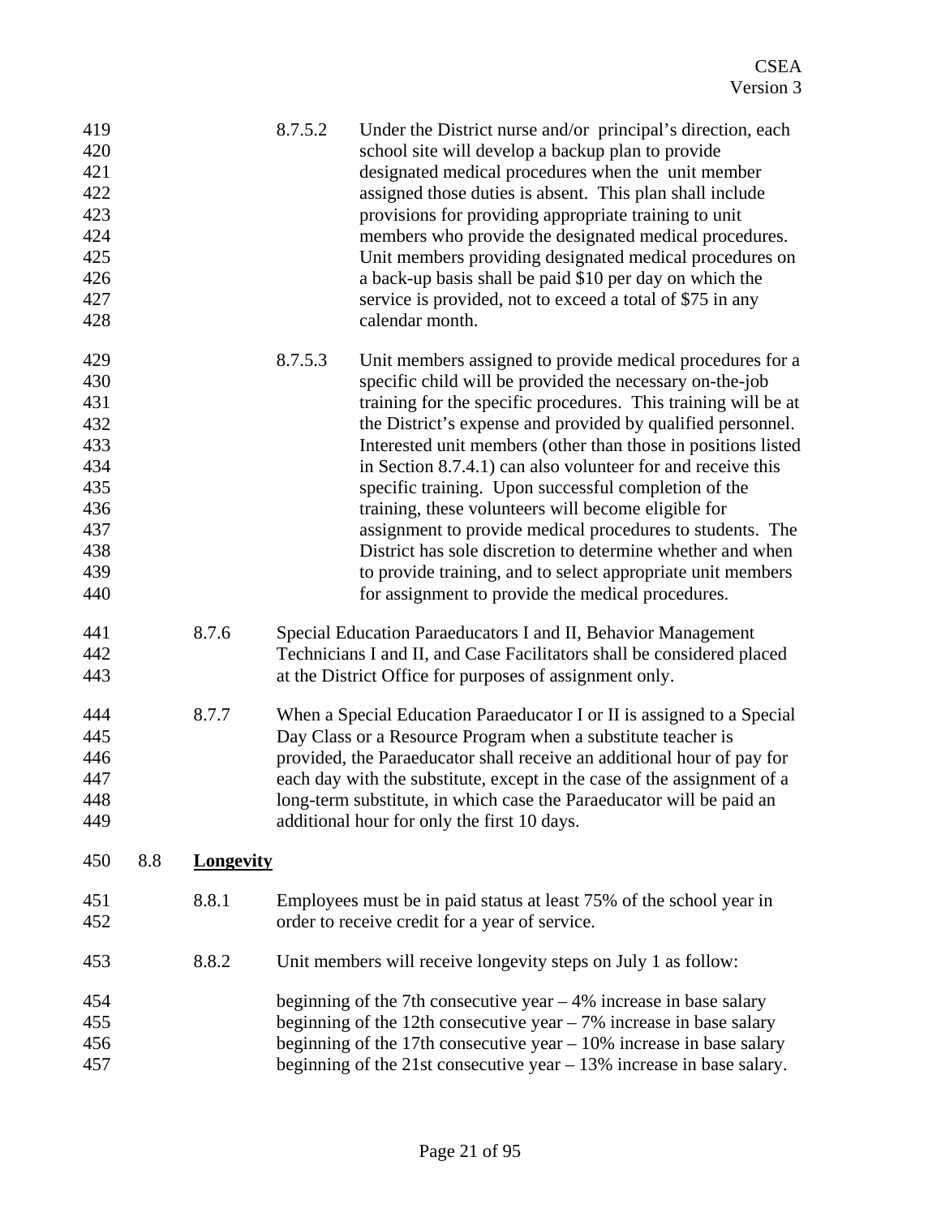8.7.5.2 Under the District nurse and/or principal's direction, each school site will develop a backup plan to provide designated medical procedures when the unit member assigned those duties is absent. This plan shall include provisions for providing appropriate training to unit members who provide the designated medical procedures. Unit members providing designated medical procedures on a back-up basis shall be paid $10 per day on which the service is provided, not to exceed a total of $75 in any calendar month.

8.7.5.3 Unit members assigned to provide medical procedures for a specific child will be provided the necessary on-the-job training for the specific procedures. This training will be at the District's expense and provided by qualified personnel. Interested unit members (other than those in positions listed in Section 8.7.4.1) can also volunteer for and receive this specific training. Upon successful completion of the training, these volunteers will become eligible for assignment to provide medical procedures to students. The District has sole discretion to determine whether and when to provide training, and to select appropriate unit members for assignment to provide the medical procedures.

8.7.6 Special Education Paraeducators I and II, Behavior Management Technicians I and II, and Case Facilitators shall be considered placed at the District Office for purposes of assignment only.

8.7.7 When a Special Education Paraeducator I or II is assigned to a Special Day Class or a Resource Program when a substitute teacher is provided, the Paraeducator shall receive an additional hour of pay for each day with the substitute, except in the case of the assignment of a long-term substitute, in which case the Paraeducator will be paid an additional hour for only the first 10 days.

## 8.8 **Longevity**

8.8.1 Employees must be in paid status at least 75% of the school year in order to receive credit for a year of service.

8.8.2 Unit members will receive longevity steps on July 1 as follow:

beginning of the 7th consecutive year – 4% increase in base salary
beginning of the 12th consecutive year – 7% increase in base salary
beginning of the 17th consecutive year – 10% increase in base salary
beginning of the 21st consecutive year – 13% increase in base salary.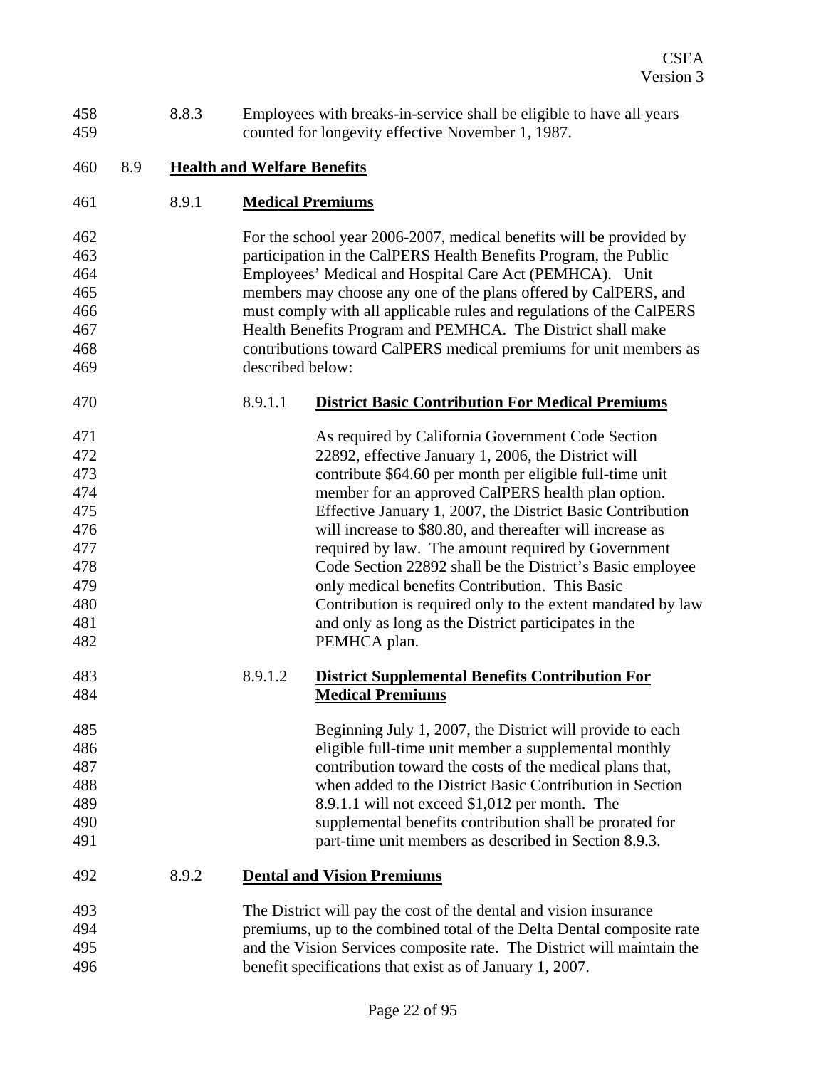8.8.3 Employees with breaks-in-service shall be eligible to have all years counted for longevity effective November 1, 1987.

## 8.9 Health and Welfare Benefits

### 8.9.1 Medical Premiums

For the school year 2006-2007, medical benefits will be provided by participation in the CalPERS Health Benefits Program, the Public Employees' Medical and Hospital Care Act (PEMHCA). Unit members may choose any one of the plans offered by CalPERS, and must comply with all applicable rules and regulations of the CalPERS Health Benefits Program and PEMHCA. The District shall make contributions toward CalPERS medical premiums for unit members as described below:

#### 8.9.1.1 District Basic Contribution For Medical Premiums

As required by California Government Code Section 22892, effective January 1, 2006, the District will contribute \$64.60 per month per eligible full-time unit member for an approved CalPERS health plan option. Effective January 1, 2007, the District Basic Contribution will increase to \$80.80, and thereafter will increase as required by law. The amount required by Government Code Section 22892 shall be the District's Basic employee only medical benefits Contribution. This Basic Contribution is required only to the extent mandated by law and only as long as the District participates in the PEMHCA plan.

#### 8.9.1.2 District Supplemental Benefits Contribution For Medical Premiums

Beginning July 1, 2007, the District will provide to each eligible full-time unit member a supplemental monthly contribution toward the costs of the medical plans that, when added to the District Basic Contribution in Section 8.9.1.1 will not exceed \$1,012 per month. The supplemental benefits contribution shall be prorated for part-time unit members as described in Section 8.9.3.

### 8.9.2 Dental and Vision Premiums

The District will pay the cost of the dental and vision insurance premiums, up to the combined total of the Delta Dental composite rate and the Vision Services composite rate. The District will maintain the benefit specifications that exist as of January 1, 2007.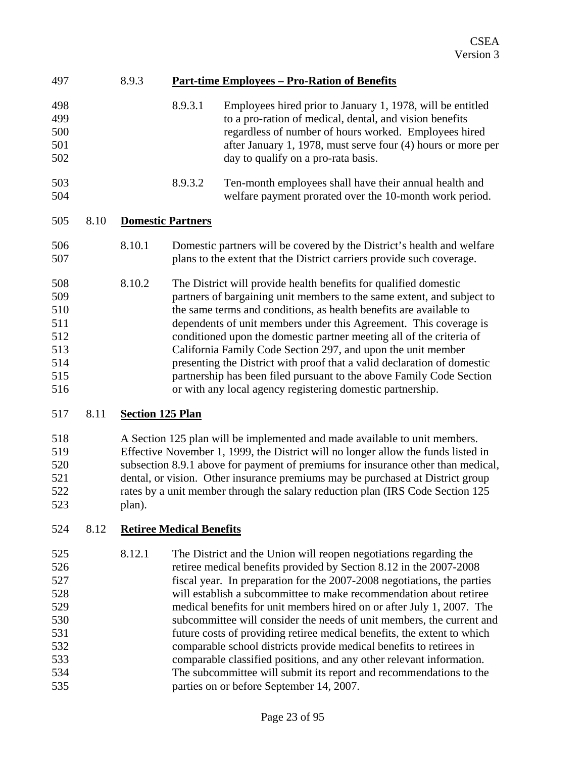#### 8.9.3 **Part-time Employees – Pro-Ration of Benefits**

8.9.3.1 Employees hired prior to January 1, 1978, will be entitled to a pro-ration of medical, dental, and vision benefits regardless of number of hours worked. Employees hired after January 1, 1978, must serve four (4) hours or more per day to qualify on a pro-rata basis.

8.9.3.2 Ten-month employees shall have their annual health and welfare payment prorated over the 10-month work period.

### 8.10 **Domestic Partners**

8.10.1 Domestic partners will be covered by the District's health and welfare plans to the extent that the District carriers provide such coverage.

8.10.2 The District will provide health benefits for qualified domestic partners of bargaining unit members to the same extent, and subject to the same terms and conditions, as health benefits are available to dependents of unit members under this Agreement. This coverage is conditioned upon the domestic partner meeting all of the criteria of California Family Code Section 297, and upon the unit member presenting the District with proof that a valid declaration of domestic partnership has been filed pursuant to the above Family Code Section or with any local agency registering domestic partnership.

### 8.11 **Section 125 Plan**

A Section 125 plan will be implemented and made available to unit members. Effective November 1, 1999, the District will no longer allow the funds listed in subsection 8.9.1 above for payment of premiums for insurance other than medical, dental, or vision. Other insurance premiums may be purchased at District group rates by a unit member through the salary reduction plan (IRS Code Section 125 plan).

### 8.12 **Retiree Medical Benefits**

8.12.1 The District and the Union will reopen negotiations regarding the retiree medical benefits provided by Section 8.12 in the 2007-2008 fiscal year. In preparation for the 2007-2008 negotiations, the parties will establish a subcommittee to make recommendation about retiree medical benefits for unit members hired on or after July 1, 2007. The subcommittee will consider the needs of unit members, the current and future costs of providing retiree medical benefits, the extent to which comparable school districts provide medical benefits to retirees in comparable classified positions, and any other relevant information. The subcommittee will submit its report and recommendations to the parties on or before September 14, 2007.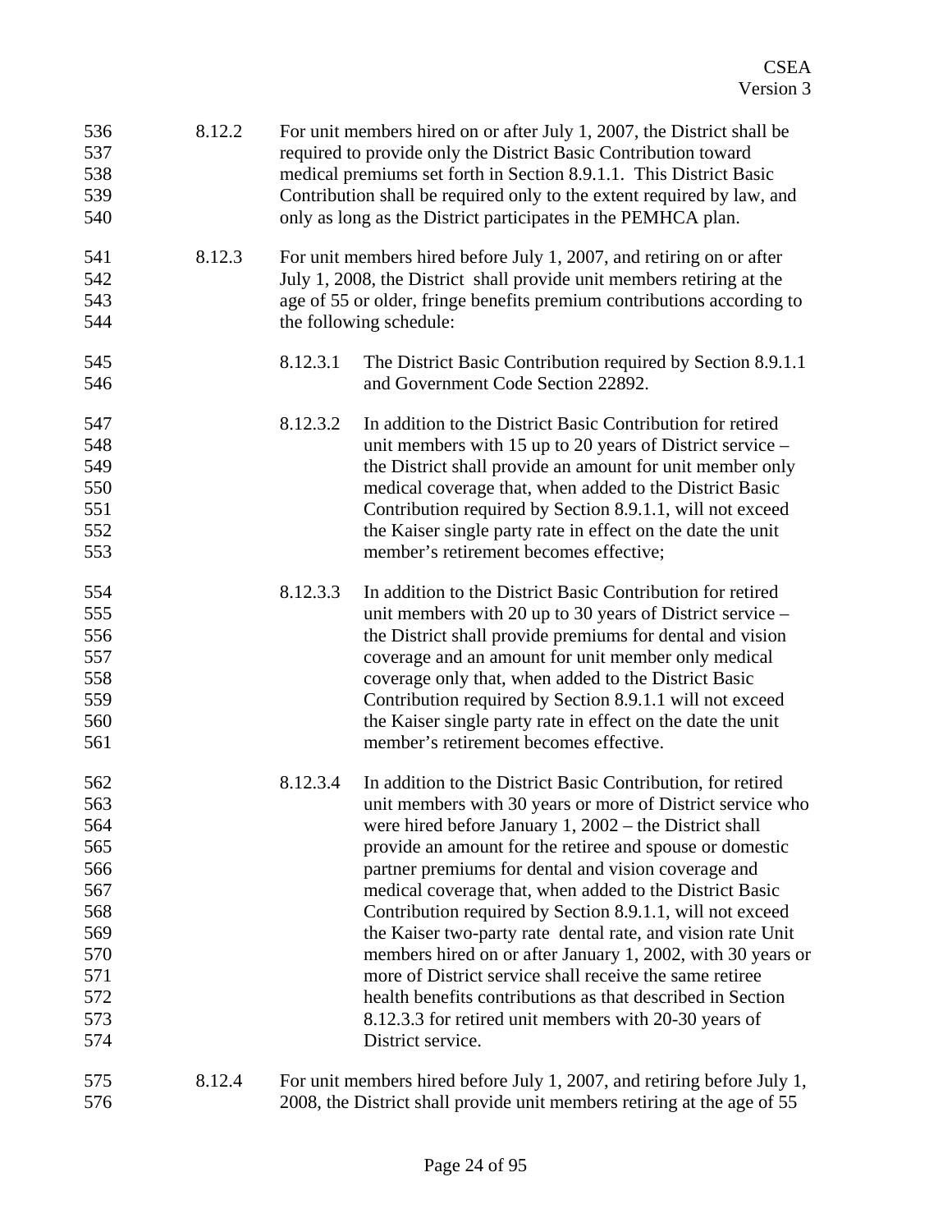8.12.2 For unit members hired on or after July 1, 2007, the District shall be required to provide only the District Basic Contribution toward medical premiums set forth in Section 8.9.1.1. This District Basic Contribution shall be required only to the extent required by law, and only as long as the District participates in the PEMHCA plan.

8.12.3 For unit members hired before July 1, 2007, and retiring on or after July 1, 2008, the District shall provide unit members retiring at the age of 55 or older, fringe benefits premium contributions according to the following schedule:

8.12.3.1 The District Basic Contribution required by Section 8.9.1.1 and Government Code Section 22892.

8.12.3.2 In addition to the District Basic Contribution for retired unit members with 15 up to 20 years of District service – the District shall provide an amount for unit member only medical coverage that, when added to the District Basic Contribution required by Section 8.9.1.1, will not exceed the Kaiser single party rate in effect on the date the unit member's retirement becomes effective;

8.12.3.3 In addition to the District Basic Contribution for retired unit members with 20 up to 30 years of District service – the District shall provide premiums for dental and vision coverage and an amount for unit member only medical coverage only that, when added to the District Basic Contribution required by Section 8.9.1.1 will not exceed the Kaiser single party rate in effect on the date the unit member's retirement becomes effective.

8.12.3.4 In addition to the District Basic Contribution, for retired unit members with 30 years or more of District service who were hired before January 1, 2002 – the District shall provide an amount for the retiree and spouse or domestic partner premiums for dental and vision coverage and medical coverage that, when added to the District Basic Contribution required by Section 8.9.1.1, will not exceed the Kaiser two-party rate dental rate, and vision rate Unit members hired on or after January 1, 2002, with 30 years or more of District service shall receive the same retiree health benefits contributions as that described in Section 8.12.3.3 for retired unit members with 20-30 years of District service.

8.12.4 For unit members hired before July 1, 2007, and retiring before July 1, 2008, the District shall provide unit members retiring at the age of 55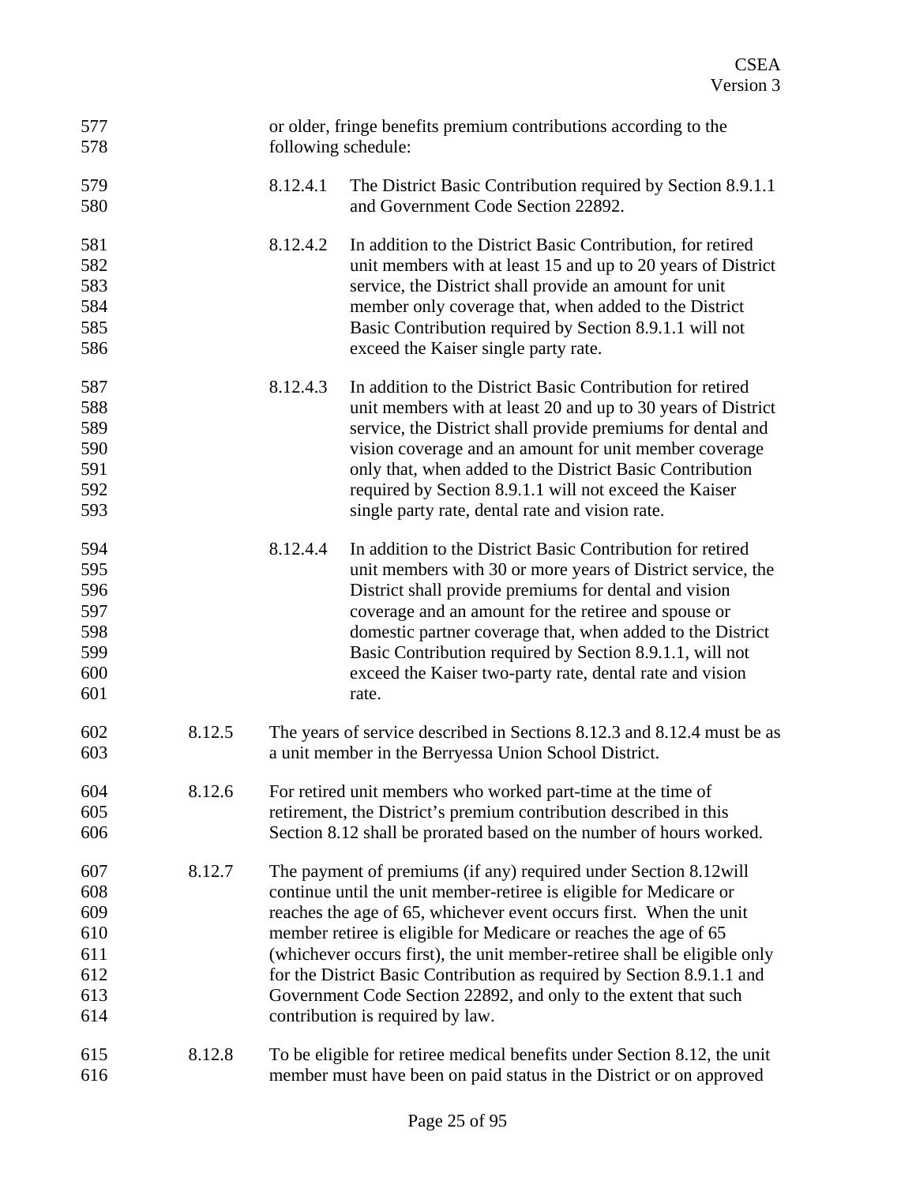or older, fringe benefits premium contributions according to the following schedule:

8.12.4.1 The District Basic Contribution required by Section 8.9.1.1 and Government Code Section 22892.

8.12.4.2 In addition to the District Basic Contribution, for retired unit members with at least 15 and up to 20 years of District service, the District shall provide an amount for unit member only coverage that, when added to the District Basic Contribution required by Section 8.9.1.1 will not exceed the Kaiser single party rate.

8.12.4.3 In addition to the District Basic Contribution for retired unit members with at least 20 and up to 30 years of District service, the District shall provide premiums for dental and vision coverage and an amount for unit member coverage only that, when added to the District Basic Contribution required by Section 8.9.1.1 will not exceed the Kaiser single party rate, dental rate and vision rate.

8.12.4.4 In addition to the District Basic Contribution for retired unit members with 30 or more years of District service, the District shall provide premiums for dental and vision coverage and an amount for the retiree and spouse or domestic partner coverage that, when added to the District Basic Contribution required by Section 8.9.1.1, will not exceed the Kaiser two-party rate, dental rate and vision rate.

8.12.5 The years of service described in Sections 8.12.3 and 8.12.4 must be as a unit member in the Berryessa Union School District.

8.12.6 For retired unit members who worked part-time at the time of retirement, the District's premium contribution described in this Section 8.12 shall be prorated based on the number of hours worked.

8.12.7 The payment of premiums (if any) required under Section 8.12will continue until the unit member-retiree is eligible for Medicare or reaches the age of 65, whichever event occurs first. When the unit member retiree is eligible for Medicare or reaches the age of 65 (whichever occurs first), the unit member-retiree shall be eligible only for the District Basic Contribution as required by Section 8.9.1.1 and Government Code Section 22892, and only to the extent that such contribution is required by law.

8.12.8 To be eligible for retiree medical benefits under Section 8.12, the unit member must have been on paid status in the District or on approved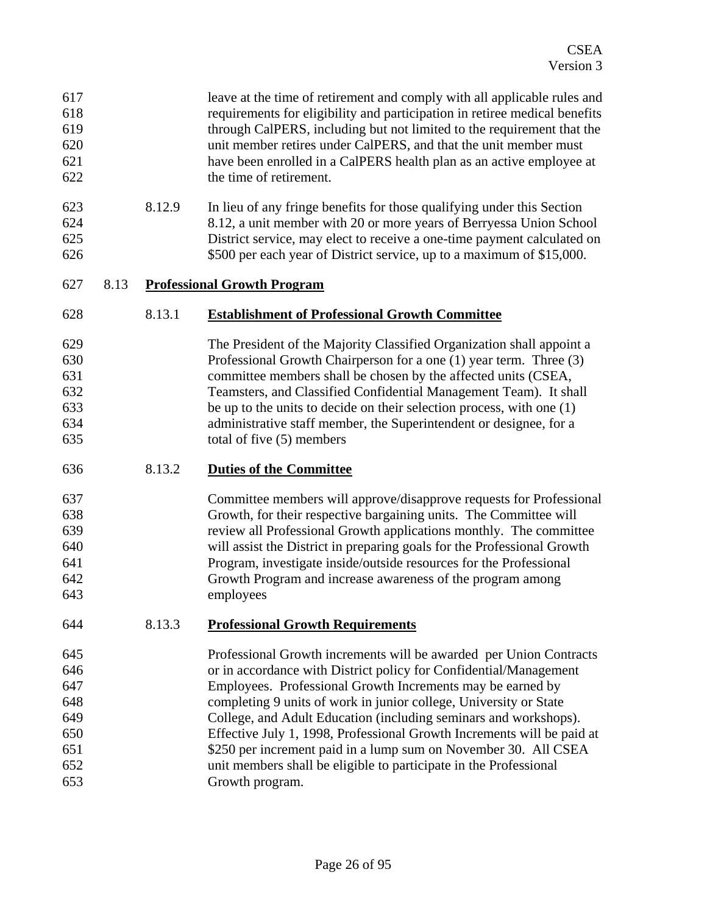leave at the time of retirement and comply with all applicable rules and requirements for eligibility and participation in retiree medical benefits through CalPERS, including but not limited to the requirement that the unit member retires under CalPERS, and that the unit member must have been enrolled in a CalPERS health plan as an active employee at the time of retirement.

8.12.9 In lieu of any fringe benefits for those qualifying under this Section 8.12, a unit member with 20 or more years of Berryessa Union School District service, may elect to receive a one-time payment calculated on $500 per each year of District service, up to a maximum of $15,000.

## 8.13 Professional Growth Program

### 8.13.1 Establishment of Professional Growth Committee

The President of the Majority Classified Organization shall appoint a Professional Growth Chairperson for a one (1) year term. Three (3) committee members shall be chosen by the affected units (CSEA, Teamsters, and Classified Confidential Management Team). It shall be up to the units to decide on their selection process, with one (1) administrative staff member, the Superintendent or designee, for a total of five (5) members

### 8.13.2 Duties of the Committee

Committee members will approve/disapprove requests for Professional Growth, for their respective bargaining units. The Committee will review all Professional Growth applications monthly. The committee will assist the District in preparing goals for the Professional Growth Program, investigate inside/outside resources for the Professional Growth Program and increase awareness of the program among employees

### 8.13.3 Professional Growth Requirements

Professional Growth increments will be awarded per Union Contracts or in accordance with District policy for Confidential/Management Employees. Professional Growth Increments may be earned by completing 9 units of work in junior college, University or State College, and Adult Education (including seminars and workshops). Effective July 1, 1998, Professional Growth Increments will be paid at $250 per increment paid in a lump sum on November 30. All CSEA unit members shall be eligible to participate in the Professional Growth program.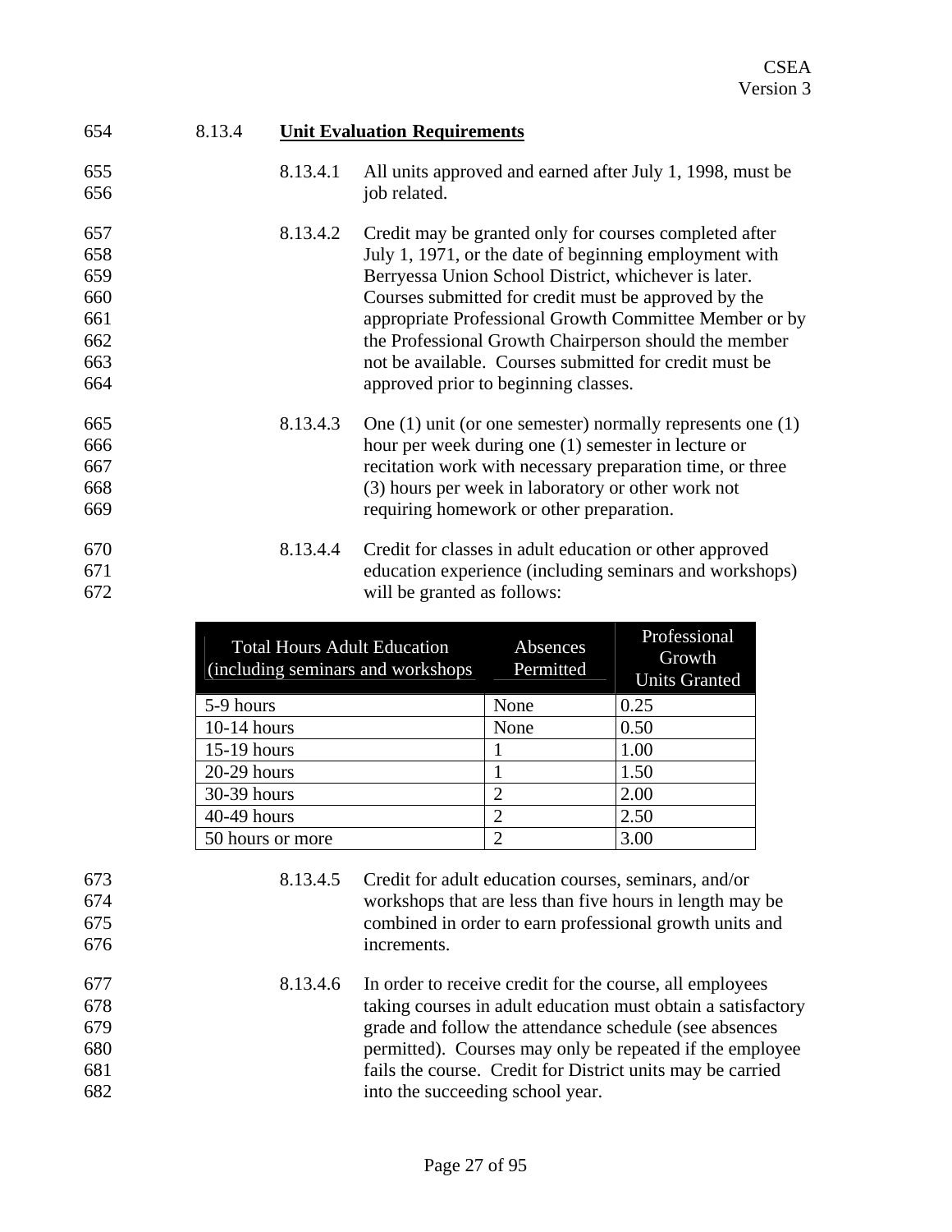### 8.13.4 **Unit Evaluation Requirements**

8.13.4.1 All units approved and earned after July 1, 1998, must be job related.

8.13.4.2 Credit may be granted only for courses completed after July 1, 1971, or the date of beginning employment with Berryessa Union School District, whichever is later. Courses submitted for credit must be approved by the appropriate Professional Growth Committee Member or by the Professional Growth Chairperson should the member not be available. Courses submitted for credit must be approved prior to beginning classes.

8.13.4.3 One (1) unit (or one semester) normally represents one (1) hour per week during one (1) semester in lecture or recitation work with necessary preparation time, or three (3) hours per week in laboratory or other work not requiring homework or other preparation.

8.13.4.4 Credit for classes in adult education or other approved education experience (including seminars and workshops) will be granted as follows:

| Total Hours Adult Education (including seminars and workshops | Absences Permitted | Professional Growth Units Granted |
|---|---|---|
| 5-9 hours | None | 0.25 |
| 10-14 hours | None | 0.50 |
| 15-19 hours | 1 | 1.00 |
| 20-29 hours | 1 | 1.50 |
| 30-39 hours | 2 | 2.00 |
| 40-49 hours | 2 | 2.50 |
| 50 hours or more | 2 | 3.00 |

8.13.4.5 Credit for adult education courses, seminars, and/or workshops that are less than five hours in length may be combined in order to earn professional growth units and increments.

8.13.4.6 In order to receive credit for the course, all employees taking courses in adult education must obtain a satisfactory grade and follow the attendance schedule (see absences permitted). Courses may only be repeated if the employee fails the course. Credit for District units may be carried into the succeeding school year.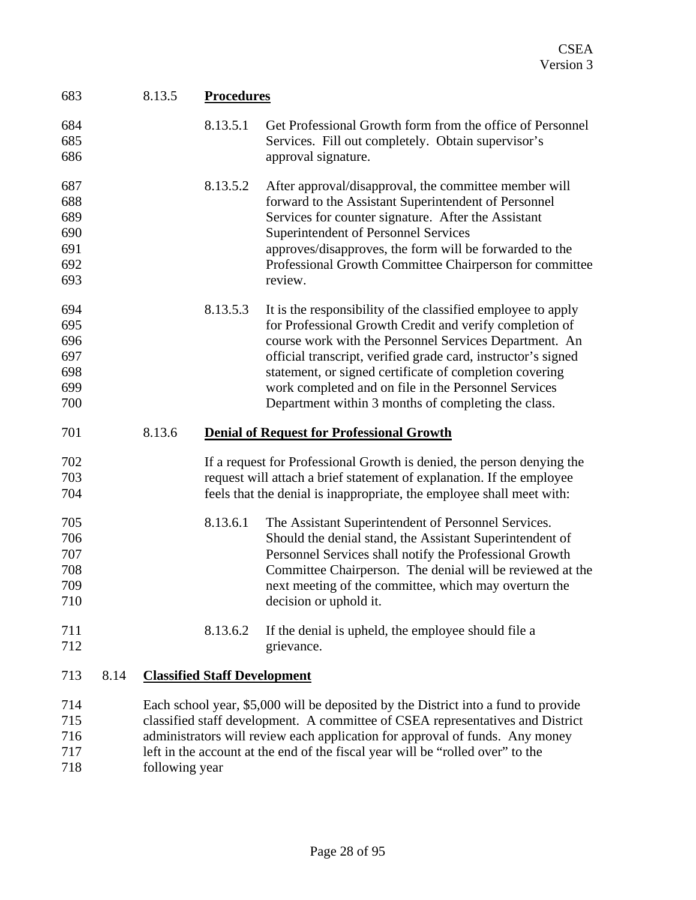#### 8.13.5 **Procedures**

8.13.5.1 Get Professional Growth form from the office of Personnel Services. Fill out completely. Obtain supervisor's approval signature.

8.13.5.2 After approval/disapproval, the committee member will forward to the Assistant Superintendent of Personnel Services for counter signature. After the Assistant Superintendent of Personnel Services approves/disapproves, the form will be forwarded to the Professional Growth Committee Chairperson for committee review.

8.13.5.3 It is the responsibility of the classified employee to apply for Professional Growth Credit and verify completion of course work with the Personnel Services Department. An official transcript, verified grade card, instructor's signed statement, or signed certificate of completion covering work completed and on file in the Personnel Services Department within 3 months of completing the class.

#### 8.13.6 **Denial of Request for Professional Growth**

If a request for Professional Growth is denied, the person denying the request will attach a brief statement of explanation. If the employee feels that the denial is inappropriate, the employee shall meet with:

8.13.6.1 The Assistant Superintendent of Personnel Services. Should the denial stand, the Assistant Superintendent of Personnel Services shall notify the Professional Growth Committee Chairperson. The denial will be reviewed at the next meeting of the committee, which may overturn the decision or uphold it.

8.13.6.2 If the denial is upheld, the employee should file a grievance.

### 8.14 **Classified Staff Development**

Each school year, $5,000 will be deposited by the District into a fund to provide classified staff development. A committee of CSEA representatives and District administrators will review each application for approval of funds. Any money left in the account at the end of the fiscal year will be "rolled over" to the following year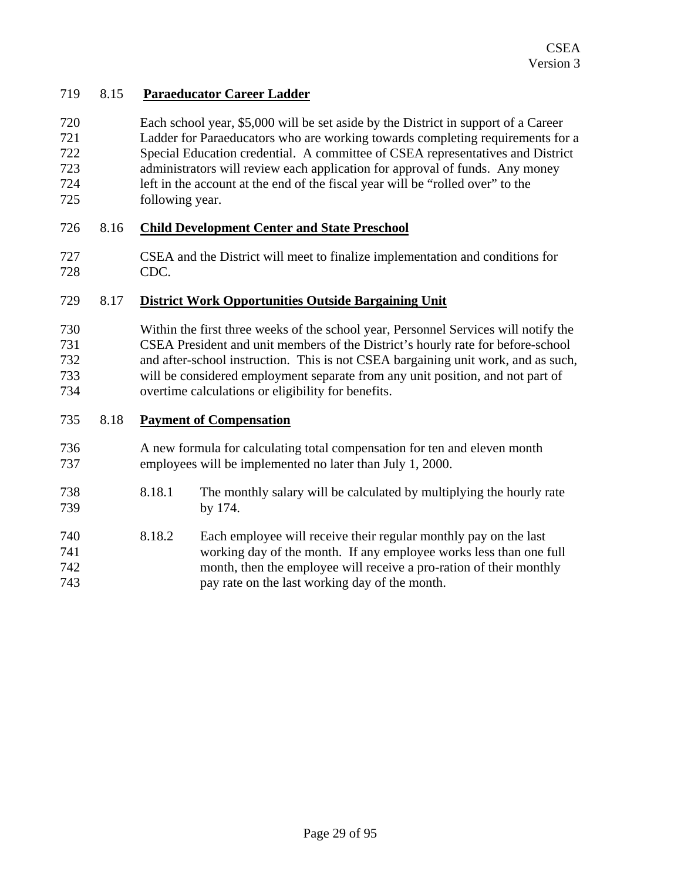### 8.15 **Paraeducator Career Ladder**

Each school year, $5,000 will be set aside by the District in support of a Career Ladder for Paraeducators who are working towards completing requirements for a Special Education credential. A committee of CSEA representatives and District administrators will review each application for approval of funds. Any money left in the account at the end of the fiscal year will be "rolled over" to the following year.

### 8.16 **Child Development Center and State Preschool**

CSEA and the District will meet to finalize implementation and conditions for CDC.

### 8.17 **District Work Opportunities Outside Bargaining Unit**

Within the first three weeks of the school year, Personnel Services will notify the CSEA President and unit members of the District's hourly rate for before-school and after-school instruction. This is not CSEA bargaining unit work, and as such, will be considered employment separate from any unit position, and not part of overtime calculations or eligibility for benefits.

### 8.18 **Payment of Compensation**

A new formula for calculating total compensation for ten and eleven month employees will be implemented no later than July 1, 2000.

8.18.1 The monthly salary will be calculated by multiplying the hourly rate by 174.

8.18.2 Each employee will receive their regular monthly pay on the last working day of the month. If any employee works less than one full month, then the employee will receive a pro-ration of their monthly pay rate on the last working day of the month.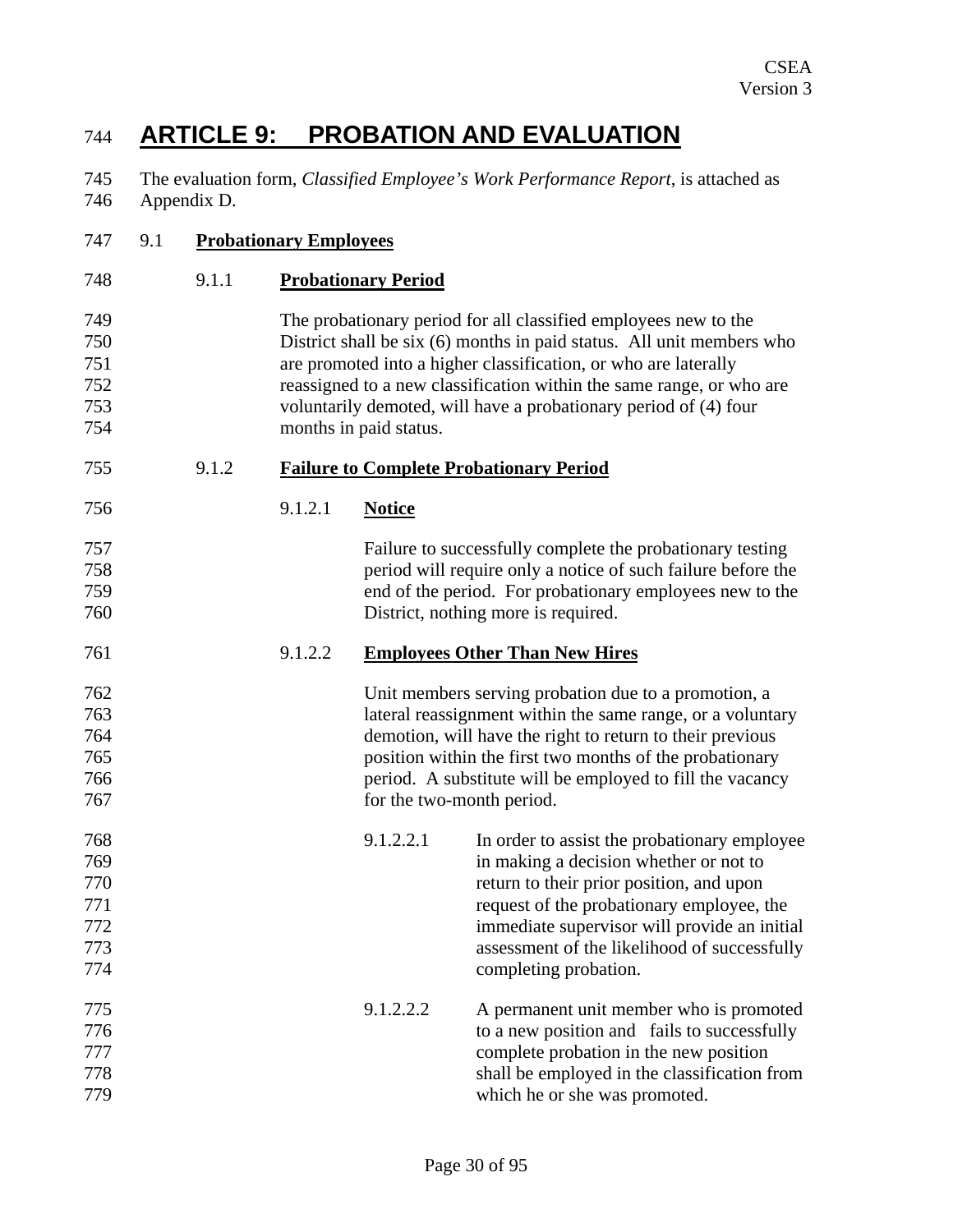# ARTICLE 9: PROBATION AND EVALUATION

The evaluation form, *Classified Employee's Work Performance Report*, is attached as Appendix D.

## 9.1 **Probationary Employees**

### 9.1.1 **Probationary Period**

The probationary period for all classified employees new to the District shall be six (6) months in paid status. All unit members who are promoted into a higher classification, or who are laterally reassigned to a new classification within the same range, or who are voluntarily demoted, will have a probationary period of (4) four months in paid status.

### 9.1.2 **Failure to Complete Probationary Period**

#### 9.1.2.1 **Notice**

Failure to successfully complete the probationary testing period will require only a notice of such failure before the end of the period. For probationary employees new to the District, nothing more is required.

#### 9.1.2.2 **Employees Other Than New Hires**

Unit members serving probation due to a promotion, a lateral reassignment within the same range, or a voluntary demotion, will have the right to return to their previous position within the first two months of the probationary period. A substitute will be employed to fill the vacancy for the two-month period.

9.1.2.2.1 In order to assist the probationary employee in making a decision whether or not to return to their prior position, and upon request of the probationary employee, the immediate supervisor will provide an initial assessment of the likelihood of successfully completing probation.

9.1.2.2.2 A permanent unit member who is promoted to a new position and fails to successfully complete probation in the new position shall be employed in the classification from which he or she was promoted.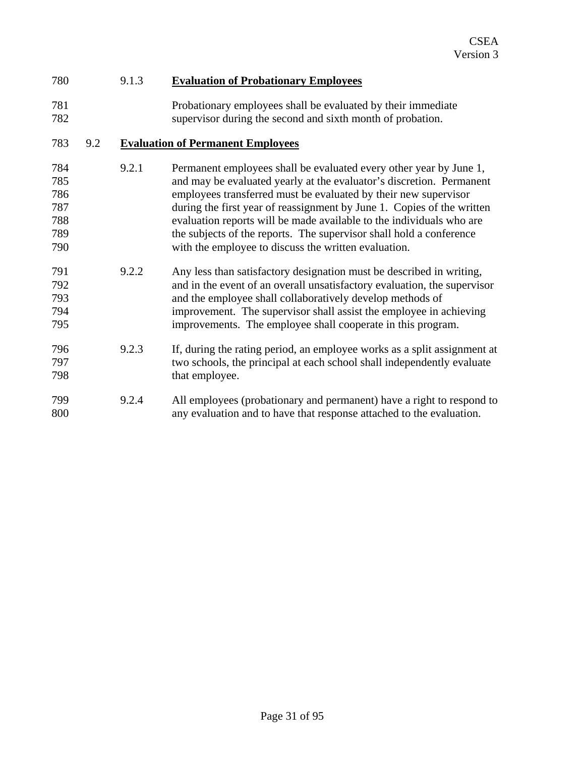#### 9.1.3 Evaluation of Probationary Employees

Probationary employees shall be evaluated by their immediate supervisor during the second and sixth month of probation.

### 9.2 Evaluation of Permanent Employees

9.2.1 Permanent employees shall be evaluated every other year by June 1, and may be evaluated yearly at the evaluator's discretion. Permanent employees transferred must be evaluated by their new supervisor during the first year of reassignment by June 1. Copies of the written evaluation reports will be made available to the individuals who are the subjects of the reports. The supervisor shall hold a conference with the employee to discuss the written evaluation.

9.2.2 Any less than satisfactory designation must be described in writing, and in the event of an overall unsatisfactory evaluation, the supervisor and the employee shall collaboratively develop methods of improvement. The supervisor shall assist the employee in achieving improvements. The employee shall cooperate in this program.

9.2.3 If, during the rating period, an employee works as a split assignment at two schools, the principal at each school shall independently evaluate that employee.

9.2.4 All employees (probationary and permanent) have a right to respond to any evaluation and to have that response attached to the evaluation.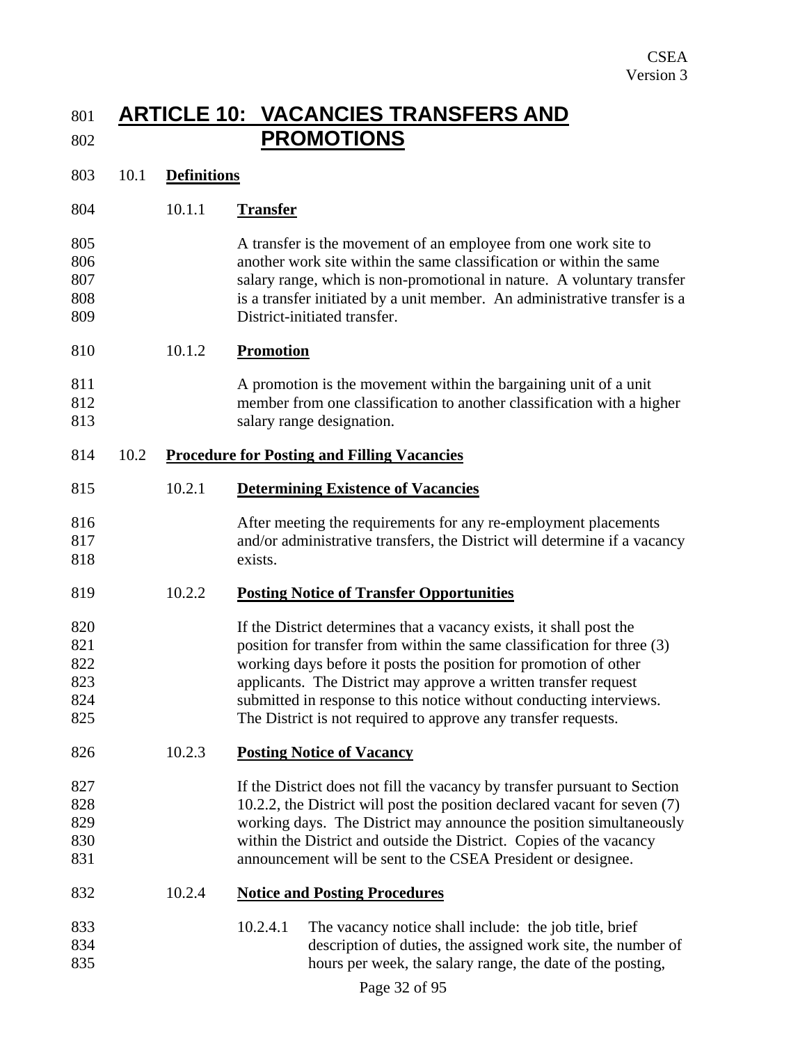# ARTICLE 10: VACANCIES TRANSFERS AND PROMOTIONS

## 10.1 **Definitions**

### 10.1.1 **Transfer**

A transfer is the movement of an employee from one work site to another work site within the same classification or within the same salary range, which is non-promotional in nature. A voluntary transfer is a transfer initiated by a unit member. An administrative transfer is a District-initiated transfer.

### 10.1.2 **Promotion**

A promotion is the movement within the bargaining unit of a unit member from one classification to another classification with a higher salary range designation.

## 10.2 **Procedure for Posting and Filling Vacancies**

### 10.2.1 **Determining Existence of Vacancies**

After meeting the requirements for any re-employment placements and/or administrative transfers, the District will determine if a vacancy exists.

### 10.2.2 **Posting Notice of Transfer Opportunities**

If the District determines that a vacancy exists, it shall post the position for transfer from within the same classification for three (3) working days before it posts the position for promotion of other applicants. The District may approve a written transfer request submitted in response to this notice without conducting interviews. The District is not required to approve any transfer requests.

### 10.2.3 **Posting Notice of Vacancy**

If the District does not fill the vacancy by transfer pursuant to Section 10.2.2, the District will post the position declared vacant for seven (7) working days. The District may announce the position simultaneously within the District and outside the District. Copies of the vacancy announcement will be sent to the CSEA President or designee.

### 10.2.4 **Notice and Posting Procedures**

10.2.4.1 The vacancy notice shall include: the job title, brief description of duties, the assigned work site, the number of hours per week, the salary range, the date of the posting,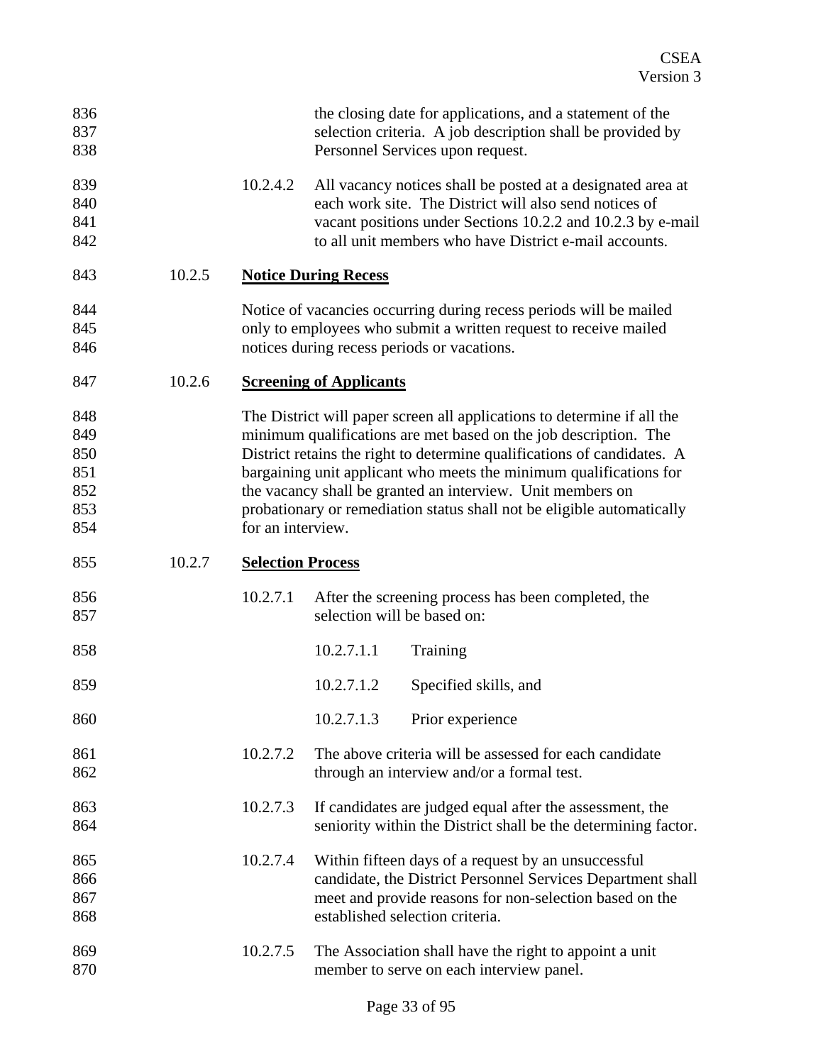the closing date for applications, and a statement of the selection criteria. A job description shall be provided by Personnel Services upon request.

10.2.4.2 All vacancy notices shall be posted at a designated area at each work site. The District will also send notices of vacant positions under Sections 10.2.2 and 10.2.3 by e-mail to all unit members who have District e-mail accounts.

10.2.5 **Notice During Recess**

Notice of vacancies occurring during recess periods will be mailed only to employees who submit a written request to receive mailed notices during recess periods or vacations.

10.2.6 **Screening of Applicants**

The District will paper screen all applications to determine if all the minimum qualifications are met based on the job description. The District retains the right to determine qualifications of candidates. A bargaining unit applicant who meets the minimum qualifications for the vacancy shall be granted an interview. Unit members on probationary or remediation status shall not be eligible automatically for an interview.

10.2.7 **Selection Process**

10.2.7.1 After the screening process has been completed, the selection will be based on:

10.2.7.1.1 Training

10.2.7.1.2 Specified skills, and

10.2.7.1.3 Prior experience

10.2.7.2 The above criteria will be assessed for each candidate through an interview and/or a formal test.

10.2.7.3 If candidates are judged equal after the assessment, the seniority within the District shall be the determining factor.

10.2.7.4 Within fifteen days of a request by an unsuccessful candidate, the District Personnel Services Department shall meet and provide reasons for non-selection based on the established selection criteria.

10.2.7.5 The Association shall have the right to appoint a unit member to serve on each interview panel.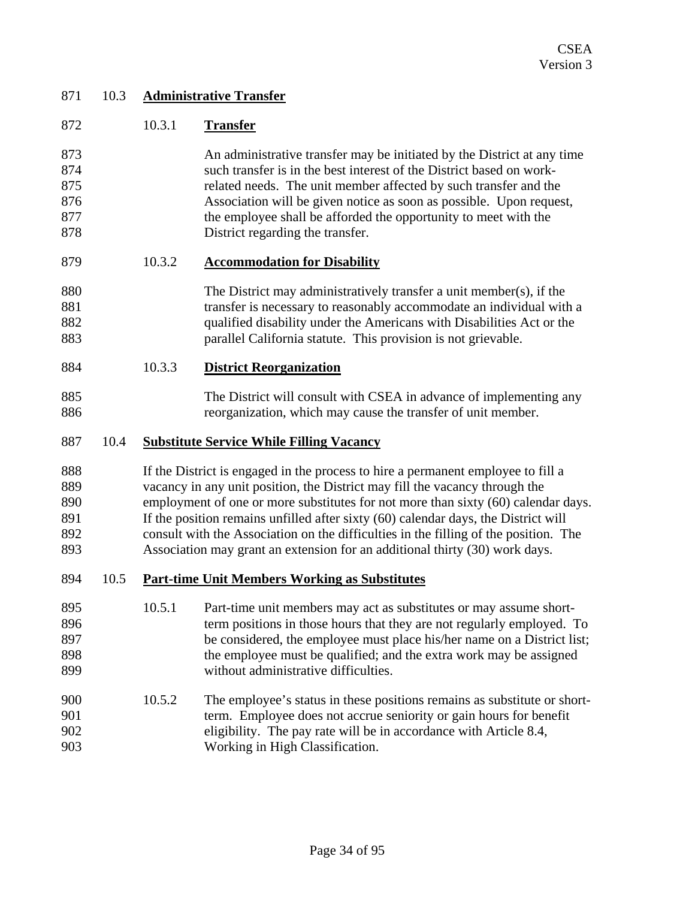### 10.3 Administrative Transfer

#### 10.3.1 Transfer

An administrative transfer may be initiated by the District at any time such transfer is in the best interest of the District based on work-related needs. The unit member affected by such transfer and the Association will be given notice as soon as possible. Upon request, the employee shall be afforded the opportunity to meet with the District regarding the transfer.

#### 10.3.2 Accommodation for Disability

The District may administratively transfer a unit member(s), if the transfer is necessary to reasonably accommodate an individual with a qualified disability under the Americans with Disabilities Act or the parallel California statute. This provision is not grievable.

#### 10.3.3 District Reorganization

The District will consult with CSEA in advance of implementing any reorganization, which may cause the transfer of unit member.

### 10.4 Substitute Service While Filling Vacancy

If the District is engaged in the process to hire a permanent employee to fill a vacancy in any unit position, the District may fill the vacancy through the employment of one or more substitutes for not more than sixty (60) calendar days. If the position remains unfilled after sixty (60) calendar days, the District will consult with the Association on the difficulties in the filling of the position. The Association may grant an extension for an additional thirty (30) work days.

### 10.5 Part-time Unit Members Working as Substitutes

10.5.1 Part-time unit members may act as substitutes or may assume short-term positions in those hours that they are not regularly employed. To be considered, the employee must place his/her name on a District list; the employee must be qualified; and the extra work may be assigned without administrative difficulties.

10.5.2 The employee's status in these positions remains as substitute or short-term. Employee does not accrue seniority or gain hours for benefit eligibility. The pay rate will be in accordance with Article 8.4, Working in High Classification.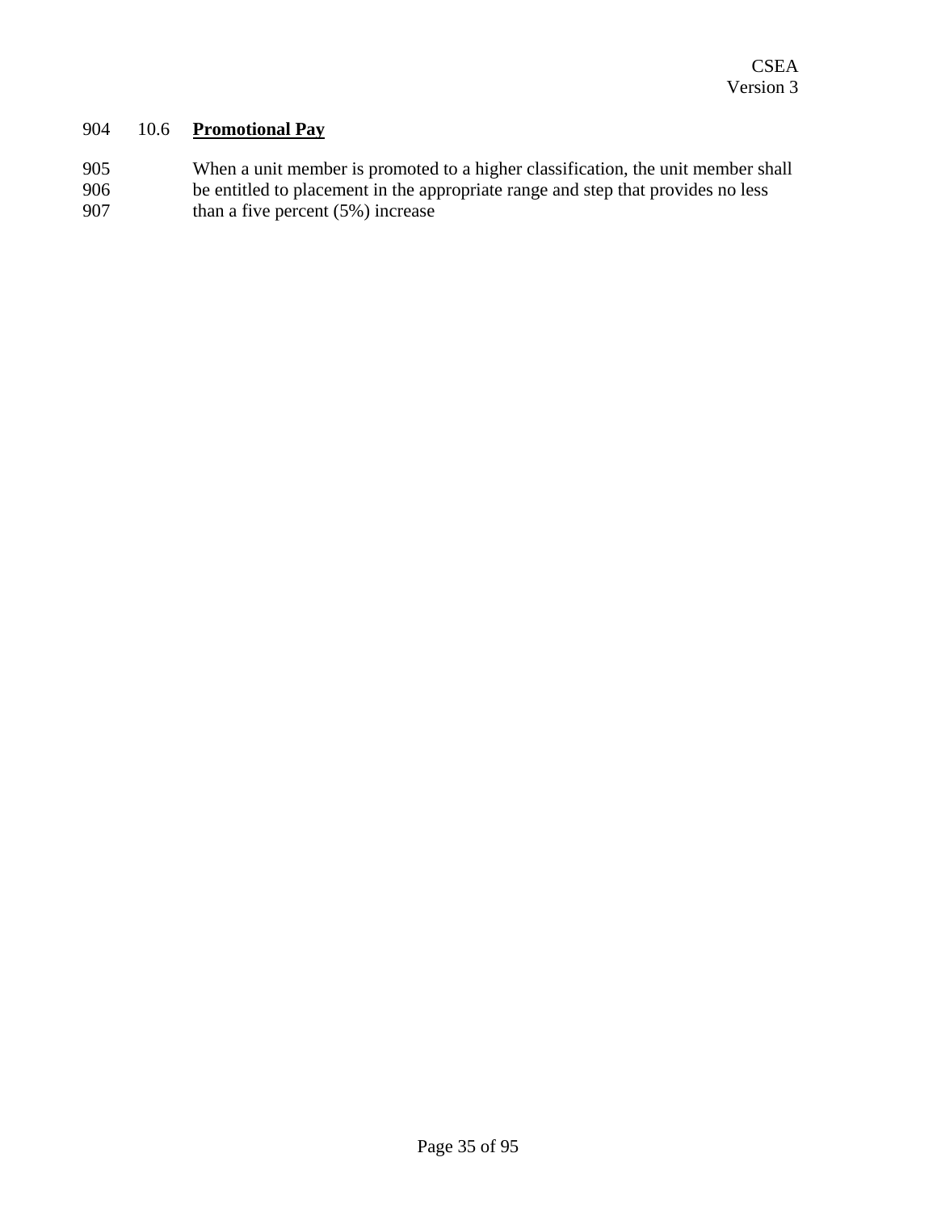## 10.6 **Promotional Pay**

When a unit member is promoted to a higher classification, the unit member shall be entitled to placement in the appropriate range and step that provides no less than a five percent (5%) increase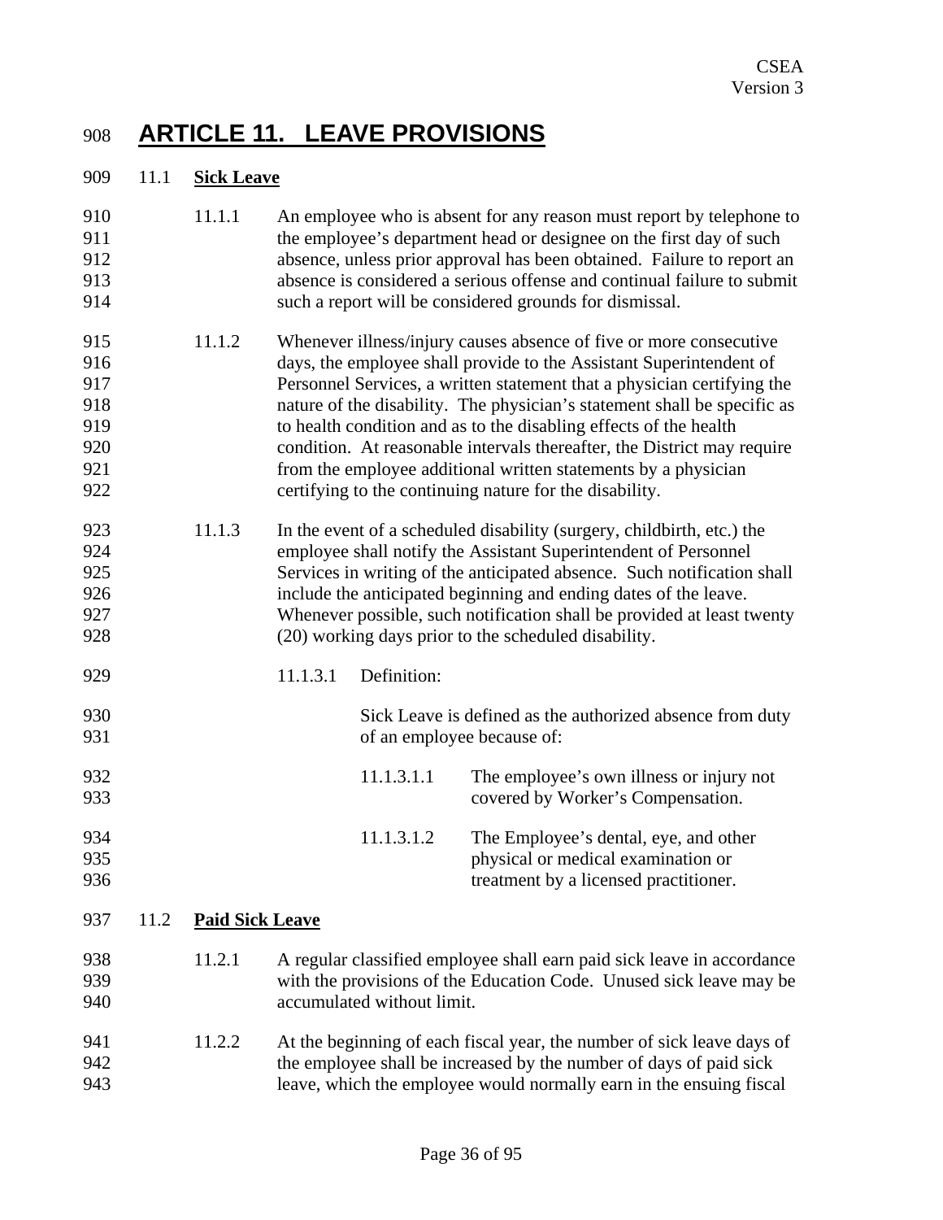# ARTICLE 11. LEAVE PROVISIONS

## 11.1 Sick Leave

11.1.1 An employee who is absent for any reason must report by telephone to the employee's department head or designee on the first day of such absence, unless prior approval has been obtained. Failure to report an absence is considered a serious offense and continual failure to submit such a report will be considered grounds for dismissal.

11.1.2 Whenever illness/injury causes absence of five or more consecutive days, the employee shall provide to the Assistant Superintendent of Personnel Services, a written statement that a physician certifying the nature of the disability. The physician's statement shall be specific as to health condition and as to the disabling effects of the health condition. At reasonable intervals thereafter, the District may require from the employee additional written statements by a physician certifying to the continuing nature for the disability.

11.1.3 In the event of a scheduled disability (surgery, childbirth, etc.) the employee shall notify the Assistant Superintendent of Personnel Services in writing of the anticipated absence. Such notification shall include the anticipated beginning and ending dates of the leave. Whenever possible, such notification shall be provided at least twenty (20) working days prior to the scheduled disability.

11.1.3.1 Definition:

Sick Leave is defined as the authorized absence from duty of an employee because of:

11.1.3.1.1 The employee's own illness or injury not covered by Worker's Compensation.

11.1.3.1.2 The Employee's dental, eye, and other physical or medical examination or treatment by a licensed practitioner.

## 11.2 Paid Sick Leave

11.2.1 A regular classified employee shall earn paid sick leave in accordance with the provisions of the Education Code. Unused sick leave may be accumulated without limit.

11.2.2 At the beginning of each fiscal year, the number of sick leave days of the employee shall be increased by the number of days of paid sick leave, which the employee would normally earn in the ensuing fiscal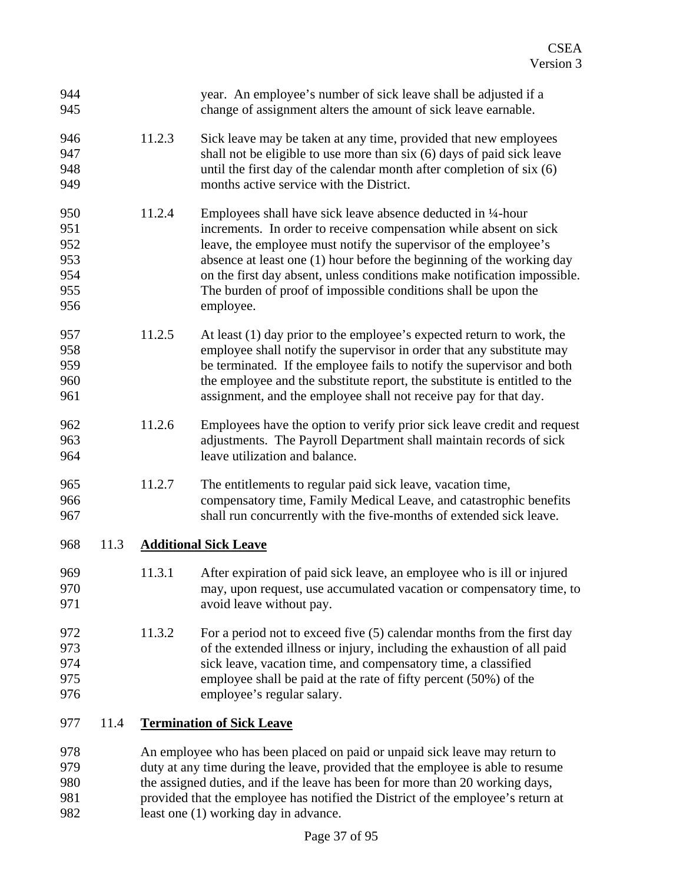year. An employee's number of sick leave shall be adjusted if a change of assignment alters the amount of sick leave earnable.

11.2.3 Sick leave may be taken at any time, provided that new employees shall not be eligible to use more than six (6) days of paid sick leave until the first day of the calendar month after completion of six (6) months active service with the District.

11.2.4 Employees shall have sick leave absence deducted in ¼-hour increments. In order to receive compensation while absent on sick leave, the employee must notify the supervisor of the employee's absence at least one (1) hour before the beginning of the working day on the first day absent, unless conditions make notification impossible. The burden of proof of impossible conditions shall be upon the employee.

11.2.5 At least (1) day prior to the employee's expected return to work, the employee shall notify the supervisor in order that any substitute may be terminated. If the employee fails to notify the supervisor and both the employee and the substitute report, the substitute is entitled to the assignment, and the employee shall not receive pay for that day.

11.2.6 Employees have the option to verify prior sick leave credit and request adjustments. The Payroll Department shall maintain records of sick leave utilization and balance.

11.2.7 The entitlements to regular paid sick leave, vacation time, compensatory time, Family Medical Leave, and catastrophic benefits shall run concurrently with the five-months of extended sick leave.

## 11.3 Additional Sick Leave

11.3.1 After expiration of paid sick leave, an employee who is ill or injured may, upon request, use accumulated vacation or compensatory time, to avoid leave without pay.

11.3.2 For a period not to exceed five (5) calendar months from the first day of the extended illness or injury, including the exhaustion of all paid sick leave, vacation time, and compensatory time, a classified employee shall be paid at the rate of fifty percent (50%) of the employee's regular salary.

## 11.4 Termination of Sick Leave

An employee who has been placed on paid or unpaid sick leave may return to duty at any time during the leave, provided that the employee is able to resume the assigned duties, and if the leave has been for more than 20 working days, provided that the employee has notified the District of the employee's return at least one (1) working day in advance.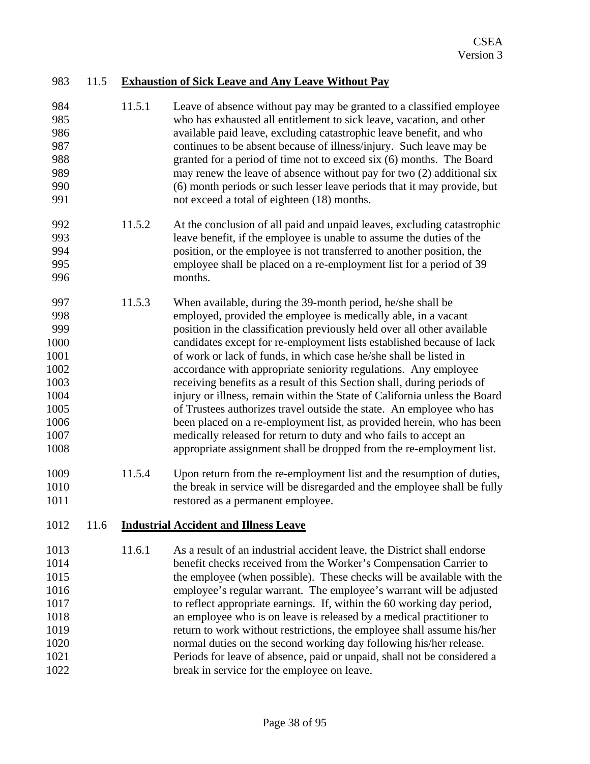## 11.5 Exhaustion of Sick Leave and Any Leave Without Pay

11.5.1 Leave of absence without pay may be granted to a classified employee who has exhausted all entitlement to sick leave, vacation, and other available paid leave, excluding catastrophic leave benefit, and who continues to be absent because of illness/injury. Such leave may be granted for a period of time not to exceed six (6) months. The Board may renew the leave of absence without pay for two (2) additional six (6) month periods or such lesser leave periods that it may provide, but not exceed a total of eighteen (18) months.

11.5.2 At the conclusion of all paid and unpaid leaves, excluding catastrophic leave benefit, if the employee is unable to assume the duties of the position, or the employee is not transferred to another position, the employee shall be placed on a re-employment list for a period of 39 months.

11.5.3 When available, during the 39-month period, he/she shall be employed, provided the employee is medically able, in a vacant position in the classification previously held over all other available candidates except for re-employment lists established because of lack of work or lack of funds, in which case he/she shall be listed in accordance with appropriate seniority regulations. Any employee receiving benefits as a result of this Section shall, during periods of injury or illness, remain within the State of California unless the Board of Trustees authorizes travel outside the state. An employee who has been placed on a re-employment list, as provided herein, who has been medically released for return to duty and who fails to accept an appropriate assignment shall be dropped from the re-employment list.

11.5.4 Upon return from the re-employment list and the resumption of duties, the break in service will be disregarded and the employee shall be fully restored as a permanent employee.

## 11.6 Industrial Accident and Illness Leave

11.6.1 As a result of an industrial accident leave, the District shall endorse benefit checks received from the Worker's Compensation Carrier to the employee (when possible). These checks will be available with the employee's regular warrant. The employee's warrant will be adjusted to reflect appropriate earnings. If, within the 60 working day period, an employee who is on leave is released by a medical practitioner to return to work without restrictions, the employee shall assume his/her normal duties on the second working day following his/her release. Periods for leave of absence, paid or unpaid, shall not be considered a break in service for the employee on leave.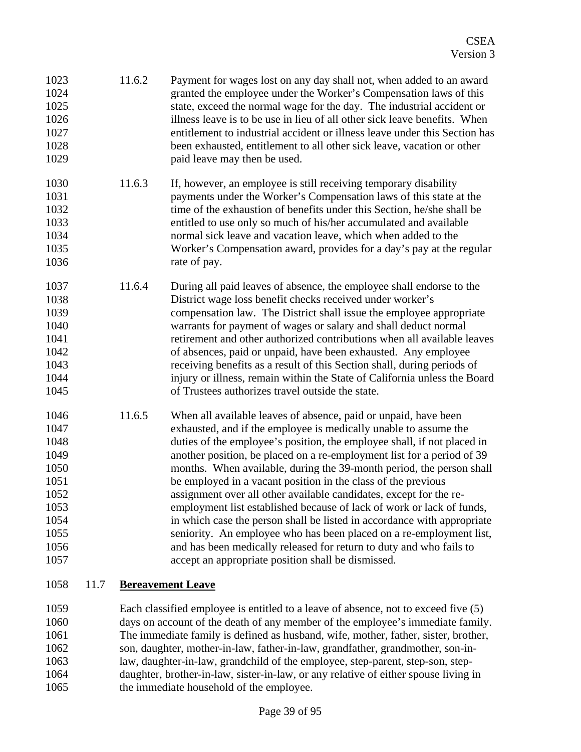11.6.2 Payment for wages lost on any day shall not, when added to an award granted the employee under the Worker's Compensation laws of this state, exceed the normal wage for the day. The industrial accident or illness leave is to be use in lieu of all other sick leave benefits. When entitlement to industrial accident or illness leave under this Section has been exhausted, entitlement to all other sick leave, vacation or other paid leave may then be used.

11.6.3 If, however, an employee is still receiving temporary disability payments under the Worker's Compensation laws of this state at the time of the exhaustion of benefits under this Section, he/she shall be entitled to use only so much of his/her accumulated and available normal sick leave and vacation leave, which when added to the Worker's Compensation award, provides for a day's pay at the regular rate of pay.

11.6.4 During all paid leaves of absence, the employee shall endorse to the District wage loss benefit checks received under worker's compensation law. The District shall issue the employee appropriate warrants for payment of wages or salary and shall deduct normal retirement and other authorized contributions when all available leaves of absences, paid or unpaid, have been exhausted. Any employee receiving benefits as a result of this Section shall, during periods of injury or illness, remain within the State of California unless the Board of Trustees authorizes travel outside the state.

11.6.5 When all available leaves of absence, paid or unpaid, have been exhausted, and if the employee is medically unable to assume the duties of the employee's position, the employee shall, if not placed in another position, be placed on a re-employment list for a period of 39 months. When available, during the 39-month period, the person shall be employed in a vacant position in the class of the previous assignment over all other available candidates, except for the re-employment list established because of lack of work or lack of funds, in which case the person shall be listed in accordance with appropriate seniority. An employee who has been placed on a re-employment list, and has been medically released for return to duty and who fails to accept an appropriate position shall be dismissed.

## 11.7 **Bereavement Leave**

Each classified employee is entitled to a leave of absence, not to exceed five (5) days on account of the death of any member of the employee's immediate family. The immediate family is defined as husband, wife, mother, father, sister, brother, son, daughter, mother-in-law, father-in-law, grandfather, grandmother, son-in-law, daughter-in-law, grandchild of the employee, step-parent, step-son, step-daughter, brother-in-law, sister-in-law, or any relative of either spouse living in the immediate household of the employee.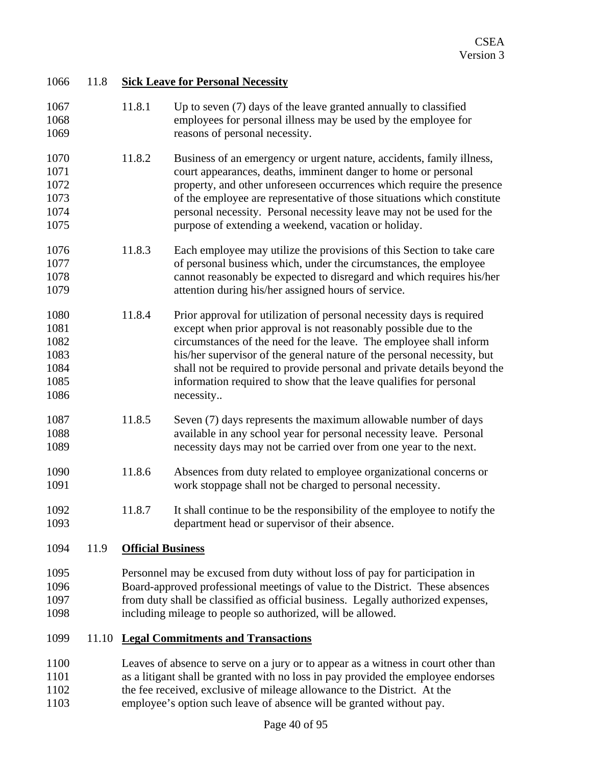### 11.8 Sick Leave for Personal Necessity

11.8.1 Up to seven (7) days of the leave granted annually to classified employees for personal illness may be used by the employee for reasons of personal necessity.

11.8.2 Business of an emergency or urgent nature, accidents, family illness, court appearances, deaths, imminent danger to home or personal property, and other unforeseen occurrences which require the presence of the employee are representative of those situations which constitute personal necessity. Personal necessity leave may not be used for the purpose of extending a weekend, vacation or holiday.

11.8.3 Each employee may utilize the provisions of this Section to take care of personal business which, under the circumstances, the employee cannot reasonably be expected to disregard and which requires his/her attention during his/her assigned hours of service.

11.8.4 Prior approval for utilization of personal necessity days is required except when prior approval is not reasonably possible due to the circumstances of the need for the leave. The employee shall inform his/her supervisor of the general nature of the personal necessity, but shall not be required to provide personal and private details beyond the information required to show that the leave qualifies for personal necessity..

11.8.5 Seven (7) days represents the maximum allowable number of days available in any school year for personal necessity leave. Personal necessity days may not be carried over from one year to the next.

11.8.6 Absences from duty related to employee organizational concerns or work stoppage shall not be charged to personal necessity.

11.8.7 It shall continue to be the responsibility of the employee to notify the department head or supervisor of their absence.

### 11.9 Official Business

Personnel may be excused from duty without loss of pay for participation in Board-approved professional meetings of value to the District. These absences from duty shall be classified as official business. Legally authorized expenses, including mileage to people so authorized, will be allowed.

### 11.10 Legal Commitments and Transactions

Leaves of absence to serve on a jury or to appear as a witness in court other than as a litigant shall be granted with no loss in pay provided the employee endorses the fee received, exclusive of mileage allowance to the District. At the employee's option such leave of absence will be granted without pay.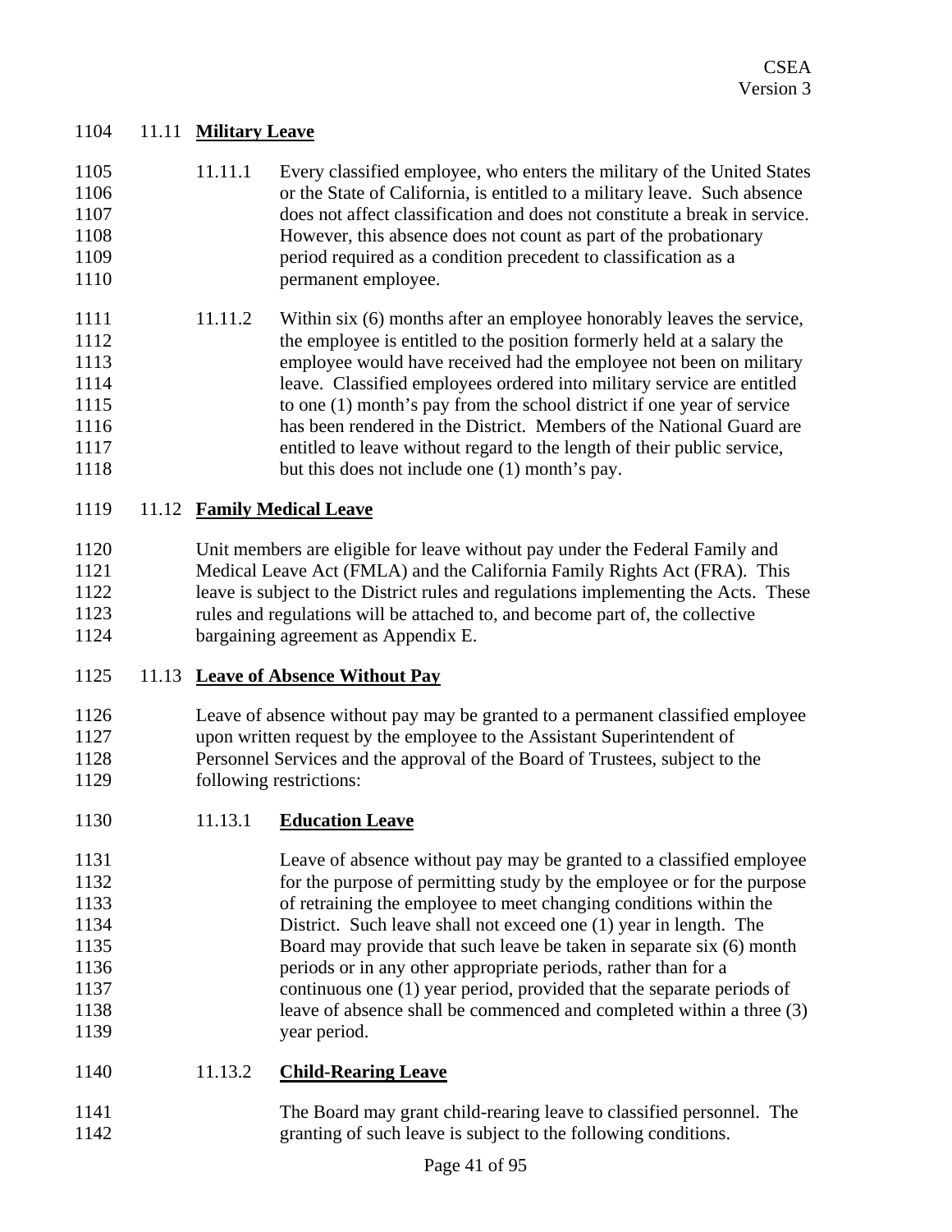### 11.11 Military Leave

11.11.1 Every classified employee, who enters the military of the United States or the State of California, is entitled to a military leave. Such absence does not affect classification and does not constitute a break in service. However, this absence does not count as part of the probationary period required as a condition precedent to classification as a permanent employee.

11.11.2 Within six (6) months after an employee honorably leaves the service, the employee is entitled to the position formerly held at a salary the employee would have received had the employee not been on military leave. Classified employees ordered into military service are entitled to one (1) month's pay from the school district if one year of service has been rendered in the District. Members of the National Guard are entitled to leave without regard to the length of their public service, but this does not include one (1) month's pay.

### 11.12 Family Medical Leave

Unit members are eligible for leave without pay under the Federal Family and Medical Leave Act (FMLA) and the California Family Rights Act (FRA). This leave is subject to the District rules and regulations implementing the Acts. These rules and regulations will be attached to, and become part of, the collective bargaining agreement as Appendix E.

### 11.13 Leave of Absence Without Pay

Leave of absence without pay may be granted to a permanent classified employee upon written request by the employee to the Assistant Superintendent of Personnel Services and the approval of the Board of Trustees, subject to the following restrictions:

#### 11.13.1 Education Leave

Leave of absence without pay may be granted to a classified employee for the purpose of permitting study by the employee or for the purpose of retraining the employee to meet changing conditions within the District. Such leave shall not exceed one (1) year in length. The Board may provide that such leave be taken in separate six (6) month periods or in any other appropriate periods, rather than for a continuous one (1) year period, provided that the separate periods of leave of absence shall be commenced and completed within a three (3) year period.

#### 11.13.2 Child-Rearing Leave

The Board may grant child-rearing leave to classified personnel. The granting of such leave is subject to the following conditions.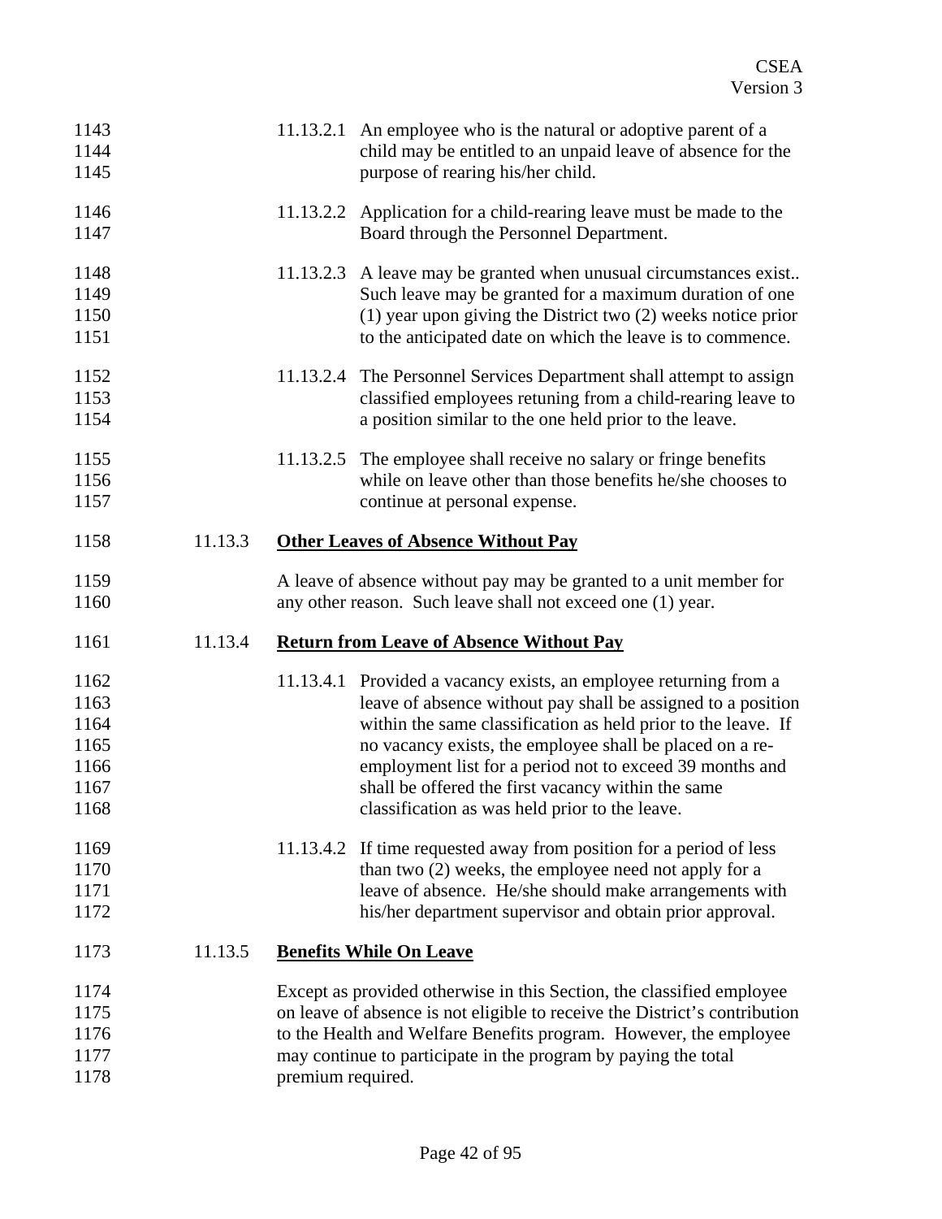11.13.2.1 An employee who is the natural or adoptive parent of a child may be entitled to an unpaid leave of absence for the purpose of rearing his/her child.

11.13.2.2 Application for a child-rearing leave must be made to the Board through the Personnel Department.

11.13.2.3 A leave may be granted when unusual circumstances exist.. Such leave may be granted for a maximum duration of one (1) year upon giving the District two (2) weeks notice prior to the anticipated date on which the leave is to commence.

11.13.2.4 The Personnel Services Department shall attempt to assign classified employees retuning from a child-rearing leave to a position similar to the one held prior to the leave.

11.13.2.5 The employee shall receive no salary or fringe benefits while on leave other than those benefits he/she chooses to continue at personal expense.

11.13.3 **<u>Other Leaves of Absence Without Pay</u>**

A leave of absence without pay may be granted to a unit member for any other reason. Such leave shall not exceed one (1) year.

11.13.4 **<u>Return from Leave of Absence Without Pay</u>**

11.13.4.1 Provided a vacancy exists, an employee returning from a leave of absence without pay shall be assigned to a position within the same classification as held prior to the leave. If no vacancy exists, the employee shall be placed on a re-employment list for a period not to exceed 39 months and shall be offered the first vacancy within the same classification as was held prior to the leave.

11.13.4.2 If time requested away from position for a period of less than two (2) weeks, the employee need not apply for a leave of absence. He/she should make arrangements with his/her department supervisor and obtain prior approval.

11.13.5 **<u>Benefits While On Leave</u>**

Except as provided otherwise in this Section, the classified employee on leave of absence is not eligible to receive the District's contribution to the Health and Welfare Benefits program. However, the employee may continue to participate in the program by paying the total premium required.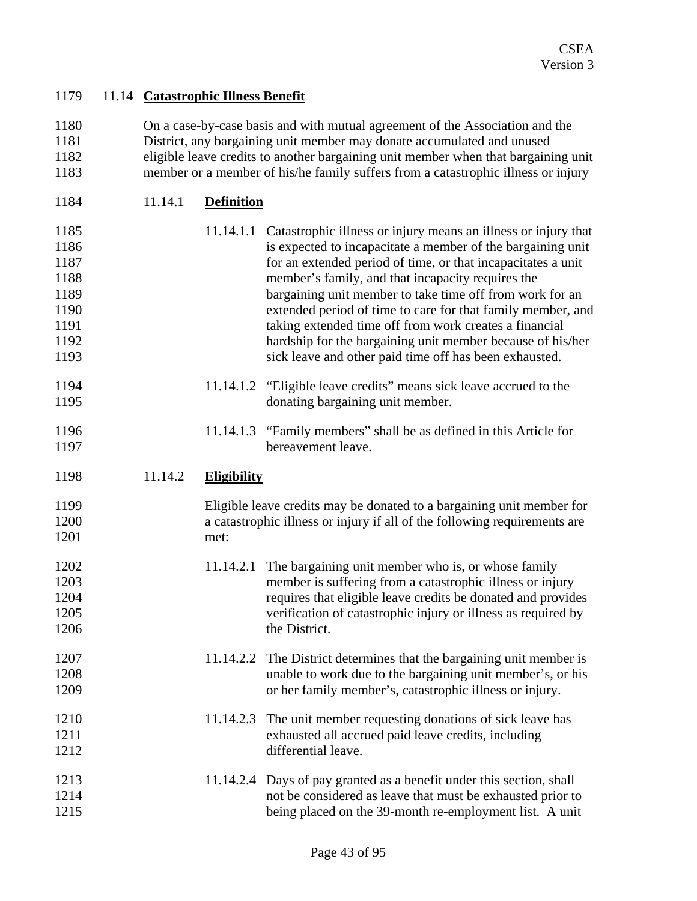## 11.14 Catastrophic Illness Benefit

On a case-by-case basis and with mutual agreement of the Association and the District, any bargaining unit member may donate accumulated and unused eligible leave credits to another bargaining unit member when that bargaining unit member or a member of his/he family suffers from a catastrophic illness or injury

### 11.14.1 Definition

11.14.1.1 Catastrophic illness or injury means an illness or injury that is expected to incapacitate a member of the bargaining unit for an extended period of time, or that incapacitates a unit member's family, and that incapacity requires the bargaining unit member to take time off from work for an extended period of time to care for that family member, and taking extended time off from work creates a financial hardship for the bargaining unit member because of his/her sick leave and other paid time off has been exhausted.

11.14.1.2 "Eligible leave credits" means sick leave accrued to the donating bargaining unit member.

11.14.1.3 "Family members" shall be as defined in this Article for bereavement leave.

### 11.14.2 Eligibility

Eligible leave credits may be donated to a bargaining unit member for a catastrophic illness or injury if all of the following requirements are met:

11.14.2.1 The bargaining unit member who is, or whose family member is suffering from a catastrophic illness or injury requires that eligible leave credits be donated and provides verification of catastrophic injury or illness as required by the District.

11.14.2.2 The District determines that the bargaining unit member is unable to work due to the bargaining unit member's, or his or her family member's, catastrophic illness or injury.

11.14.2.3 The unit member requesting donations of sick leave has exhausted all accrued paid leave credits, including differential leave.

11.14.2.4 Days of pay granted as a benefit under this section, shall not be considered as leave that must be exhausted prior to being placed on the 39-month re-employment list. A unit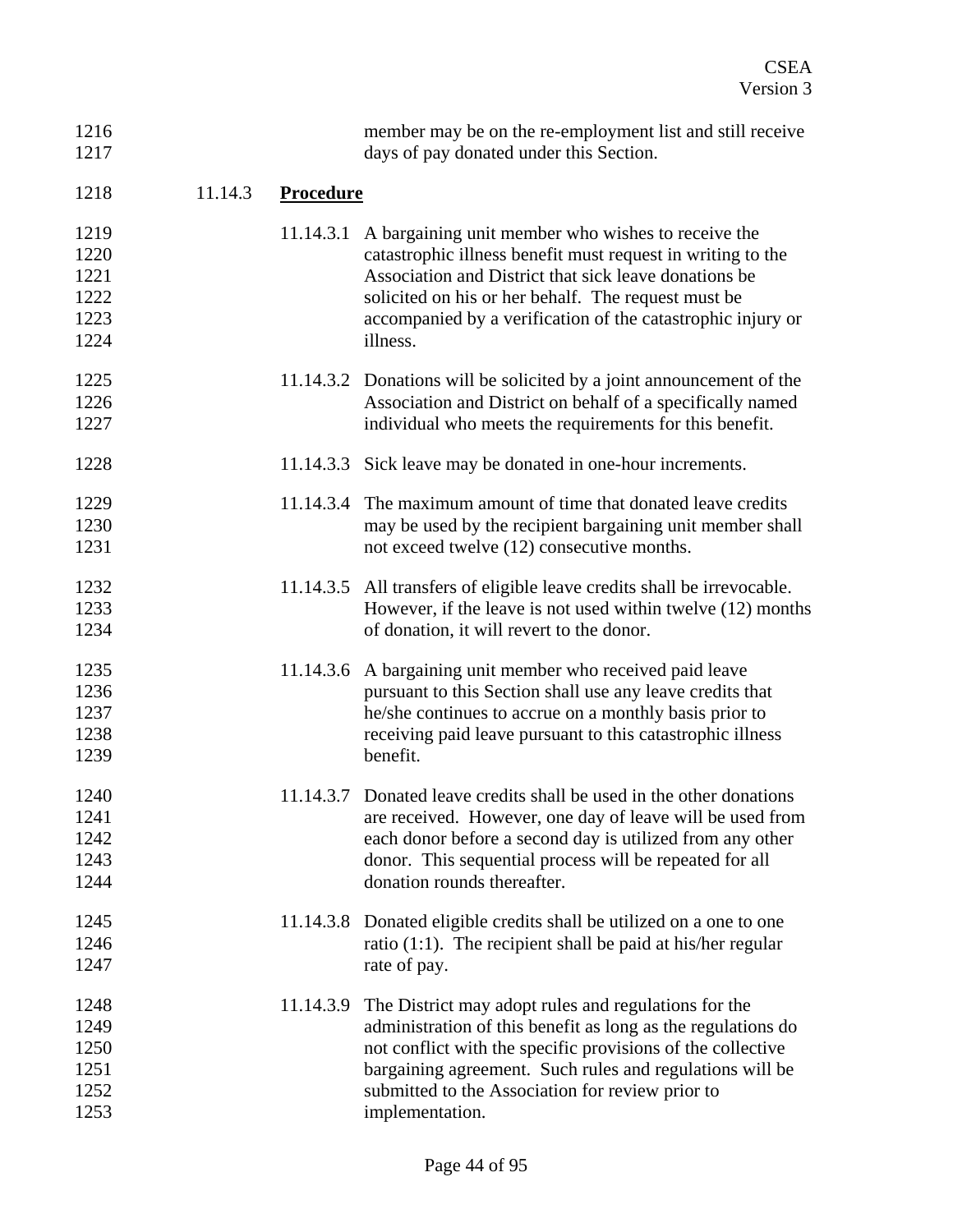member may be on the re-employment list and still receive days of pay donated under this Section.

11.14.3 **Procedure**

11.14.3.1 A bargaining unit member who wishes to receive the catastrophic illness benefit must request in writing to the Association and District that sick leave donations be solicited on his or her behalf. The request must be accompanied by a verification of the catastrophic injury or illness.

11.14.3.2 Donations will be solicited by a joint announcement of the Association and District on behalf of a specifically named individual who meets the requirements for this benefit.

11.14.3.3 Sick leave may be donated in one-hour increments.

11.14.3.4 The maximum amount of time that donated leave credits may be used by the recipient bargaining unit member shall not exceed twelve (12) consecutive months.

11.14.3.5 All transfers of eligible leave credits shall be irrevocable. However, if the leave is not used within twelve (12) months of donation, it will revert to the donor.

11.14.3.6 A bargaining unit member who received paid leave pursuant to this Section shall use any leave credits that he/she continues to accrue on a monthly basis prior to receiving paid leave pursuant to this catastrophic illness benefit.

11.14.3.7 Donated leave credits shall be used in the other donations are received. However, one day of leave will be used from each donor before a second day is utilized from any other donor. This sequential process will be repeated for all donation rounds thereafter.

11.14.3.8 Donated eligible credits shall be utilized on a one to one ratio (1:1). The recipient shall be paid at his/her regular rate of pay.

11.14.3.9 The District may adopt rules and regulations for the administration of this benefit as long as the regulations do not conflict with the specific provisions of the collective bargaining agreement. Such rules and regulations will be submitted to the Association for review prior to implementation.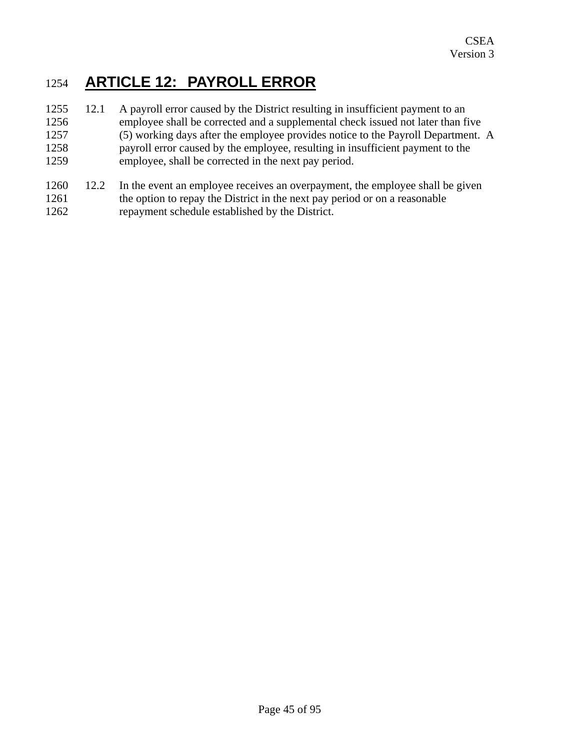# ARTICLE 12: PAYROLL ERROR

12.1 A payroll error caused by the District resulting in insufficient payment to an employee shall be corrected and a supplemental check issued not later than five (5) working days after the employee provides notice to the Payroll Department. A payroll error caused by the employee, resulting in insufficient payment to the employee, shall be corrected in the next pay period.

12.2 In the event an employee receives an overpayment, the employee shall be given the option to repay the District in the next pay period or on a reasonable repayment schedule established by the District.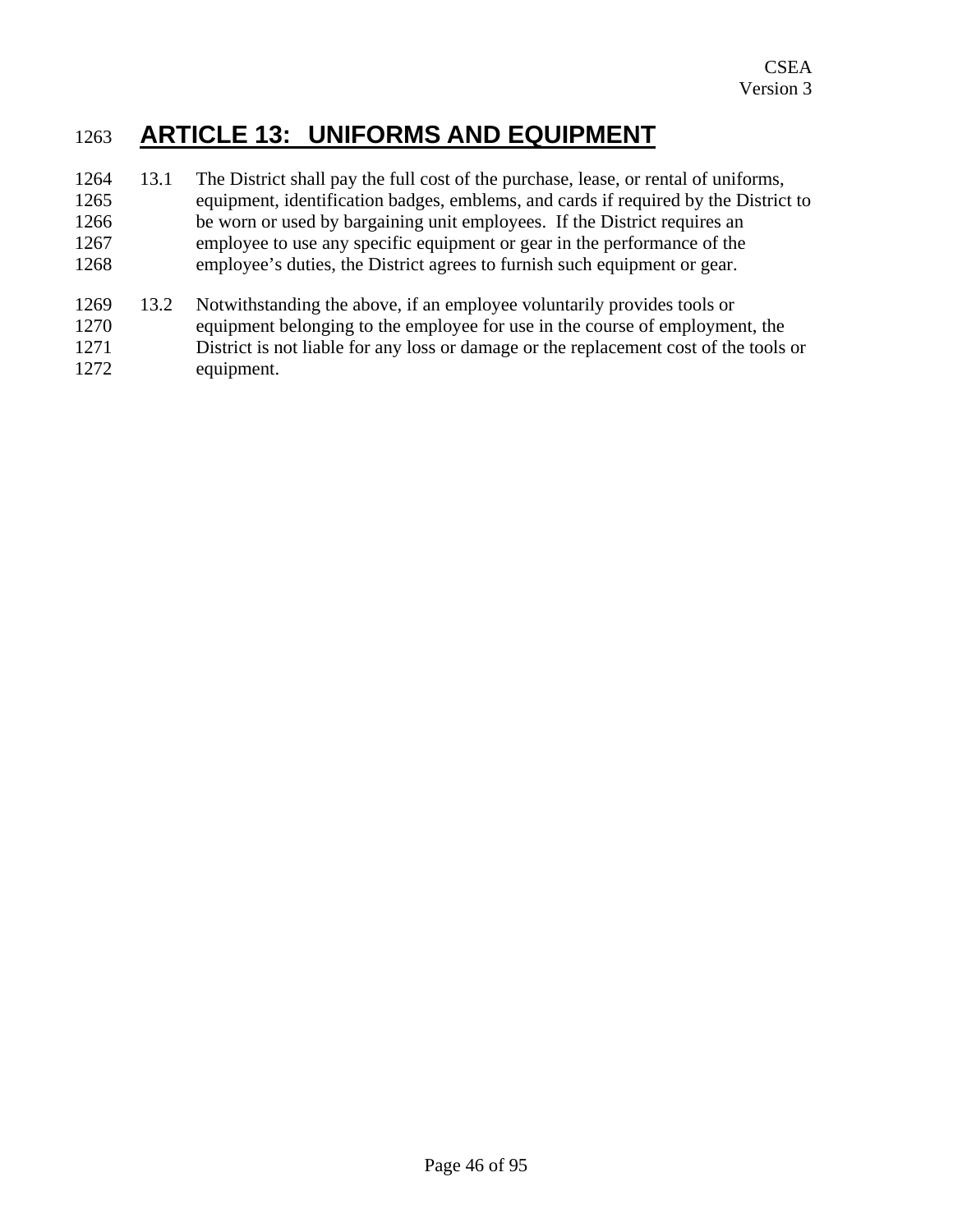# ARTICLE 13: UNIFORMS AND EQUIPMENT

13.1 The District shall pay the full cost of the purchase, lease, or rental of uniforms, equipment, identification badges, emblems, and cards if required by the District to be worn or used by bargaining unit employees. If the District requires an employee to use any specific equipment or gear in the performance of the employee's duties, the District agrees to furnish such equipment or gear.

13.2 Notwithstanding the above, if an employee voluntarily provides tools or equipment belonging to the employee for use in the course of employment, the District is not liable for any loss or damage or the replacement cost of the tools or equipment.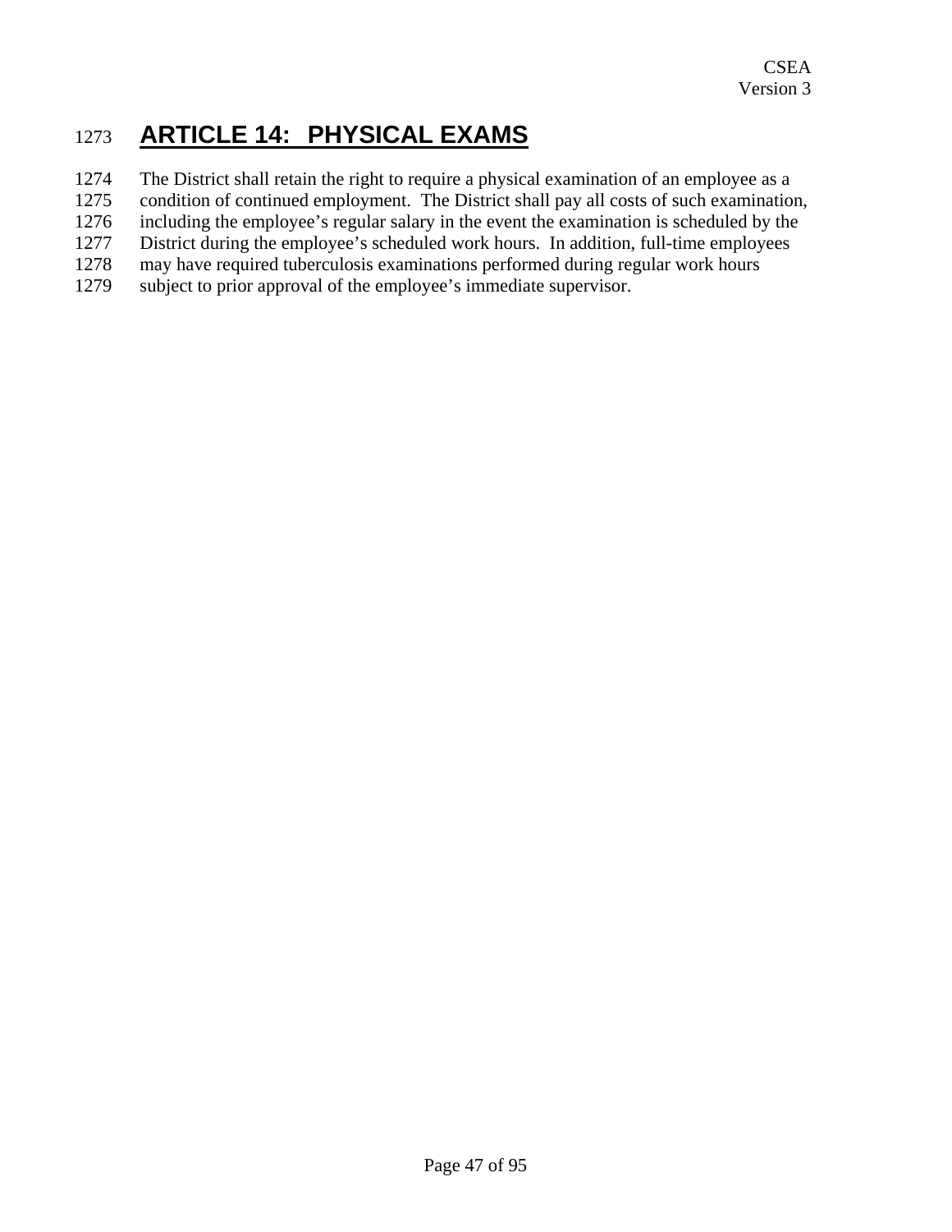# ARTICLE 14: PHYSICAL EXAMS

The District shall retain the right to require a physical examination of an employee as a condition of continued employment. The District shall pay all costs of such examination, including the employee's regular salary in the event the examination is scheduled by the District during the employee's scheduled work hours. In addition, full-time employees may have required tuberculosis examinations performed during regular work hours subject to prior approval of the employee's immediate supervisor.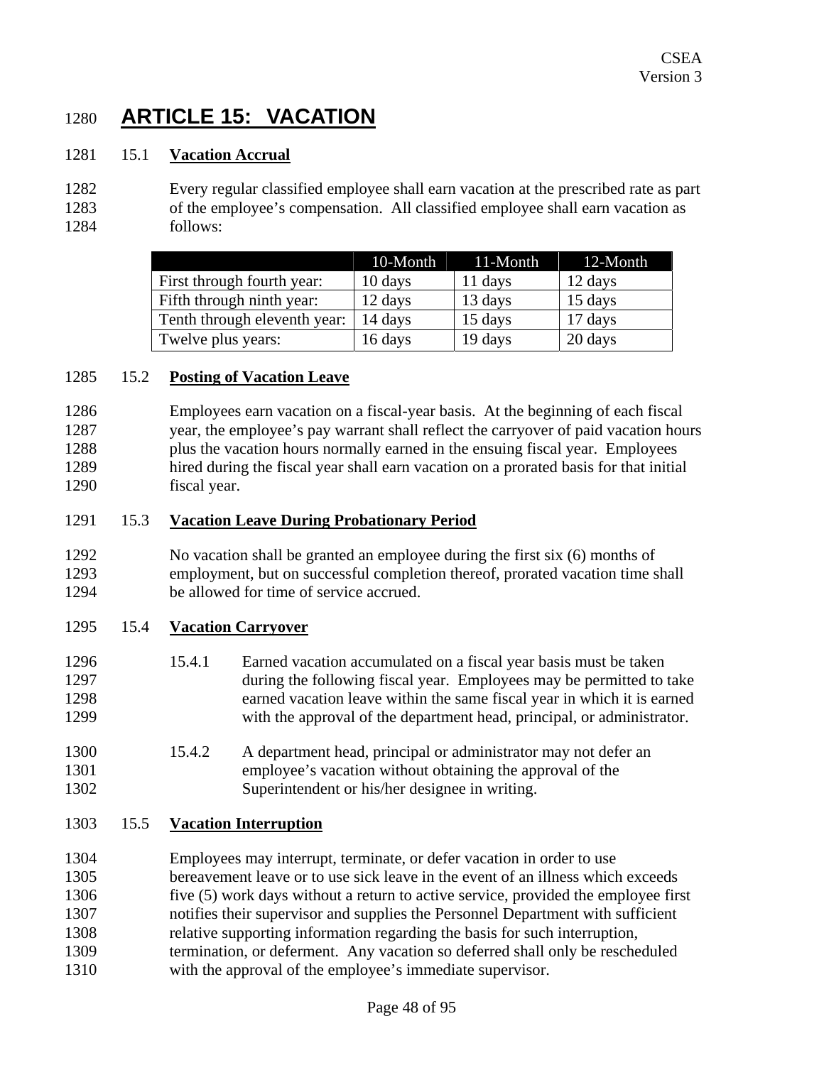# ARTICLE 15: VACATION

15.1 **Vacation Accrual**

Every regular classified employee shall earn vacation at the prescribed rate as part of the employee's compensation. All classified employee shall earn vacation as follows:

| | 10-Month | 11-Month | 12-Month |
|---|---|---|---|
| First through fourth year: | 10 days | 11 days | 12 days |
| Fifth through ninth year: | 12 days | 13 days | 15 days |
| Tenth through eleventh year: | 14 days | 15 days | 17 days |
| Twelve plus years: | 16 days | 19 days | 20 days |

15.2 **Posting of Vacation Leave**

Employees earn vacation on a fiscal-year basis. At the beginning of each fiscal year, the employee's pay warrant shall reflect the carryover of paid vacation hours plus the vacation hours normally earned in the ensuing fiscal year. Employees hired during the fiscal year shall earn vacation on a prorated basis for that initial fiscal year.

15.3 **Vacation Leave During Probationary Period**

No vacation shall be granted an employee during the first six (6) months of employment, but on successful completion thereof, prorated vacation time shall be allowed for time of service accrued.

15.4 **Vacation Carryover**

15.4.1 Earned vacation accumulated on a fiscal year basis must be taken during the following fiscal year. Employees may be permitted to take earned vacation leave within the same fiscal year in which it is earned with the approval of the department head, principal, or administrator.

15.4.2 A department head, principal or administrator may not defer an employee's vacation without obtaining the approval of the Superintendent or his/her designee in writing.

15.5 **Vacation Interruption**

Employees may interrupt, terminate, or defer vacation in order to use bereavement leave or to use sick leave in the event of an illness which exceeds five (5) work days without a return to active service, provided the employee first notifies their supervisor and supplies the Personnel Department with sufficient relative supporting information regarding the basis for such interruption, termination, or deferment. Any vacation so deferred shall only be rescheduled with the approval of the employee's immediate supervisor.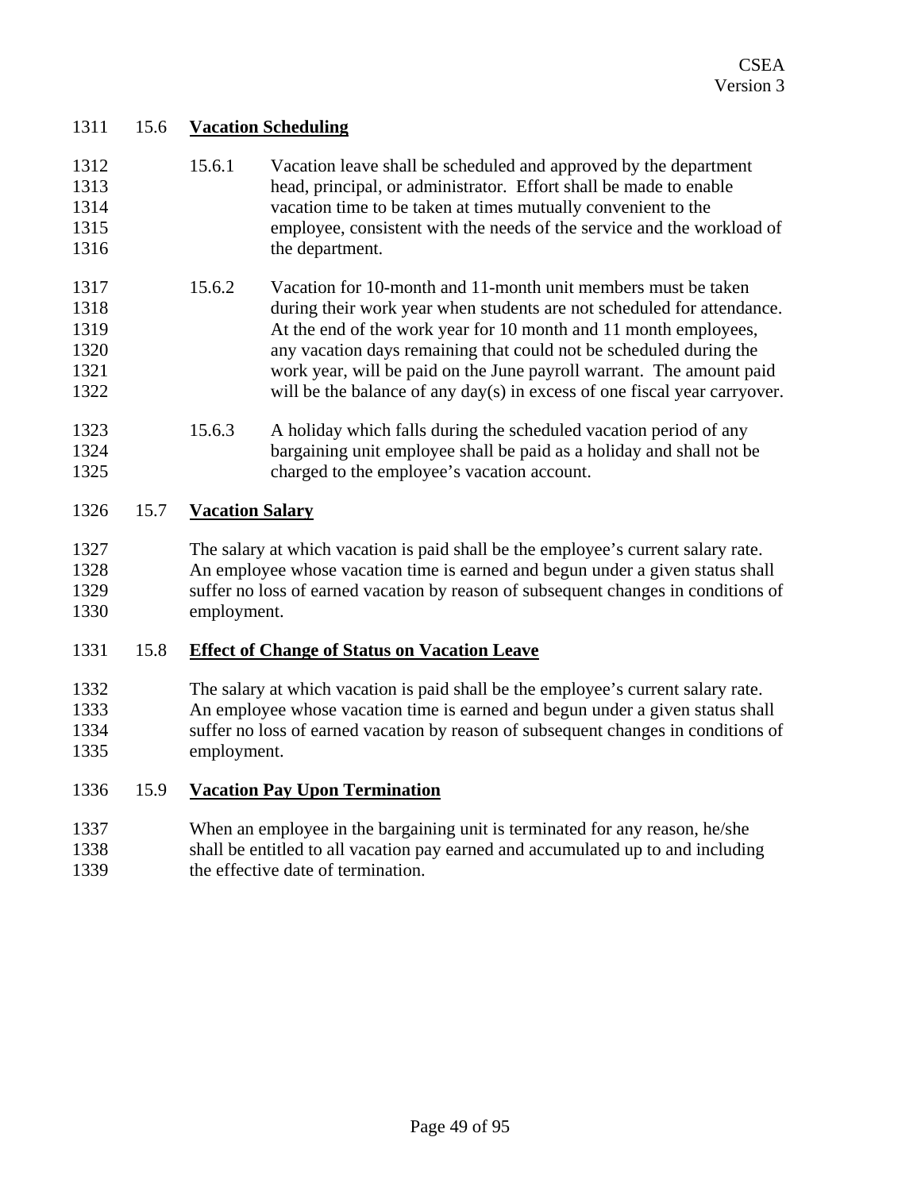## 15.6 Vacation Scheduling

15.6.1 Vacation leave shall be scheduled and approved by the department head, principal, or administrator. Effort shall be made to enable vacation time to be taken at times mutually convenient to the employee, consistent with the needs of the service and the workload of the department.

15.6.2 Vacation for 10-month and 11-month unit members must be taken during their work year when students are not scheduled for attendance. At the end of the work year for 10 month and 11 month employees, any vacation days remaining that could not be scheduled during the work year, will be paid on the June payroll warrant. The amount paid will be the balance of any day(s) in excess of one fiscal year carryover.

15.6.3 A holiday which falls during the scheduled vacation period of any bargaining unit employee shall be paid as a holiday and shall not be charged to the employee's vacation account.

## 15.7 Vacation Salary

The salary at which vacation is paid shall be the employee's current salary rate. An employee whose vacation time is earned and begun under a given status shall suffer no loss of earned vacation by reason of subsequent changes in conditions of employment.

## 15.8 Effect of Change of Status on Vacation Leave

The salary at which vacation is paid shall be the employee's current salary rate. An employee whose vacation time is earned and begun under a given status shall suffer no loss of earned vacation by reason of subsequent changes in conditions of employment.

## 15.9 Vacation Pay Upon Termination

When an employee in the bargaining unit is terminated for any reason, he/she shall be entitled to all vacation pay earned and accumulated up to and including the effective date of termination.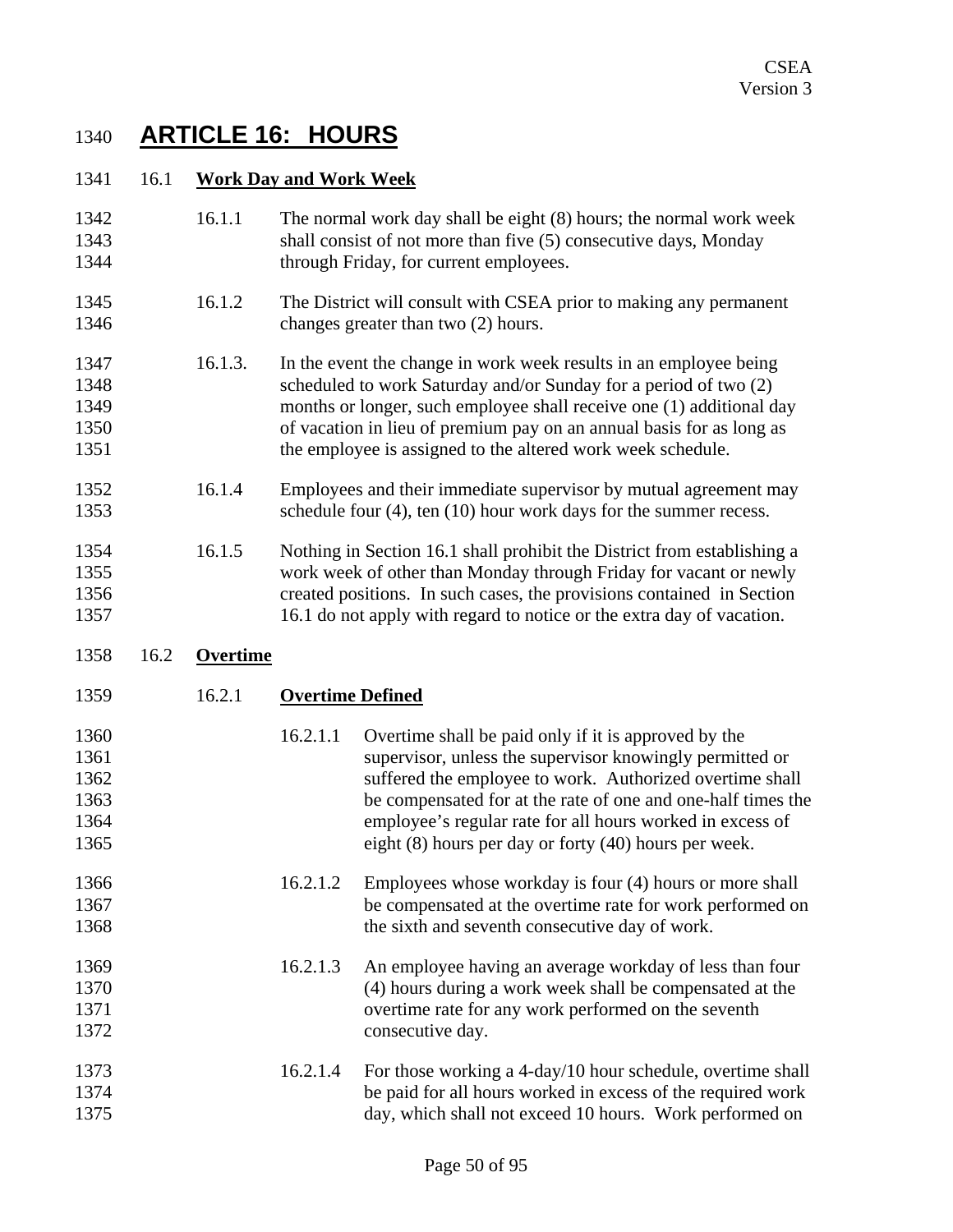# ARTICLE 16: HOURS

## 16.1 Work Day and Work Week

16.1.1 The normal work day shall be eight (8) hours; the normal work week shall consist of not more than five (5) consecutive days, Monday through Friday, for current employees.

16.1.2 The District will consult with CSEA prior to making any permanent changes greater than two (2) hours.

16.1.3. In the event the change in work week results in an employee being scheduled to work Saturday and/or Sunday for a period of two (2) months or longer, such employee shall receive one (1) additional day of vacation in lieu of premium pay on an annual basis for as long as the employee is assigned to the altered work week schedule.

16.1.4 Employees and their immediate supervisor by mutual agreement may schedule four (4), ten (10) hour work days for the summer recess.

16.1.5 Nothing in Section 16.1 shall prohibit the District from establishing a work week of other than Monday through Friday for vacant or newly created positions. In such cases, the provisions contained in Section 16.1 do not apply with regard to notice or the extra day of vacation.

## 16.2 Overtime

### 16.2.1 Overtime Defined

16.2.1.1 Overtime shall be paid only if it is approved by the supervisor, unless the supervisor knowingly permitted or suffered the employee to work. Authorized overtime shall be compensated for at the rate of one and one-half times the employee's regular rate for all hours worked in excess of eight (8) hours per day or forty (40) hours per week.

16.2.1.2 Employees whose workday is four (4) hours or more shall be compensated at the overtime rate for work performed on the sixth and seventh consecutive day of work.

16.2.1.3 An employee having an average workday of less than four (4) hours during a work week shall be compensated at the overtime rate for any work performed on the seventh consecutive day.

16.2.1.4 For those working a 4-day/10 hour schedule, overtime shall be paid for all hours worked in excess of the required work day, which shall not exceed 10 hours. Work performed on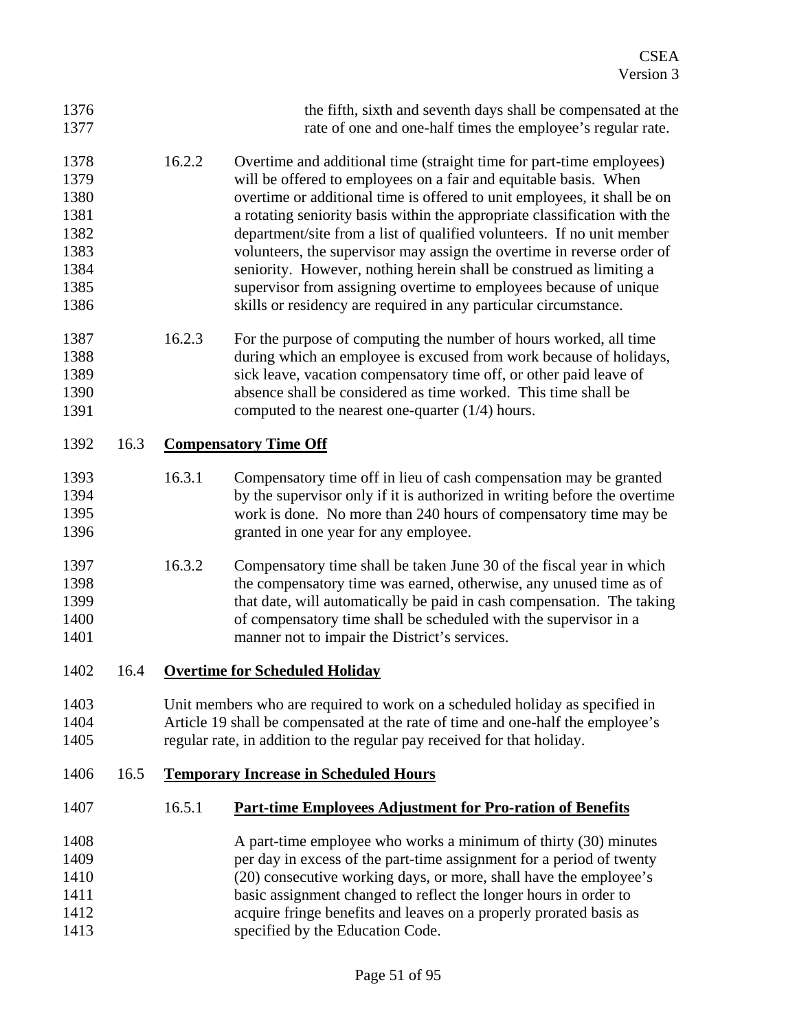the fifth, sixth and seventh days shall be compensated at the rate of one and one-half times the employee's regular rate.

16.2.2 Overtime and additional time (straight time for part-time employees) will be offered to employees on a fair and equitable basis. When overtime or additional time is offered to unit employees, it shall be on a rotating seniority basis within the appropriate classification with the department/site from a list of qualified volunteers. If no unit member volunteers, the supervisor may assign the overtime in reverse order of seniority. However, nothing herein shall be construed as limiting a supervisor from assigning overtime to employees because of unique skills or residency are required in any particular circumstance.

16.2.3 For the purpose of computing the number of hours worked, all time during which an employee is excused from work because of holidays, sick leave, vacation compensatory time off, or other paid leave of absence shall be considered as time worked. This time shall be computed to the nearest one-quarter (1/4) hours.

## 16.3 Compensatory Time Off

16.3.1 Compensatory time off in lieu of cash compensation may be granted by the supervisor only if it is authorized in writing before the overtime work is done. No more than 240 hours of compensatory time may be granted in one year for any employee.

16.3.2 Compensatory time shall be taken June 30 of the fiscal year in which the compensatory time was earned, otherwise, any unused time as of that date, will automatically be paid in cash compensation. The taking of compensatory time shall be scheduled with the supervisor in a manner not to impair the District's services.

## 16.4 Overtime for Scheduled Holiday

Unit members who are required to work on a scheduled holiday as specified in Article 19 shall be compensated at the rate of time and one-half the employee's regular rate, in addition to the regular pay received for that holiday.

## 16.5 Temporary Increase in Scheduled Hours

### 16.5.1 Part-time Employees Adjustment for Pro-ration of Benefits

A part-time employee who works a minimum of thirty (30) minutes per day in excess of the part-time assignment for a period of twenty (20) consecutive working days, or more, shall have the employee's basic assignment changed to reflect the longer hours in order to acquire fringe benefits and leaves on a properly prorated basis as specified by the Education Code.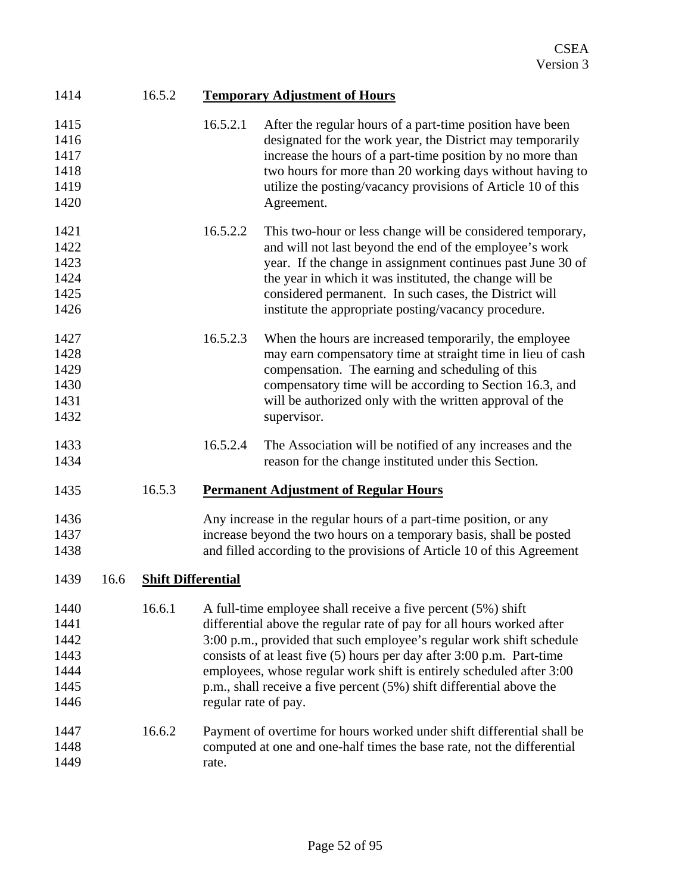#### 16.5.2 Temporary Adjustment of Hours

16.5.2.1 After the regular hours of a part-time position have been designated for the work year, the District may temporarily increase the hours of a part-time position by no more than two hours for more than 20 working days without having to utilize the posting/vacancy provisions of Article 10 of this Agreement.

16.5.2.2 This two-hour or less change will be considered temporary, and will not last beyond the end of the employee's work year. If the change in assignment continues past June 30 of the year in which it was instituted, the change will be considered permanent. In such cases, the District will institute the appropriate posting/vacancy procedure.

16.5.2.3 When the hours are increased temporarily, the employee may earn compensatory time at straight time in lieu of cash compensation. The earning and scheduling of this compensatory time will be according to Section 16.3, and will be authorized only with the written approval of the supervisor.

16.5.2.4 The Association will be notified of any increases and the reason for the change instituted under this Section.

#### 16.5.3 Permanent Adjustment of Regular Hours

Any increase in the regular hours of a part-time position, or any increase beyond the two hours on a temporary basis, shall be posted and filled according to the provisions of Article 10 of this Agreement

### 16.6 Shift Differential

16.6.1 A full-time employee shall receive a five percent (5%) shift differential above the regular rate of pay for all hours worked after 3:00 p.m., provided that such employee's regular work shift schedule consists of at least five (5) hours per day after 3:00 p.m. Part-time employees, whose regular work shift is entirely scheduled after 3:00 p.m., shall receive a five percent (5%) shift differential above the regular rate of pay.

16.6.2 Payment of overtime for hours worked under shift differential shall be computed at one and one-half times the base rate, not the differential rate.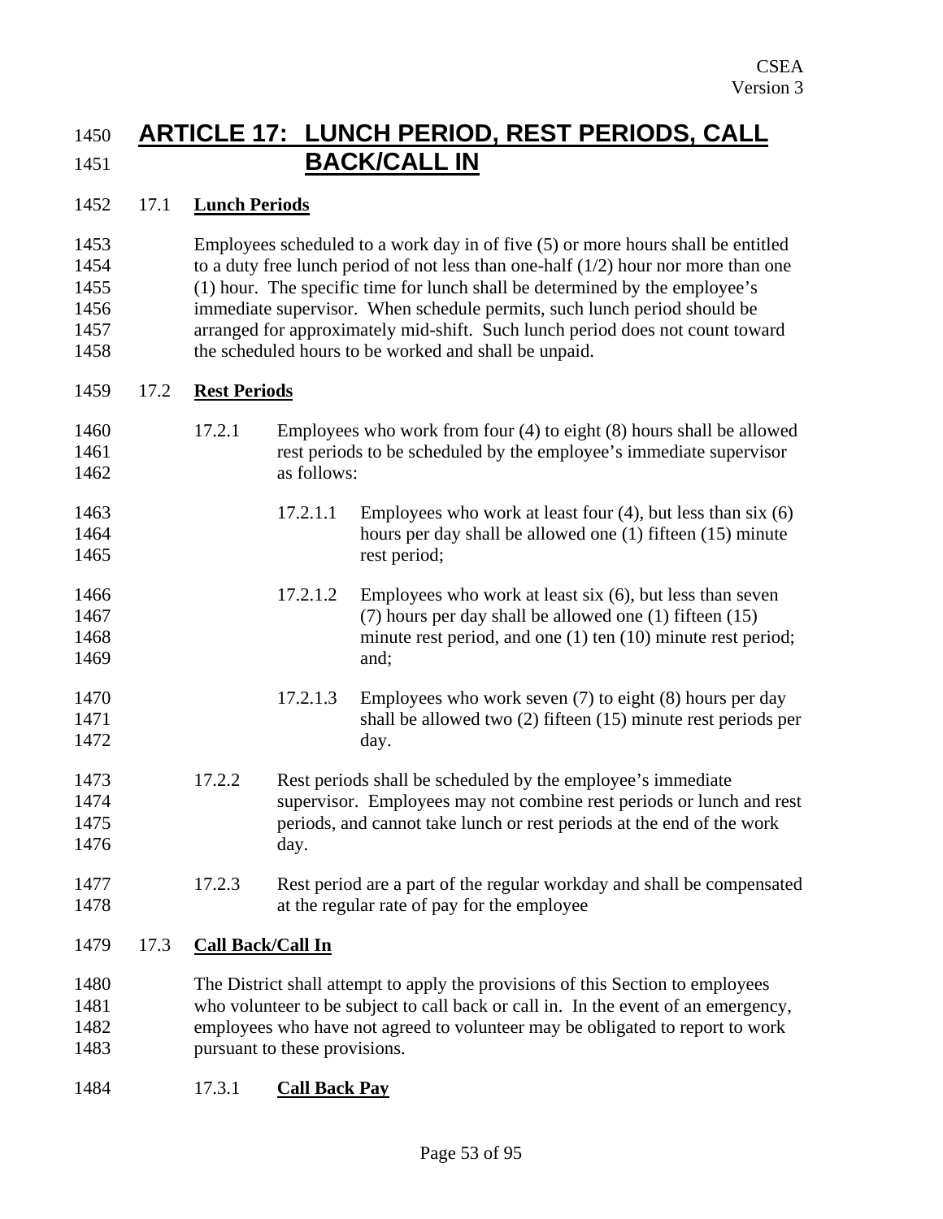# ARTICLE 17: LUNCH PERIOD, REST PERIODS, CALL BACK/CALL IN

## 17.1 Lunch Periods

Employees scheduled to a work day in of five (5) or more hours shall be entitled to a duty free lunch period of not less than one-half (1/2) hour nor more than one (1) hour. The specific time for lunch shall be determined by the employee's immediate supervisor. When schedule permits, such lunch period should be arranged for approximately mid-shift. Such lunch period does not count toward the scheduled hours to be worked and shall be unpaid.

## 17.2 Rest Periods

17.2.1 Employees who work from four (4) to eight (8) hours shall be allowed rest periods to be scheduled by the employee's immediate supervisor as follows:

17.2.1.1 Employees who work at least four (4), but less than six (6) hours per day shall be allowed one (1) fifteen (15) minute rest period;

17.2.1.2 Employees who work at least six (6), but less than seven (7) hours per day shall be allowed one (1) fifteen (15) minute rest period, and one (1) ten (10) minute rest period; and;

17.2.1.3 Employees who work seven (7) to eight (8) hours per day shall be allowed two (2) fifteen (15) minute rest periods per day.

17.2.2 Rest periods shall be scheduled by the employee's immediate supervisor. Employees may not combine rest periods or lunch and rest periods, and cannot take lunch or rest periods at the end of the work day.

17.2.3 Rest period are a part of the regular workday and shall be compensated at the regular rate of pay for the employee

## 17.3 Call Back/Call In

The District shall attempt to apply the provisions of this Section to employees who volunteer to be subject to call back or call in. In the event of an emergency, employees who have not agreed to volunteer may be obligated to report to work pursuant to these provisions.

### 17.3.1 Call Back Pay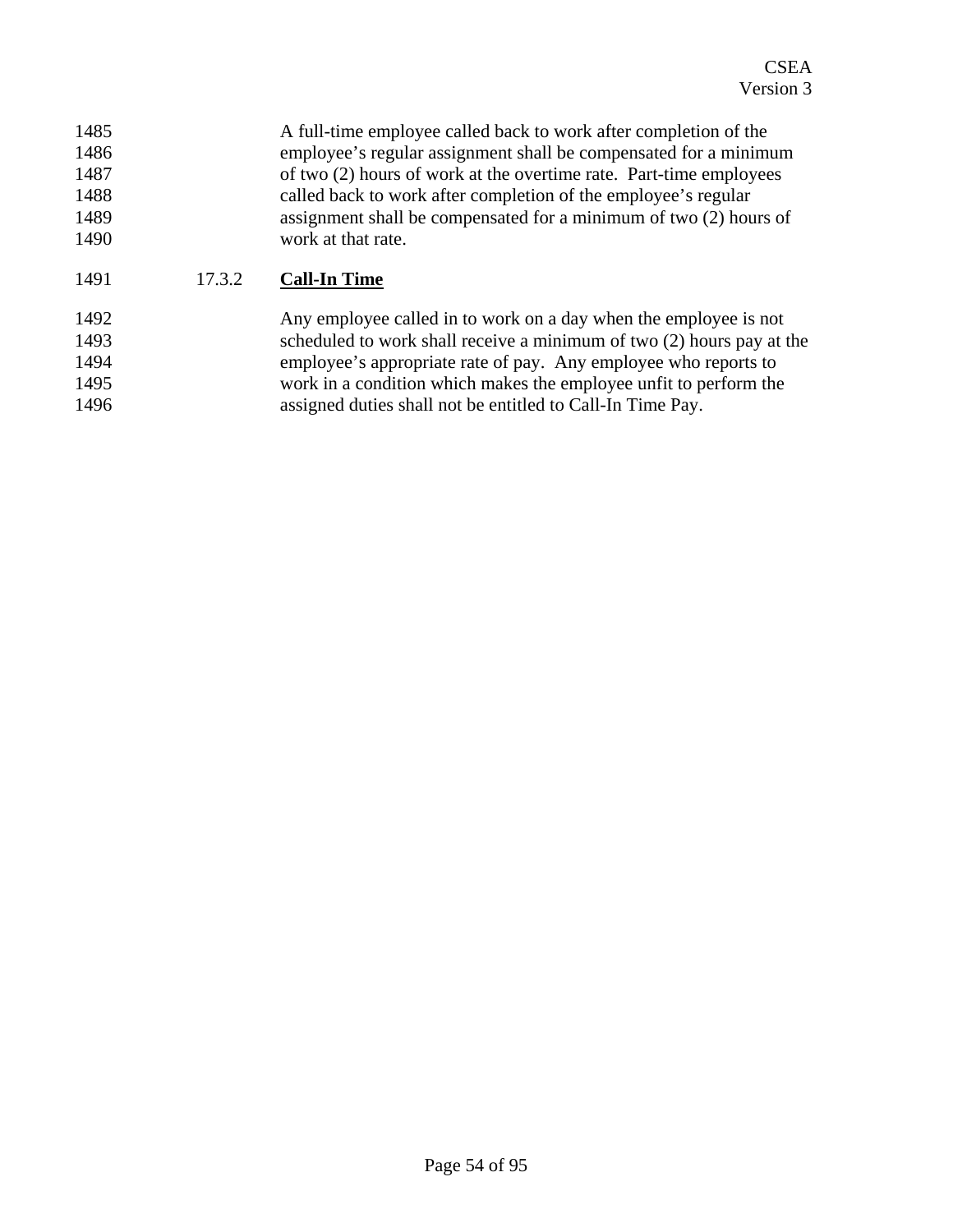A full-time employee called back to work after completion of the employee's regular assignment shall be compensated for a minimum of two (2) hours of work at the overtime rate. Part-time employees called back to work after completion of the employee's regular assignment shall be compensated for a minimum of two (2) hours of work at that rate.

17.3.2 **Call-In Time**

Any employee called in to work on a day when the employee is not scheduled to work shall receive a minimum of two (2) hours pay at the employee's appropriate rate of pay. Any employee who reports to work in a condition which makes the employee unfit to perform the assigned duties shall not be entitled to Call-In Time Pay.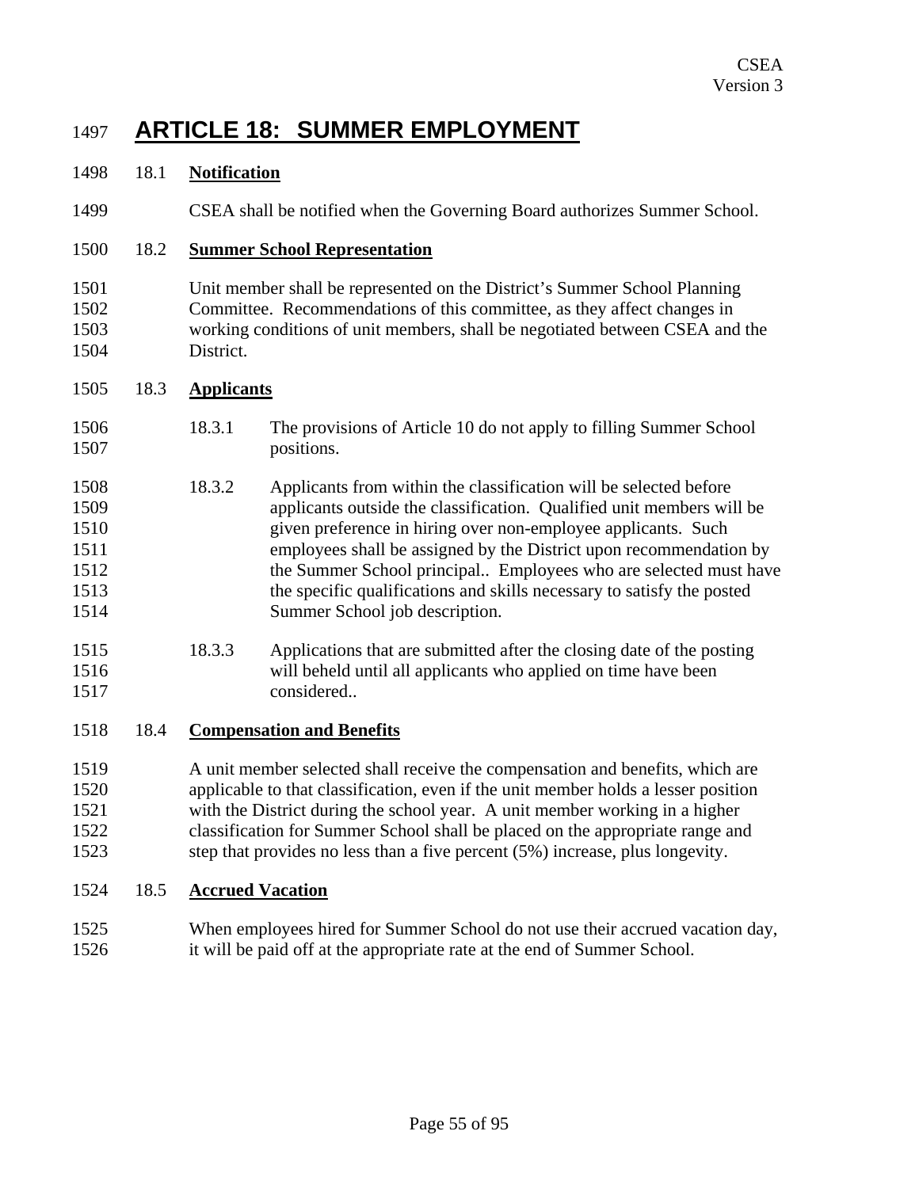# ARTICLE 18: SUMMER EMPLOYMENT

## 18.1 Notification

CSEA shall be notified when the Governing Board authorizes Summer School.

## 18.2 Summer School Representation

Unit member shall be represented on the District's Summer School Planning Committee. Recommendations of this committee, as they affect changes in working conditions of unit members, shall be negotiated between CSEA and the District.

## 18.3 Applicants

18.3.1 The provisions of Article 10 do not apply to filling Summer School positions.

18.3.2 Applicants from within the classification will be selected before applicants outside the classification. Qualified unit members will be given preference in hiring over non-employee applicants. Such employees shall be assigned by the District upon recommendation by the Summer School principal.. Employees who are selected must have the specific qualifications and skills necessary to satisfy the posted Summer School job description.

18.3.3 Applications that are submitted after the closing date of the posting will beheld until all applicants who applied on time have been considered..

## 18.4 Compensation and Benefits

A unit member selected shall receive the compensation and benefits, which are applicable to that classification, even if the unit member holds a lesser position with the District during the school year. A unit member working in a higher classification for Summer School shall be placed on the appropriate range and step that provides no less than a five percent (5%) increase, plus longevity.

## 18.5 Accrued Vacation

When employees hired for Summer School do not use their accrued vacation day, it will be paid off at the appropriate rate at the end of Summer School.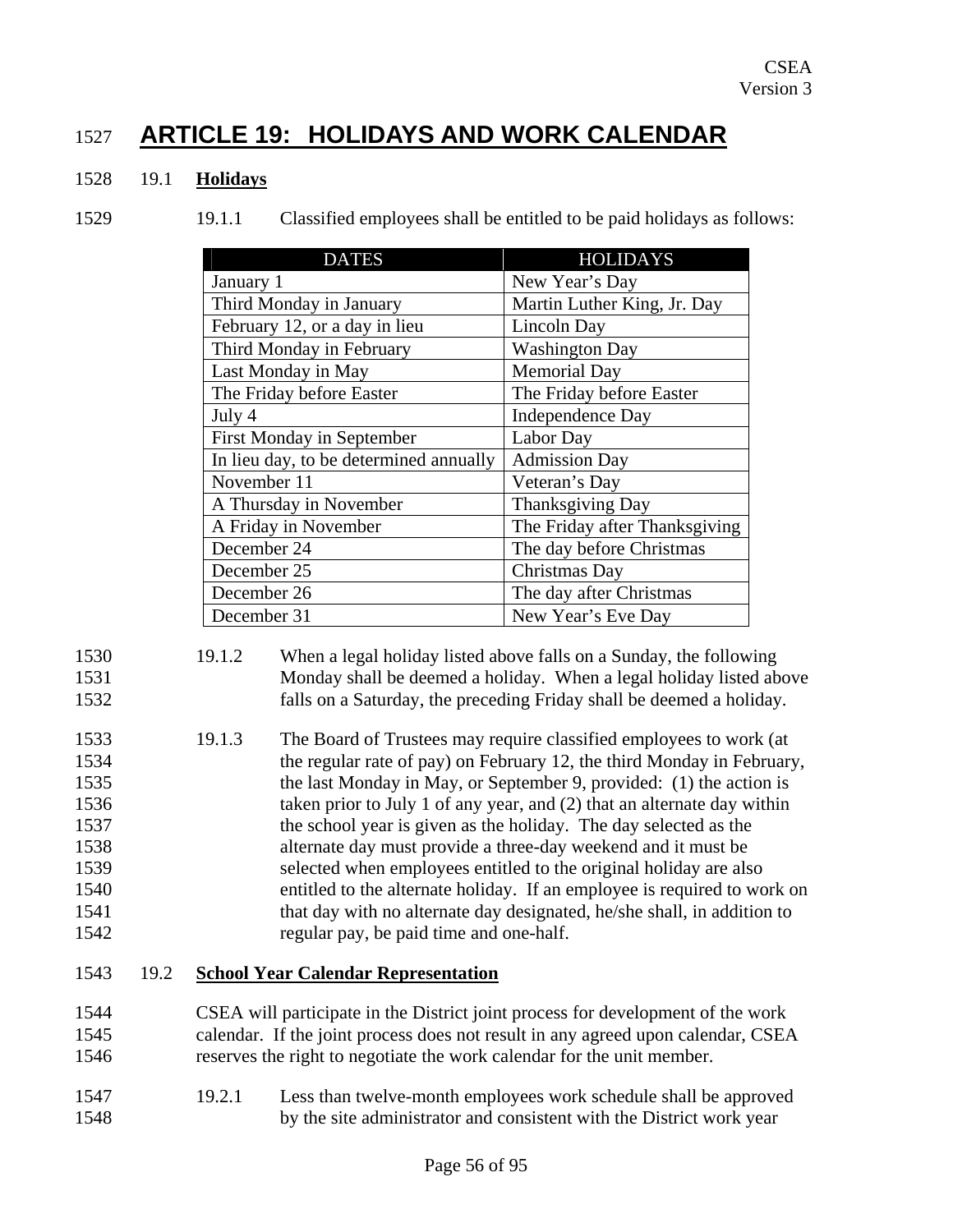# ARTICLE 19: HOLIDAYS AND WORK CALENDAR

19.1 **Holidays**

19.1.1 Classified employees shall be entitled to be paid holidays as follows:

| DATES | HOLIDAYS |
|---|---|
| January 1 | New Year's Day |
| Third Monday in January | Martin Luther King, Jr. Day |
| February 12, or a day in lieu | Lincoln Day |
| Third Monday in February | Washington Day |
| Last Monday in May | Memorial Day |
| The Friday before Easter | The Friday before Easter |
| July 4 | Independence Day |
| First Monday in September | Labor Day |
| In lieu day, to be determined annually | Admission Day |
| November 11 | Veteran's Day |
| A Thursday in November | Thanksgiving Day |
| A Friday in November | The Friday after Thanksgiving |
| December 24 | The day before Christmas |
| December 25 | Christmas Day |
| December 26 | The day after Christmas |
| December 31 | New Year's Eve Day |

19.1.2 When a legal holiday listed above falls on a Sunday, the following Monday shall be deemed a holiday. When a legal holiday listed above falls on a Saturday, the preceding Friday shall be deemed a holiday.

19.1.3 The Board of Trustees may require classified employees to work (at the regular rate of pay) on February 12, the third Monday in February, the last Monday in May, or September 9, provided: (1) the action is taken prior to July 1 of any year, and (2) that an alternate day within the school year is given as the holiday. The day selected as the alternate day must provide a three-day weekend and it must be selected when employees entitled to the original holiday are also entitled to the alternate holiday. If an employee is required to work on that day with no alternate day designated, he/she shall, in addition to regular pay, be paid time and one-half.

19.2 **School Year Calendar Representation**

CSEA will participate in the District joint process for development of the work calendar. If the joint process does not result in any agreed upon calendar, CSEA reserves the right to negotiate the work calendar for the unit member.

19.2.1 Less than twelve-month employees work schedule shall be approved by the site administrator and consistent with the District work year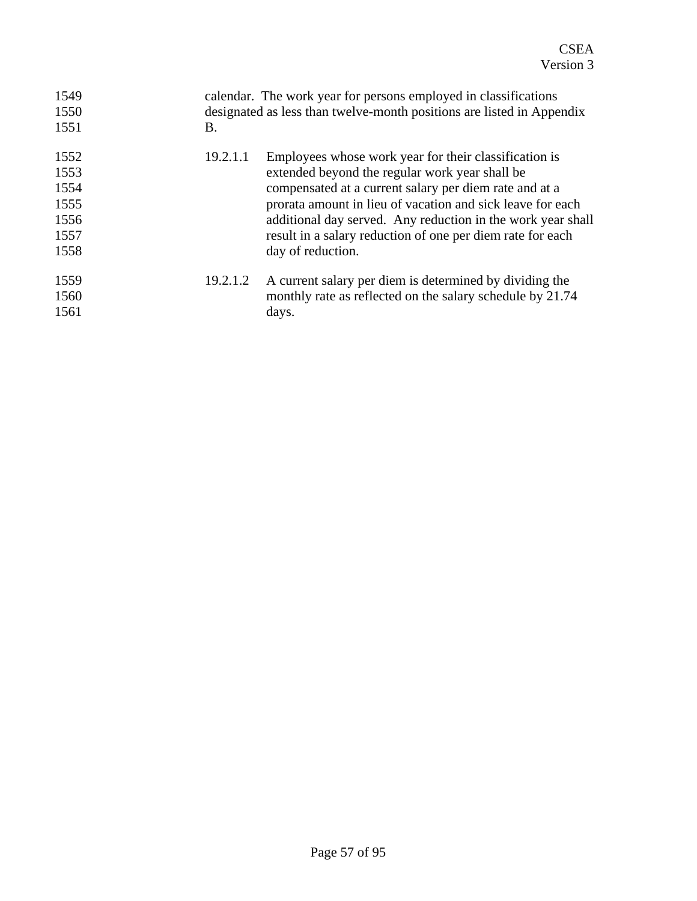calendar. The work year for persons employed in classifications designated as less than twelve-month positions are listed in Appendix B.

19.2.1.1 Employees whose work year for their classification is extended beyond the regular work year shall be compensated at a current salary per diem rate and at a prorata amount in lieu of vacation and sick leave for each additional day served. Any reduction in the work year shall result in a salary reduction of one per diem rate for each day of reduction.

19.2.1.2 A current salary per diem is determined by dividing the monthly rate as reflected on the salary schedule by 21.74 days.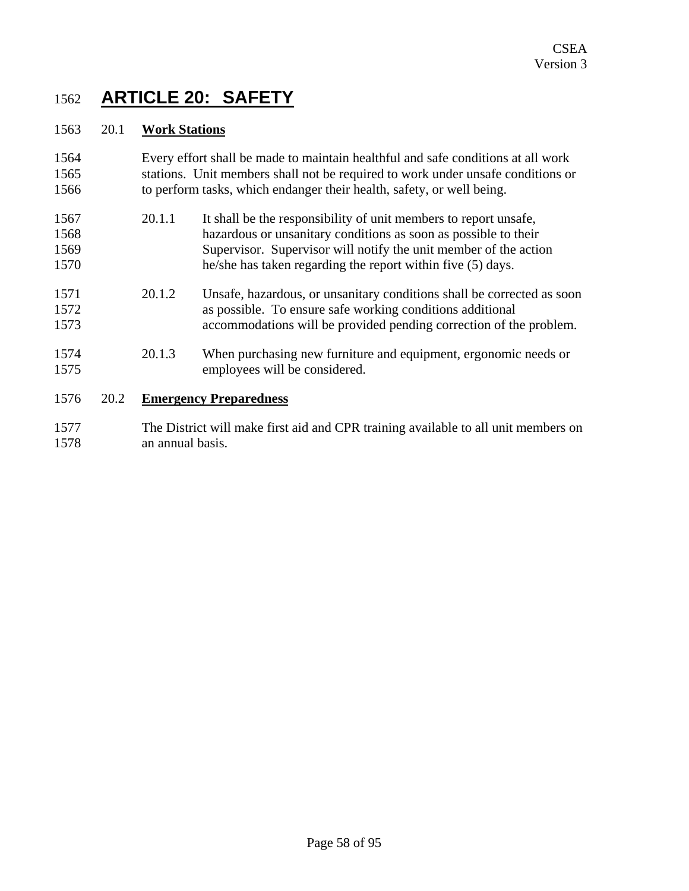# ARTICLE 20: SAFETY

## 20.1 **Work Stations**

Every effort shall be made to maintain healthful and safe conditions at all work stations. Unit members shall not be required to work under unsafe conditions or to perform tasks, which endanger their health, safety, or well being.

20.1.1 It shall be the responsibility of unit members to report unsafe, hazardous or unsanitary conditions as soon as possible to their Supervisor. Supervisor will notify the unit member of the action he/she has taken regarding the report within five (5) days.

20.1.2 Unsafe, hazardous, or unsanitary conditions shall be corrected as soon as possible. To ensure safe working conditions additional accommodations will be provided pending correction of the problem.

20.1.3 When purchasing new furniture and equipment, ergonomic needs or employees will be considered.

## 20.2 **Emergency Preparedness**

The District will make first aid and CPR training available to all unit members on an annual basis.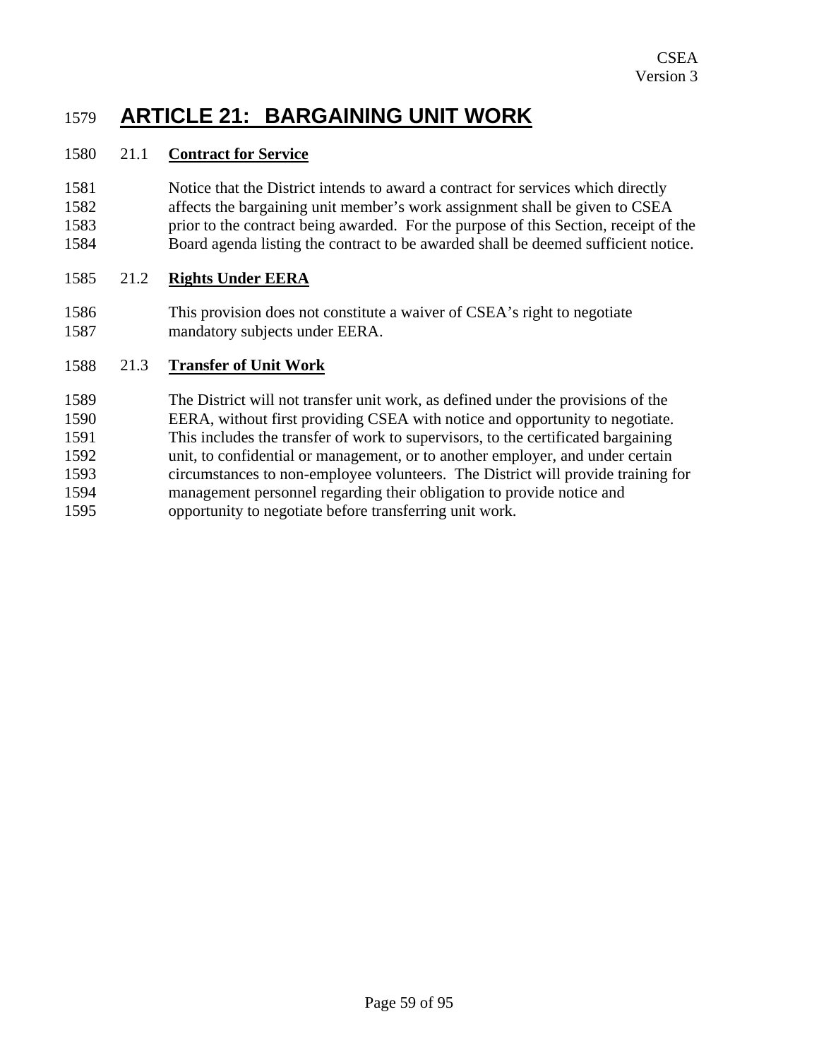# ARTICLE 21: BARGAINING UNIT WORK

## 21.1 Contract for Service

Notice that the District intends to award a contract for services which directly affects the bargaining unit member's work assignment shall be given to CSEA prior to the contract being awarded. For the purpose of this Section, receipt of the Board agenda listing the contract to be awarded shall be deemed sufficient notice.

## 21.2 Rights Under EERA

This provision does not constitute a waiver of CSEA's right to negotiate mandatory subjects under EERA.

## 21.3 Transfer of Unit Work

The District will not transfer unit work, as defined under the provisions of the EERA, without first providing CSEA with notice and opportunity to negotiate. This includes the transfer of work to supervisors, to the certificated bargaining unit, to confidential or management, or to another employer, and under certain circumstances to non-employee volunteers. The District will provide training for management personnel regarding their obligation to provide notice and opportunity to negotiate before transferring unit work.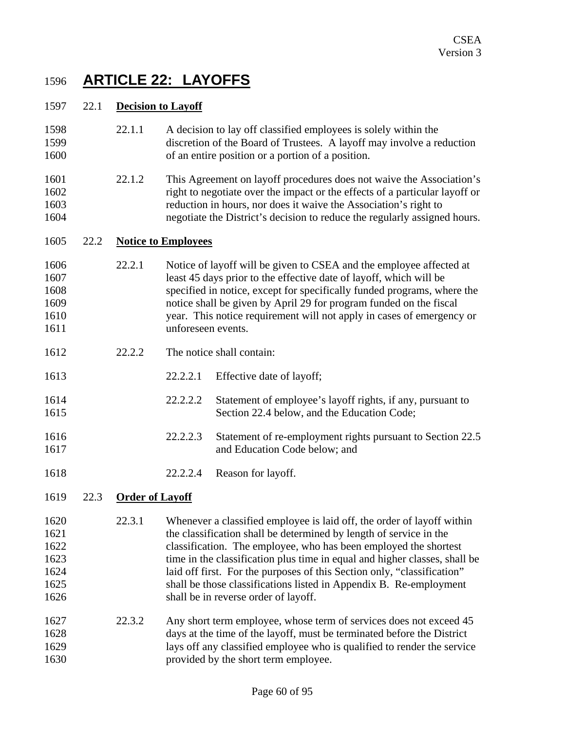# ARTICLE 22: LAYOFFS

## 22.1 Decision to Layoff

22.1.1 A decision to lay off classified employees is solely within the discretion of the Board of Trustees. A layoff may involve a reduction of an entire position or a portion of a position.

22.1.2 This Agreement on layoff procedures does not waive the Association's right to negotiate over the impact or the effects of a particular layoff or reduction in hours, nor does it waive the Association's right to negotiate the District's decision to reduce the regularly assigned hours.

## 22.2 Notice to Employees

22.2.1 Notice of layoff will be given to CSEA and the employee affected at least 45 days prior to the effective date of layoff, which will be specified in notice, except for specifically funded programs, where the notice shall be given by April 29 for program funded on the fiscal year. This notice requirement will not apply in cases of emergency or unforeseen events.

22.2.2 The notice shall contain:

22.2.2.1 Effective date of layoff;

22.2.2.2 Statement of employee's layoff rights, if any, pursuant to Section 22.4 below, and the Education Code;

22.2.2.3 Statement of re-employment rights pursuant to Section 22.5 and Education Code below; and

22.2.2.4 Reason for layoff.

## 22.3 Order of Layoff

22.3.1 Whenever a classified employee is laid off, the order of layoff within the classification shall be determined by length of service in the classification. The employee, who has been employed the shortest time in the classification plus time in equal and higher classes, shall be laid off first. For the purposes of this Section only, "classification" shall be those classifications listed in Appendix B. Re-employment shall be in reverse order of layoff.

22.3.2 Any short term employee, whose term of services does not exceed 45 days at the time of the layoff, must be terminated before the District lays off any classified employee who is qualified to render the service provided by the short term employee.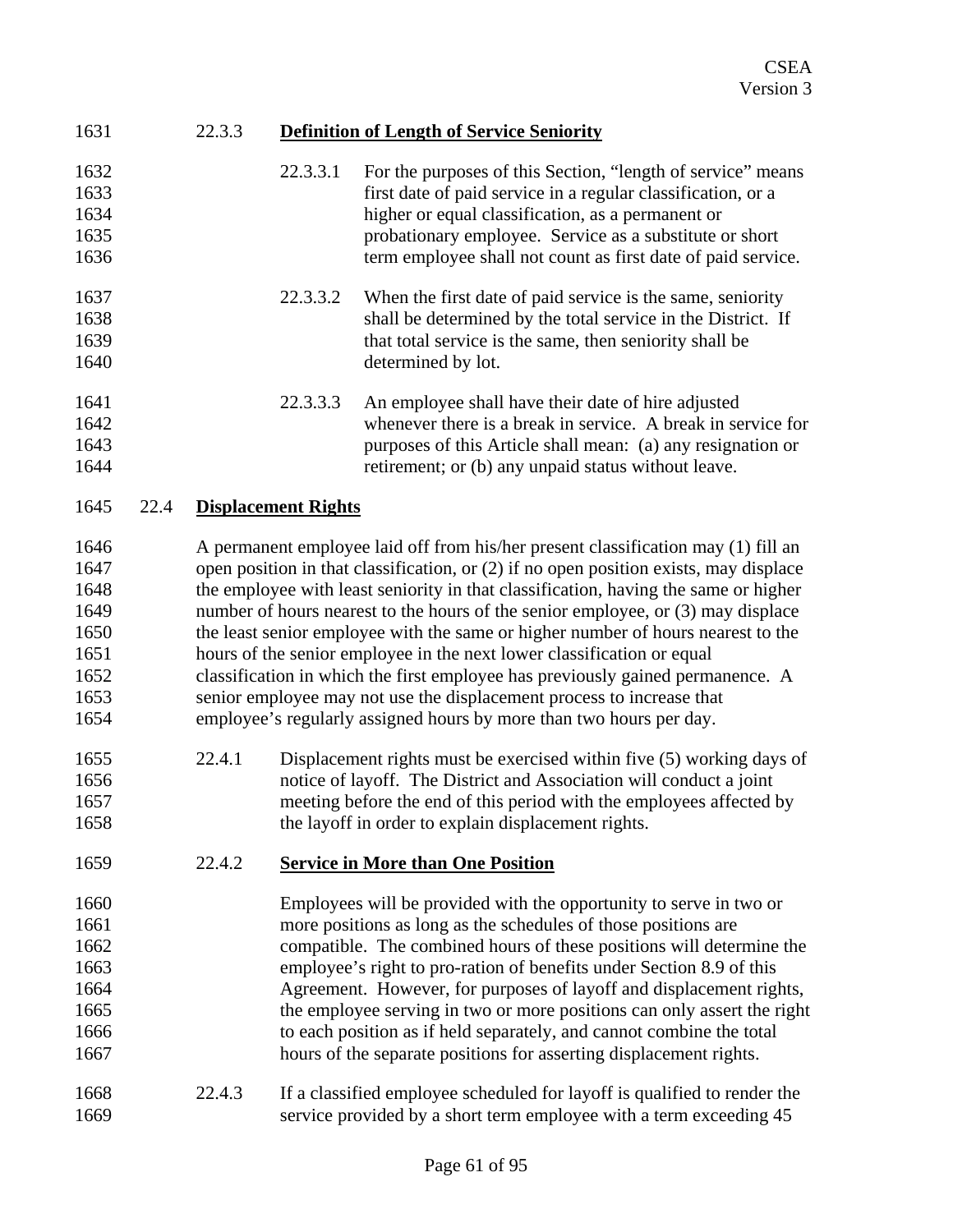#### 22.3.3 **Definition of Length of Service Seniority**

22.3.3.1 For the purposes of this Section, "length of service" means first date of paid service in a regular classification, or a higher or equal classification, as a permanent or probationary employee. Service as a substitute or short term employee shall not count as first date of paid service.

22.3.3.2 When the first date of paid service is the same, seniority shall be determined by the total service in the District. If that total service is the same, then seniority shall be determined by lot.

22.3.3.3 An employee shall have their date of hire adjusted whenever there is a break in service. A break in service for purposes of this Article shall mean: (a) any resignation or retirement; or (b) any unpaid status without leave.

### 22.4 **Displacement Rights**

A permanent employee laid off from his/her present classification may (1) fill an open position in that classification, or (2) if no open position exists, may displace the employee with least seniority in that classification, having the same or higher number of hours nearest to the hours of the senior employee, or (3) may displace the least senior employee with the same or higher number of hours nearest to the hours of the senior employee in the next lower classification or equal classification in which the first employee has previously gained permanence. A senior employee may not use the displacement process to increase that employee's regularly assigned hours by more than two hours per day.

22.4.1 Displacement rights must be exercised within five (5) working days of notice of layoff. The District and Association will conduct a joint meeting before the end of this period with the employees affected by the layoff in order to explain displacement rights.

#### 22.4.2 **Service in More than One Position**

Employees will be provided with the opportunity to serve in two or more positions as long as the schedules of those positions are compatible. The combined hours of these positions will determine the employee's right to pro-ration of benefits under Section 8.9 of this Agreement. However, for purposes of layoff and displacement rights, the employee serving in two or more positions can only assert the right to each position as if held separately, and cannot combine the total hours of the separate positions for asserting displacement rights.

22.4.3 If a classified employee scheduled for layoff is qualified to render the service provided by a short term employee with a term exceeding 45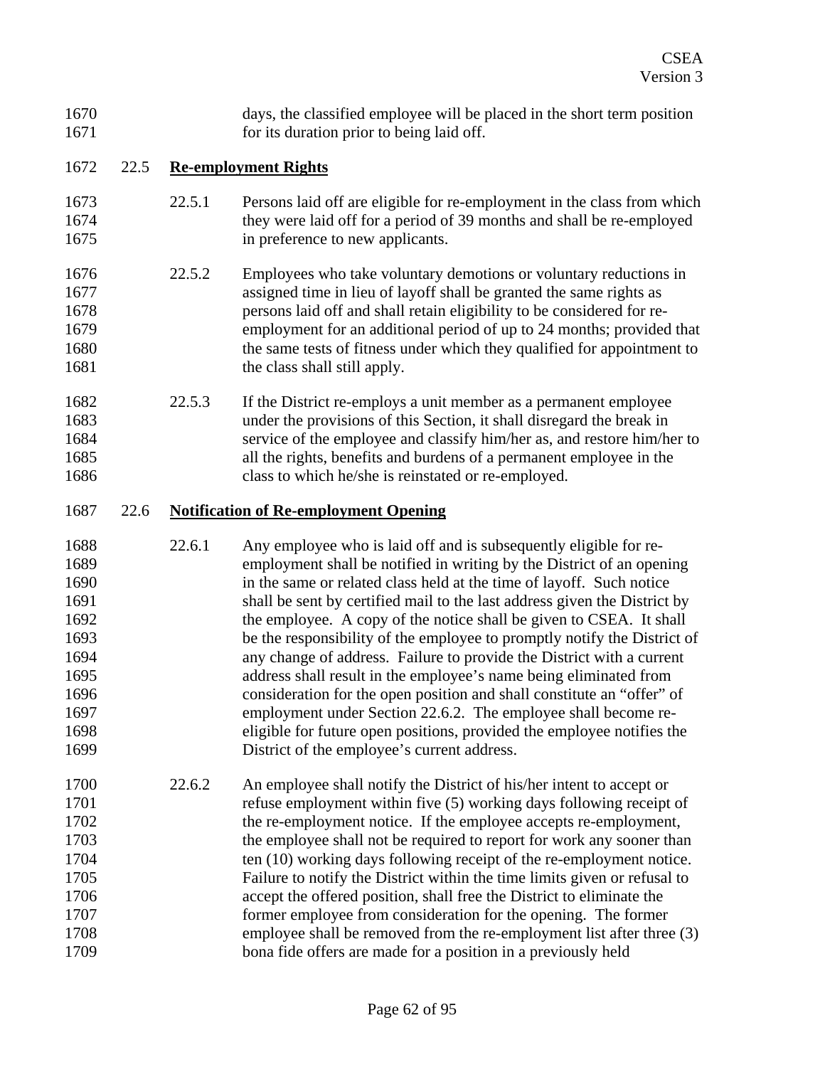days, the classified employee will be placed in the short term position for its duration prior to being laid off.

## 22.5 Re-employment Rights

22.5.1 Persons laid off are eligible for re-employment in the class from which they were laid off for a period of 39 months and shall be re-employed in preference to new applicants.

22.5.2 Employees who take voluntary demotions or voluntary reductions in assigned time in lieu of layoff shall be granted the same rights as persons laid off and shall retain eligibility to be considered for re-employment for an additional period of up to 24 months; provided that the same tests of fitness under which they qualified for appointment to the class shall still apply.

22.5.3 If the District re-employs a unit member as a permanent employee under the provisions of this Section, it shall disregard the break in service of the employee and classify him/her as, and restore him/her to all the rights, benefits and burdens of a permanent employee in the class to which he/she is reinstated or re-employed.

## 22.6 Notification of Re-employment Opening

22.6.1 Any employee who is laid off and is subsequently eligible for re-employment shall be notified in writing by the District of an opening in the same or related class held at the time of layoff. Such notice shall be sent by certified mail to the last address given the District by the employee. A copy of the notice shall be given to CSEA. It shall be the responsibility of the employee to promptly notify the District of any change of address. Failure to provide the District with a current address shall result in the employee's name being eliminated from consideration for the open position and shall constitute an "offer" of employment under Section 22.6.2. The employee shall become re-eligible for future open positions, provided the employee notifies the District of the employee's current address.

22.6.2 An employee shall notify the District of his/her intent to accept or refuse employment within five (5) working days following receipt of the re-employment notice. If the employee accepts re-employment, the employee shall not be required to report for work any sooner than ten (10) working days following receipt of the re-employment notice. Failure to notify the District within the time limits given or refusal to accept the offered position, shall free the District to eliminate the former employee from consideration for the opening. The former employee shall be removed from the re-employment list after three (3) bona fide offers are made for a position in a previously held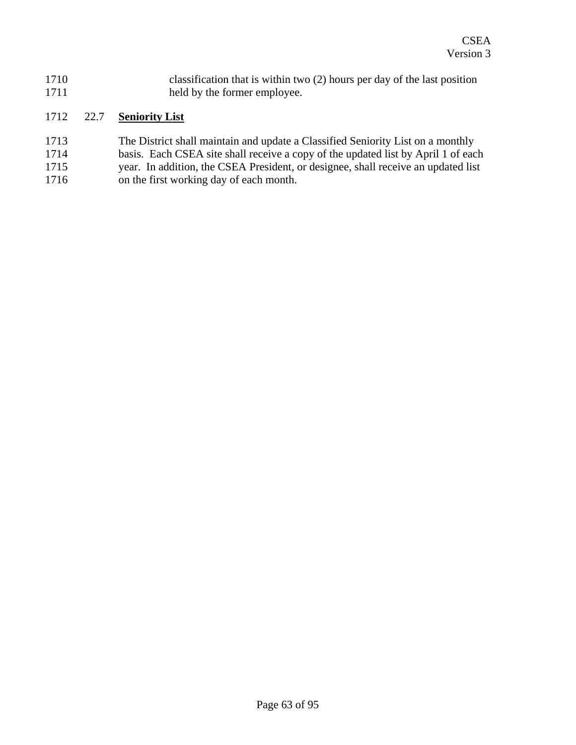classification that is within two (2) hours per day of the last position held by the former employee.

### 22.7 **Seniority List**

The District shall maintain and update a Classified Seniority List on a monthly basis. Each CSEA site shall receive a copy of the updated list by April 1 of each year. In addition, the CSEA President, or designee, shall receive an updated list on the first working day of each month.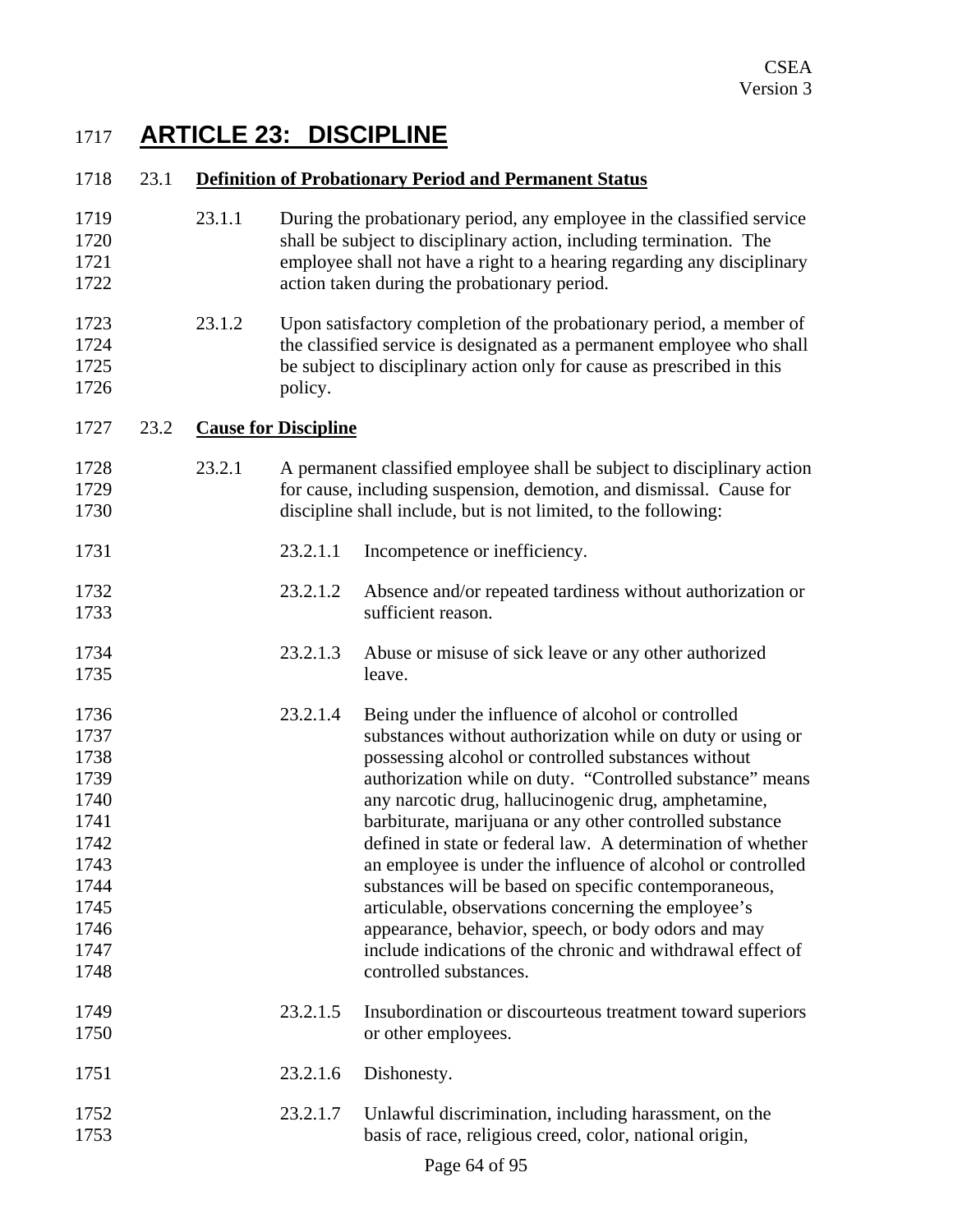# ARTICLE 23: DISCIPLINE

## 23.1 Definition of Probationary Period and Permanent Status

23.1.1 During the probationary period, any employee in the classified service shall be subject to disciplinary action, including termination. The employee shall not have a right to a hearing regarding any disciplinary action taken during the probationary period.

23.1.2 Upon satisfactory completion of the probationary period, a member of the classified service is designated as a permanent employee who shall be subject to disciplinary action only for cause as prescribed in this policy.

## 23.2 Cause for Discipline

23.2.1 A permanent classified employee shall be subject to disciplinary action for cause, including suspension, demotion, and dismissal. Cause for discipline shall include, but is not limited, to the following:

23.2.1.1 Incompetence or inefficiency.

23.2.1.2 Absence and/or repeated tardiness without authorization or sufficient reason.

23.2.1.3 Abuse or misuse of sick leave or any other authorized leave.

23.2.1.4 Being under the influence of alcohol or controlled substances without authorization while on duty or using or possessing alcohol or controlled substances without authorization while on duty. "Controlled substance" means any narcotic drug, hallucinogenic drug, amphetamine, barbiturate, marijuana or any other controlled substance defined in state or federal law. A determination of whether an employee is under the influence of alcohol or controlled substances will be based on specific contemporaneous, articulable, observations concerning the employee's appearance, behavior, speech, or body odors and may include indications of the chronic and withdrawal effect of controlled substances.

23.2.1.5 Insubordination or discourteous treatment toward superiors or other employees.

23.2.1.6 Dishonesty.

23.2.1.7 Unlawful discrimination, including harassment, on the basis of race, religious creed, color, national origin,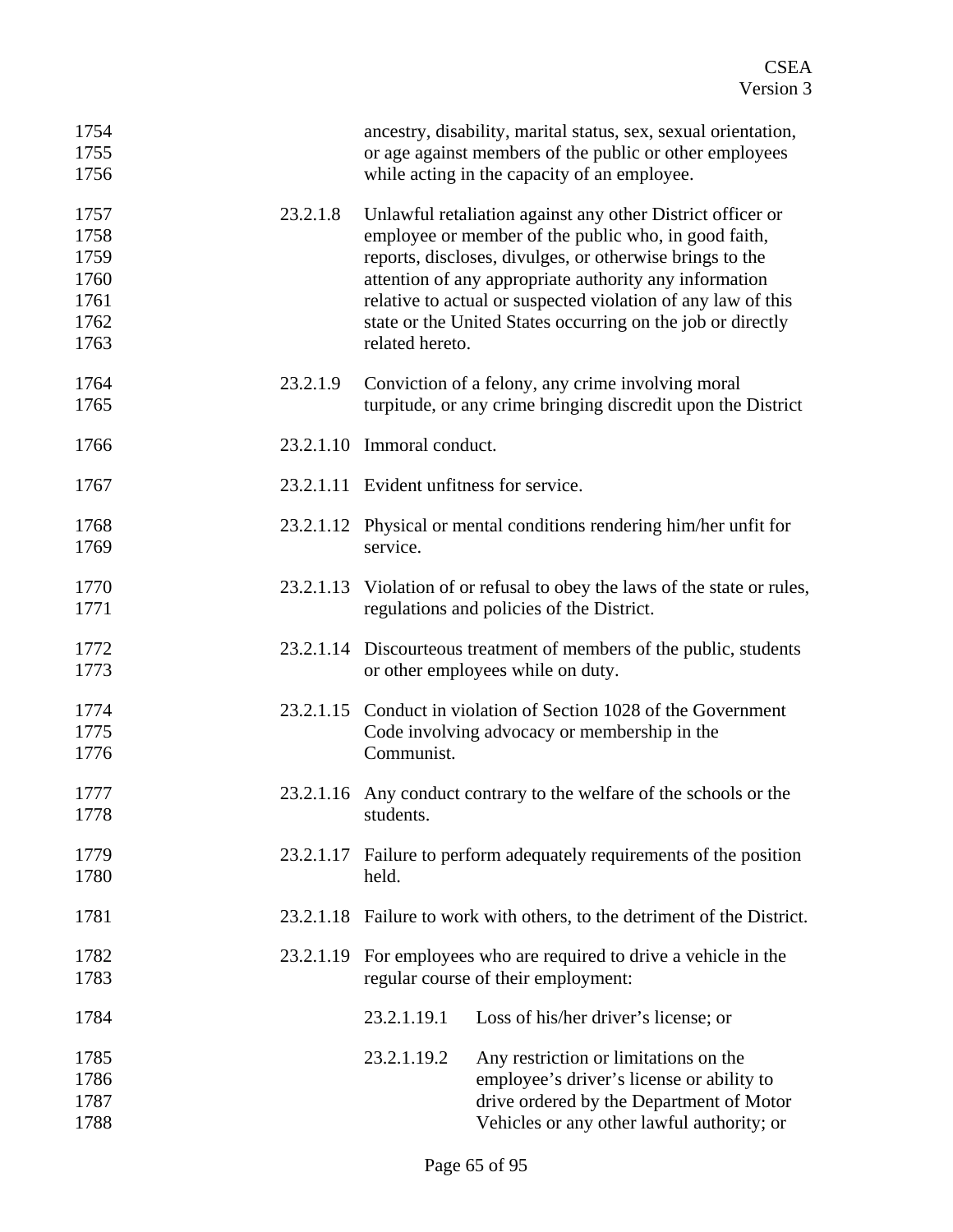ancestry, disability, marital status, sex, sexual orientation, or age against members of the public or other employees while acting in the capacity of an employee.

23.2.1.8 Unlawful retaliation against any other District officer or employee or member of the public who, in good faith, reports, discloses, divulges, or otherwise brings to the attention of any appropriate authority any information relative to actual or suspected violation of any law of this state or the United States occurring on the job or directly related hereto.

23.2.1.9 Conviction of a felony, any crime involving moral turpitude, or any crime bringing discredit upon the District

23.2.1.10 Immoral conduct.

23.2.1.11 Evident unfitness for service.

23.2.1.12 Physical or mental conditions rendering him/her unfit for service.

23.2.1.13 Violation of or refusal to obey the laws of the state or rules, regulations and policies of the District.

23.2.1.14 Discourteous treatment of members of the public, students or other employees while on duty.

23.2.1.15 Conduct in violation of Section 1028 of the Government Code involving advocacy or membership in the Communist.

23.2.1.16 Any conduct contrary to the welfare of the schools or the students.

23.2.1.17 Failure to perform adequately requirements of the position held.

23.2.1.18 Failure to work with others, to the detriment of the District.

23.2.1.19 For employees who are required to drive a vehicle in the regular course of their employment:

23.2.1.19.1 Loss of his/her driver's license; or

23.2.1.19.2 Any restriction or limitations on the employee's driver's license or ability to drive ordered by the Department of Motor Vehicles or any other lawful authority; or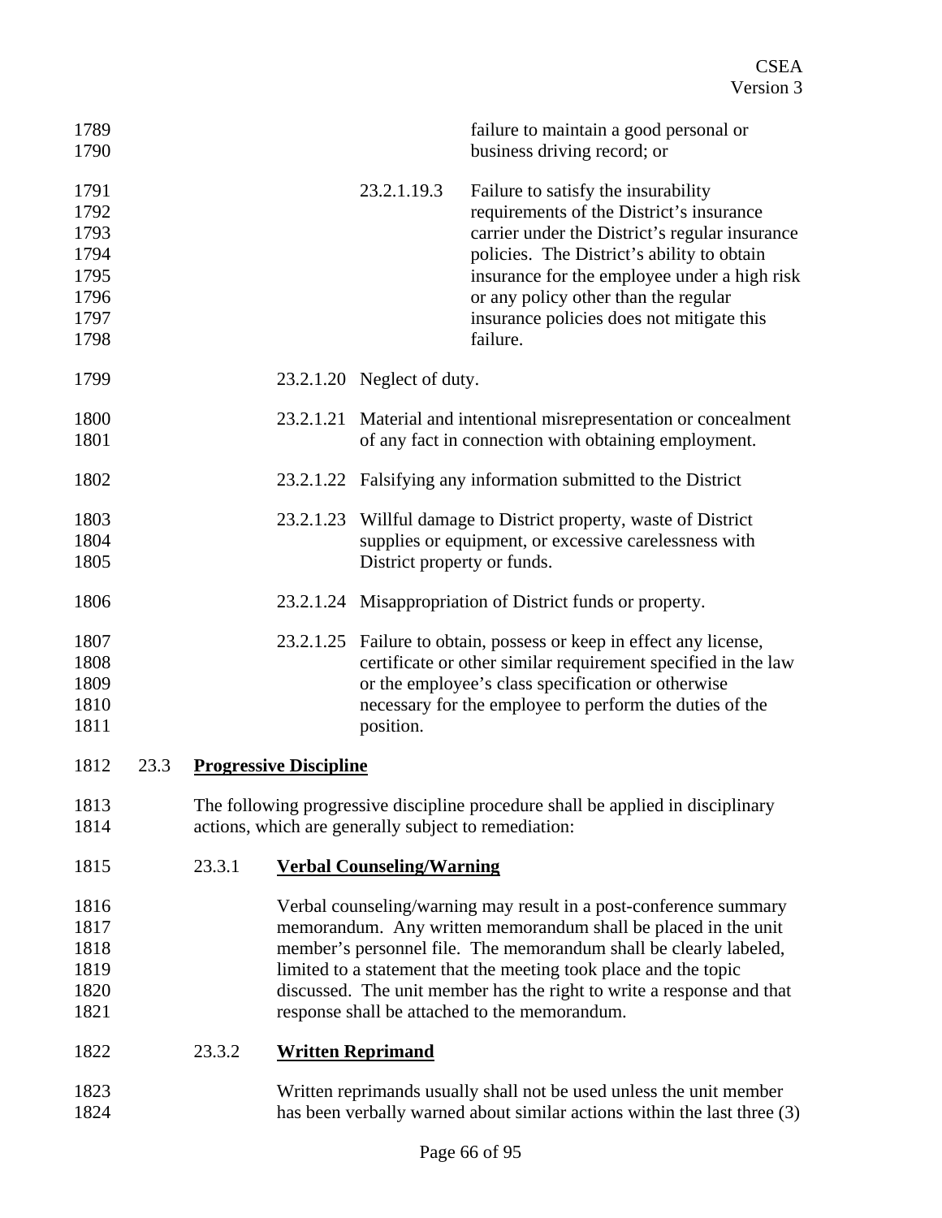failure to maintain a good personal or business driving record; or

23.2.1.19.3 Failure to satisfy the insurability requirements of the District's insurance carrier under the District's regular insurance policies. The District's ability to obtain insurance for the employee under a high risk or any policy other than the regular insurance policies does not mitigate this failure.

23.2.1.20 Neglect of duty.

23.2.1.21 Material and intentional misrepresentation or concealment of any fact in connection with obtaining employment.

23.2.1.22 Falsifying any information submitted to the District

23.2.1.23 Willful damage to District property, waste of District supplies or equipment, or excessive carelessness with District property or funds.

23.2.1.24 Misappropriation of District funds or property.

23.2.1.25 Failure to obtain, possess or keep in effect any license, certificate or other similar requirement specified in the law or the employee's class specification or otherwise necessary for the employee to perform the duties of the position.

## 23.3 Progressive Discipline

The following progressive discipline procedure shall be applied in disciplinary actions, which are generally subject to remediation:

### 23.3.1 Verbal Counseling/Warning

Verbal counseling/warning may result in a post-conference summary memorandum. Any written memorandum shall be placed in the unit member's personnel file. The memorandum shall be clearly labeled, limited to a statement that the meeting took place and the topic discussed. The unit member has the right to write a response and that response shall be attached to the memorandum.

### 23.3.2 Written Reprimand

Written reprimands usually shall not be used unless the unit member has been verbally warned about similar actions within the last three (3)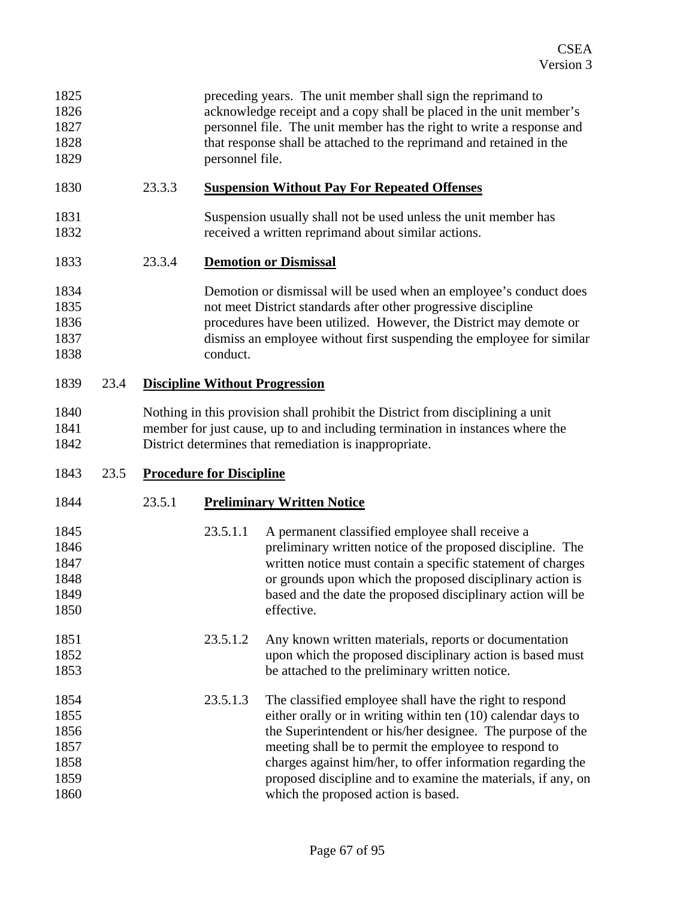preceding years. The unit member shall sign the reprimand to acknowledge receipt and a copy shall be placed in the unit member's personnel file. The unit member has the right to write a response and that response shall be attached to the reprimand and retained in the personnel file.

#### 23.3.3 **Suspension Without Pay For Repeated Offenses**

Suspension usually shall not be used unless the unit member has received a written reprimand about similar actions.

#### 23.3.4 **Demotion or Dismissal**

Demotion or dismissal will be used when an employee's conduct does not meet District standards after other progressive discipline procedures have been utilized. However, the District may demote or dismiss an employee without first suspending the employee for similar conduct.

### 23.4 **Discipline Without Progression**

Nothing in this provision shall prohibit the District from disciplining a unit member for just cause, up to and including termination in instances where the District determines that remediation is inappropriate.

### 23.5 **Procedure for Discipline**

#### 23.5.1 **Preliminary Written Notice**

23.5.1.1 A permanent classified employee shall receive a preliminary written notice of the proposed discipline. The written notice must contain a specific statement of charges or grounds upon which the proposed disciplinary action is based and the date the proposed disciplinary action will be effective.

23.5.1.2 Any known written materials, reports or documentation upon which the proposed disciplinary action is based must be attached to the preliminary written notice.

23.5.1.3 The classified employee shall have the right to respond either orally or in writing within ten (10) calendar days to the Superintendent or his/her designee. The purpose of the meeting shall be to permit the employee to respond to charges against him/her, to offer information regarding the proposed discipline and to examine the materials, if any, on which the proposed action is based.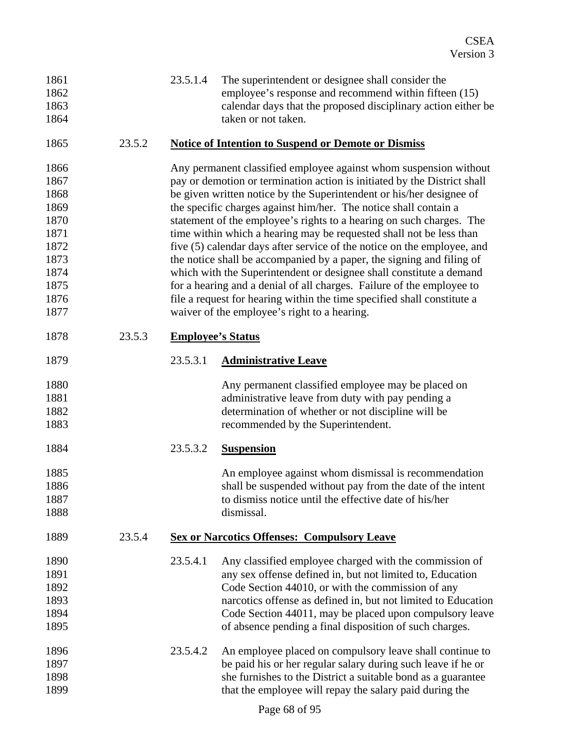23.5.1.4 The superintendent or designee shall consider the employee's response and recommend within fifteen (15) calendar days that the proposed disciplinary action either be taken or not taken.

### 23.5.2 Notice of Intention to Suspend or Demote or Dismiss

Any permanent classified employee against whom suspension without pay or demotion or termination action is initiated by the District shall be given written notice by the Superintendent or his/her designee of the specific charges against him/her. The notice shall contain a statement of the employee's rights to a hearing on such charges. The time within which a hearing may be requested shall not be less than five (5) calendar days after service of the notice on the employee, and the notice shall be accompanied by a paper, the signing and filing of which with the Superintendent or designee shall constitute a demand for a hearing and a denial of all charges. Failure of the employee to file a request for hearing within the time specified shall constitute a waiver of the employee's right to a hearing.

### 23.5.3 Employee's Status

#### 23.5.3.1 Administrative Leave

Any permanent classified employee may be placed on administrative leave from duty with pay pending a determination of whether or not discipline will be recommended by the Superintendent.

#### 23.5.3.2 Suspension

An employee against whom dismissal is recommendation shall be suspended without pay from the date of the intent to dismiss notice until the effective date of his/her dismissal.

### 23.5.4 Sex or Narcotics Offenses: Compulsory Leave

23.5.4.1 Any classified employee charged with the commission of any sex offense defined in, but not limited to, Education Code Section 44010, or with the commission of any narcotics offense as defined in, but not limited to Education Code Section 44011, may be placed upon compulsory leave of absence pending a final disposition of such charges.

23.5.4.2 An employee placed on compulsory leave shall continue to be paid his or her regular salary during such leave if he or she furnishes to the District a suitable bond as a guarantee that the employee will repay the salary paid during the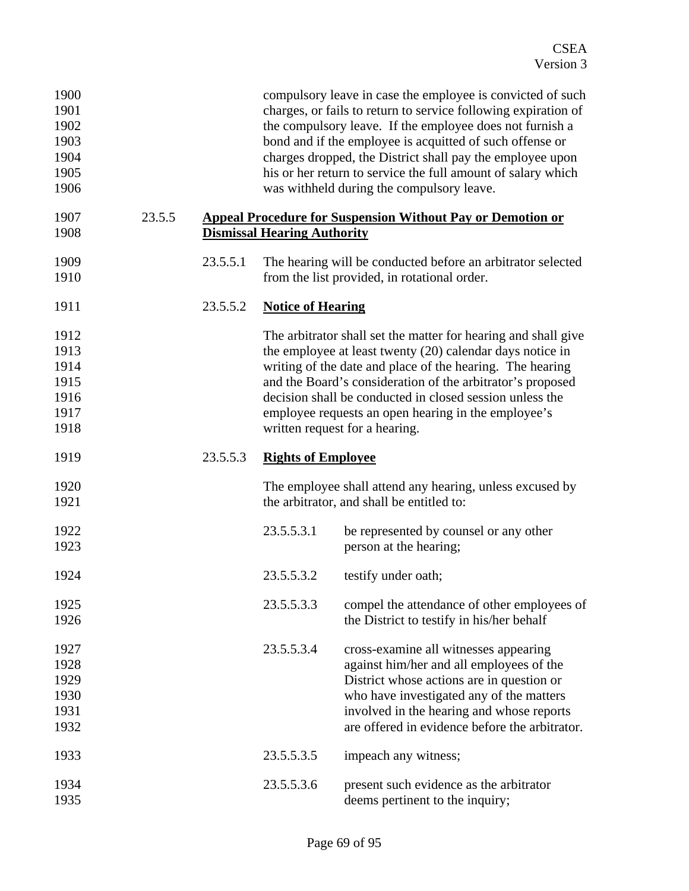compulsory leave in case the employee is convicted of such charges, or fails to return to service following expiration of the compulsory leave. If the employee does not furnish a bond and if the employee is acquitted of such offense or charges dropped, the District shall pay the employee upon his or her return to service the full amount of salary which was withheld during the compulsory leave.

23.5.5 **Appeal Procedure for Suspension Without Pay or Demotion or Dismissal Hearing Authority**

23.5.5.1 The hearing will be conducted before an arbitrator selected from the list provided, in rotational order.

23.5.5.2 **Notice of Hearing**

The arbitrator shall set the matter for hearing and shall give the employee at least twenty (20) calendar days notice in writing of the date and place of the hearing. The hearing and the Board's consideration of the arbitrator's proposed decision shall be conducted in closed session unless the employee requests an open hearing in the employee's written request for a hearing.

23.5.5.3 **Rights of Employee**

The employee shall attend any hearing, unless excused by the arbitrator, and shall be entitled to:

23.5.5.3.1 be represented by counsel or any other person at the hearing;

23.5.5.3.2 testify under oath;

23.5.5.3.3 compel the attendance of other employees of the District to testify in his/her behalf

23.5.5.3.4 cross-examine all witnesses appearing against him/her and all employees of the District whose actions are in question or who have investigated any of the matters involved in the hearing and whose reports are offered in evidence before the arbitrator.

23.5.5.3.5 impeach any witness;

23.5.5.3.6 present such evidence as the arbitrator deems pertinent to the inquiry;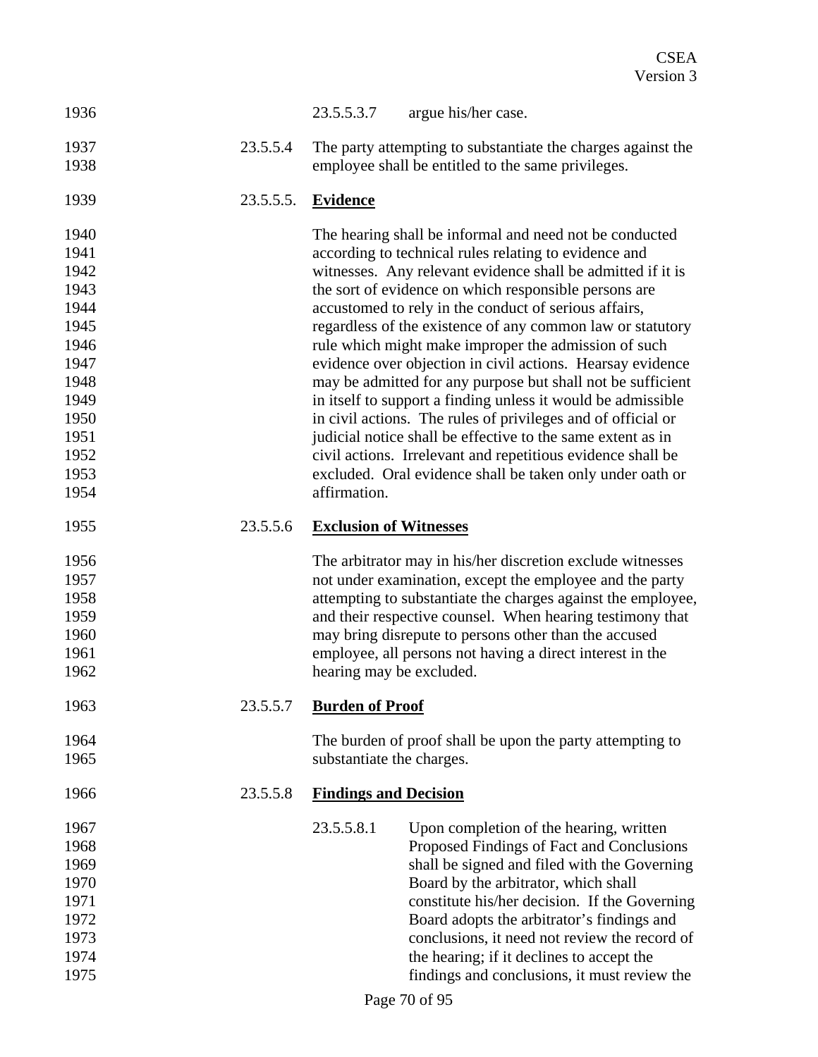23.5.5.3.7 argue his/her case.

23.5.5.4 The party attempting to substantiate the charges against the employee shall be entitled to the same privileges.

23.5.5.5. **Evidence**

The hearing shall be informal and need not be conducted according to technical rules relating to evidence and witnesses. Any relevant evidence shall be admitted if it is the sort of evidence on which responsible persons are accustomed to rely in the conduct of serious affairs, regardless of the existence of any common law or statutory rule which might make improper the admission of such evidence over objection in civil actions. Hearsay evidence may be admitted for any purpose but shall not be sufficient in itself to support a finding unless it would be admissible in civil actions. The rules of privileges and of official or judicial notice shall be effective to the same extent as in civil actions. Irrelevant and repetitious evidence shall be excluded. Oral evidence shall be taken only under oath or affirmation.

23.5.5.6 **Exclusion of Witnesses**

The arbitrator may in his/her discretion exclude witnesses not under examination, except the employee and the party attempting to substantiate the charges against the employee, and their respective counsel. When hearing testimony that may bring disrepute to persons other than the accused employee, all persons not having a direct interest in the hearing may be excluded.

23.5.5.7 **Burden of Proof**

The burden of proof shall be upon the party attempting to substantiate the charges.

23.5.5.8 **Findings and Decision**

23.5.5.8.1 Upon completion of the hearing, written Proposed Findings of Fact and Conclusions shall be signed and filed with the Governing Board by the arbitrator, which shall constitute his/her decision. If the Governing Board adopts the arbitrator's findings and conclusions, it need not review the record of the hearing; if it declines to accept the findings and conclusions, it must review the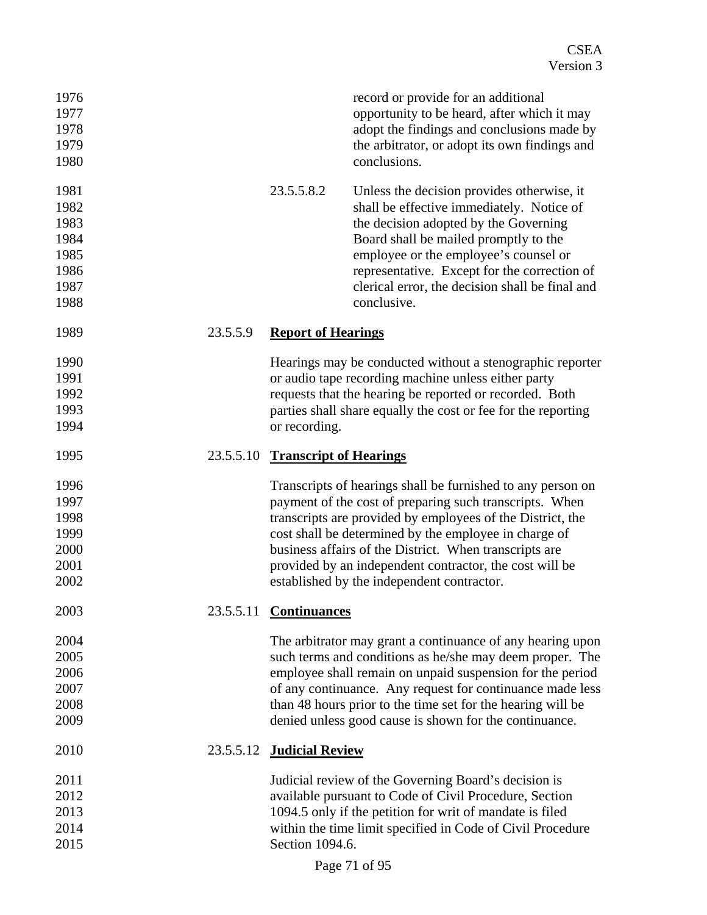record or provide for an additional opportunity to be heard, after which it may adopt the findings and conclusions made by the arbitrator, or adopt its own findings and conclusions.

23.5.5.8.2 Unless the decision provides otherwise, it shall be effective immediately. Notice of the decision adopted by the Governing Board shall be mailed promptly to the employee or the employee's counsel or representative. Except for the correction of clerical error, the decision shall be final and conclusive.

23.5.5.9 **Report of Hearings**

Hearings may be conducted without a stenographic reporter or audio tape recording machine unless either party requests that the hearing be reported or recorded. Both parties shall share equally the cost or fee for the reporting or recording.

23.5.5.10 **Transcript of Hearings**

Transcripts of hearings shall be furnished to any person on payment of the cost of preparing such transcripts. When transcripts are provided by employees of the District, the cost shall be determined by the employee in charge of business affairs of the District. When transcripts are provided by an independent contractor, the cost will be established by the independent contractor.

23.5.5.11 **Continuances**

The arbitrator may grant a continuance of any hearing upon such terms and conditions as he/she may deem proper. The employee shall remain on unpaid suspension for the period of any continuance. Any request for continuance made less than 48 hours prior to the time set for the hearing will be denied unless good cause is shown for the continuance.

23.5.5.12 **Judicial Review**

Judicial review of the Governing Board's decision is available pursuant to Code of Civil Procedure, Section 1094.5 only if the petition for writ of mandate is filed within the time limit specified in Code of Civil Procedure Section 1094.6.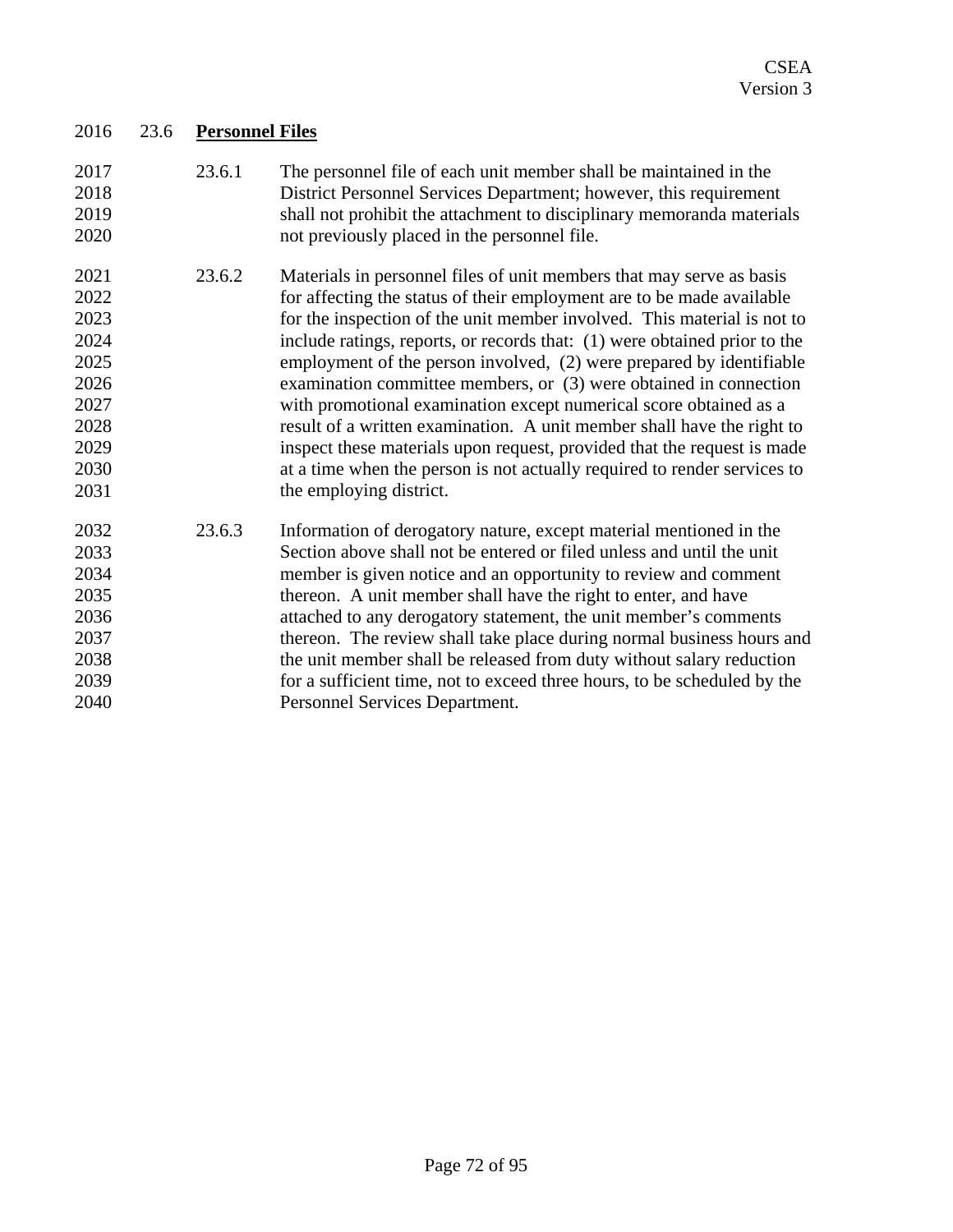### 23.6 **Personnel Files**

23.6.1 The personnel file of each unit member shall be maintained in the District Personnel Services Department; however, this requirement shall not prohibit the attachment to disciplinary memoranda materials not previously placed in the personnel file.

23.6.2 Materials in personnel files of unit members that may serve as basis for affecting the status of their employment are to be made available for the inspection of the unit member involved. This material is not to include ratings, reports, or records that: (1) were obtained prior to the employment of the person involved, (2) were prepared by identifiable examination committee members, or (3) were obtained in connection with promotional examination except numerical score obtained as a result of a written examination. A unit member shall have the right to inspect these materials upon request, provided that the request is made at a time when the person is not actually required to render services to the employing district.

23.6.3 Information of derogatory nature, except material mentioned in the Section above shall not be entered or filed unless and until the unit member is given notice and an opportunity to review and comment thereon. A unit member shall have the right to enter, and have attached to any derogatory statement, the unit member's comments thereon. The review shall take place during normal business hours and the unit member shall be released from duty without salary reduction for a sufficient time, not to exceed three hours, to be scheduled by the Personnel Services Department.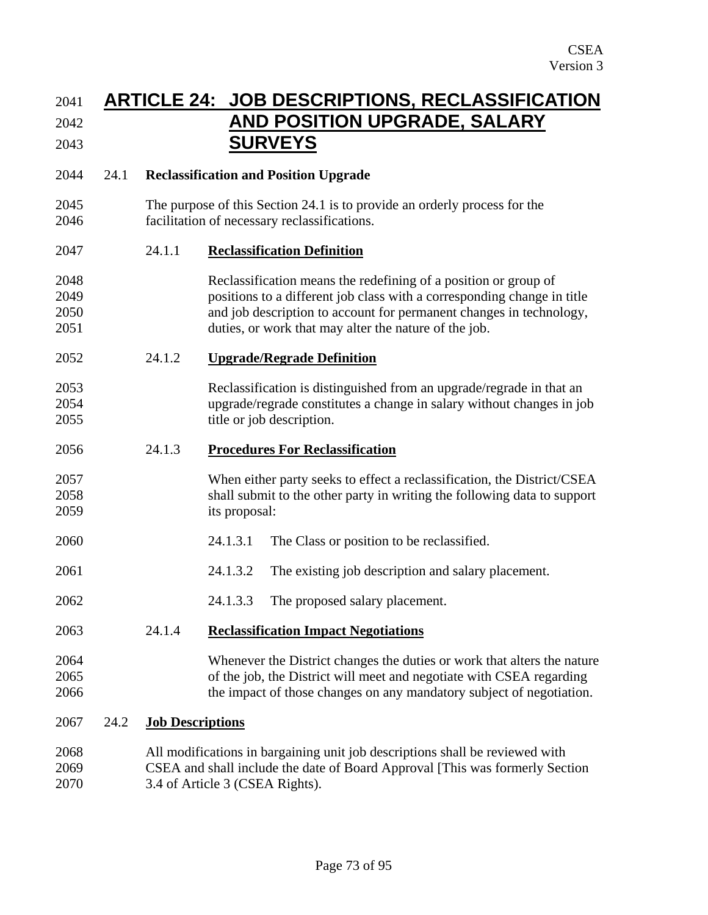# ARTICLE 24: JOB DESCRIPTIONS, RECLASSIFICATION AND POSITION UPGRADE, SALARY SURVEYS

## 24.1 Reclassification and Position Upgrade

The purpose of this Section 24.1 is to provide an orderly process for the facilitation of necessary reclassifications.

### 24.1.1 **Reclassification Definition**

Reclassification means the redefining of a position or group of positions to a different job class with a corresponding change in title and job description to account for permanent changes in technology, duties, or work that may alter the nature of the job.

### 24.1.2 **Upgrade/Regrade Definition**

Reclassification is distinguished from an upgrade/regrade in that an upgrade/regrade constitutes a change in salary without changes in job title or job description.

### 24.1.3 **Procedures For Reclassification**

When either party seeks to effect a reclassification, the District/CSEA shall submit to the other party in writing the following data to support its proposal:

24.1.3.1 The Class or position to be reclassified.

24.1.3.2 The existing job description and salary placement.

24.1.3.3 The proposed salary placement.

### 24.1.4 **Reclassification Impact Negotiations**

Whenever the District changes the duties or work that alters the nature of the job, the District will meet and negotiate with CSEA regarding the impact of those changes on any mandatory subject of negotiation.

## 24.2 **Job Descriptions**

All modifications in bargaining unit job descriptions shall be reviewed with CSEA and shall include the date of Board Approval [This was formerly Section 3.4 of Article 3 (CSEA Rights).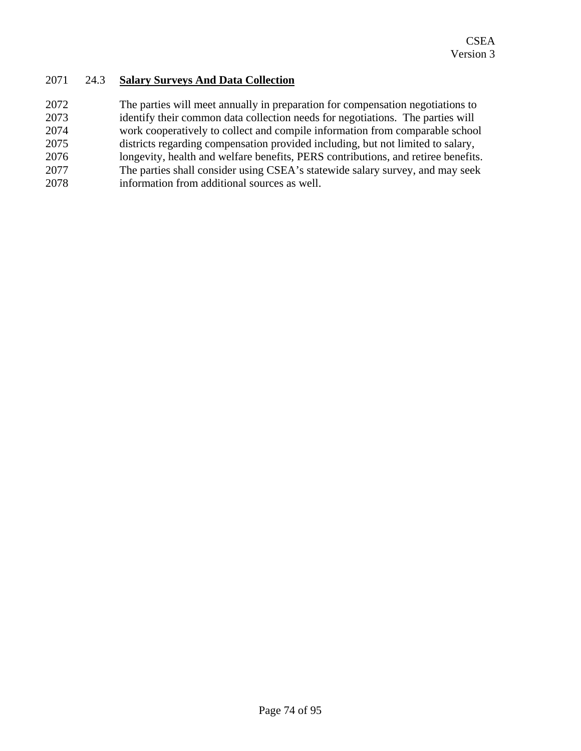## 24.3 **Salary Surveys And Data Collection**

The parties will meet annually in preparation for compensation negotiations to identify their common data collection needs for negotiations. The parties will work cooperatively to collect and compile information from comparable school districts regarding compensation provided including, but not limited to salary, longevity, health and welfare benefits, PERS contributions, and retiree benefits. The parties shall consider using CSEA's statewide salary survey, and may seek information from additional sources as well.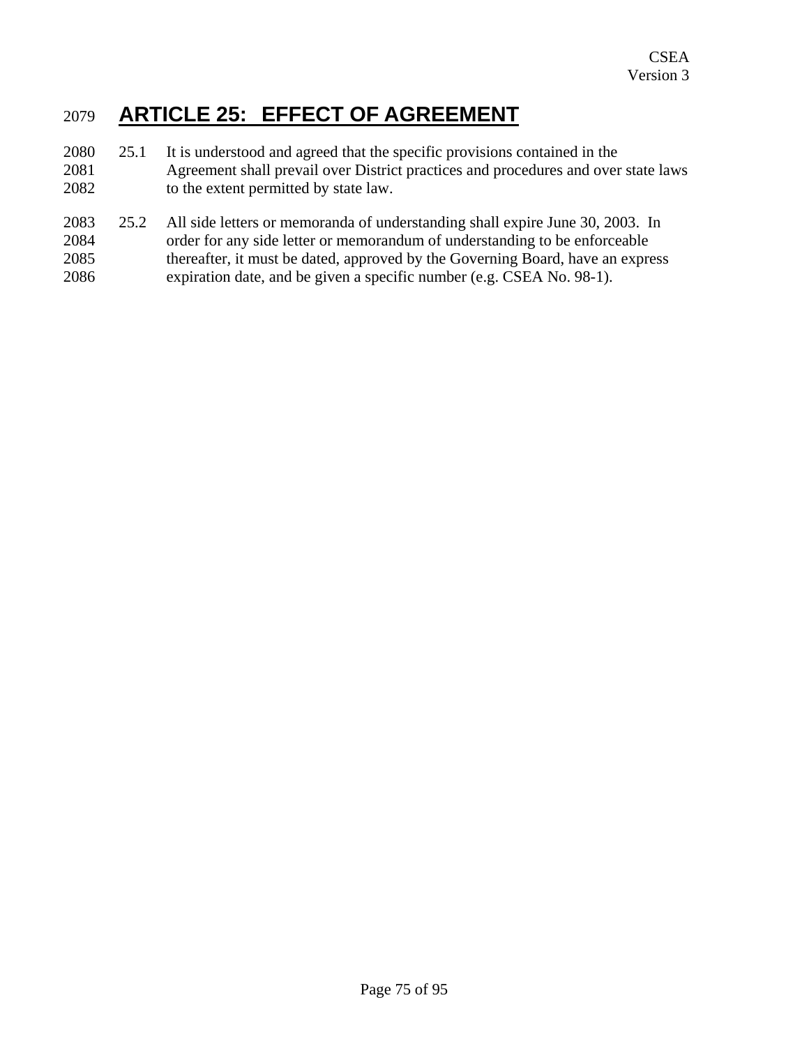# ARTICLE 25: EFFECT OF AGREEMENT

25.1 It is understood and agreed that the specific provisions contained in the Agreement shall prevail over District practices and procedures and over state laws to the extent permitted by state law.

25.2 All side letters or memoranda of understanding shall expire June 30, 2003. In order for any side letter or memorandum of understanding to be enforceable thereafter, it must be dated, approved by the Governing Board, have an express expiration date, and be given a specific number (e.g. CSEA No. 98-1).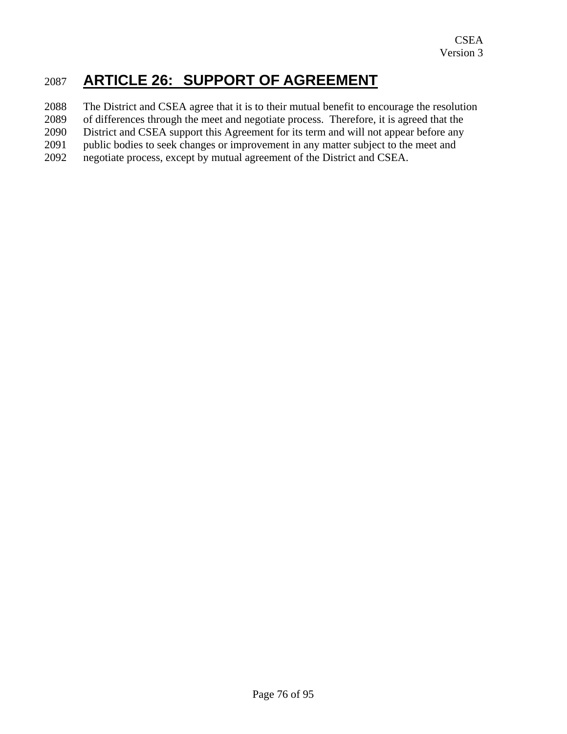# ARTICLE 26: SUPPORT OF AGREEMENT

The District and CSEA agree that it is to their mutual benefit to encourage the resolution of differences through the meet and negotiate process. Therefore, it is agreed that the District and CSEA support this Agreement for its term and will not appear before any public bodies to seek changes or improvement in any matter subject to the meet and negotiate process, except by mutual agreement of the District and CSEA.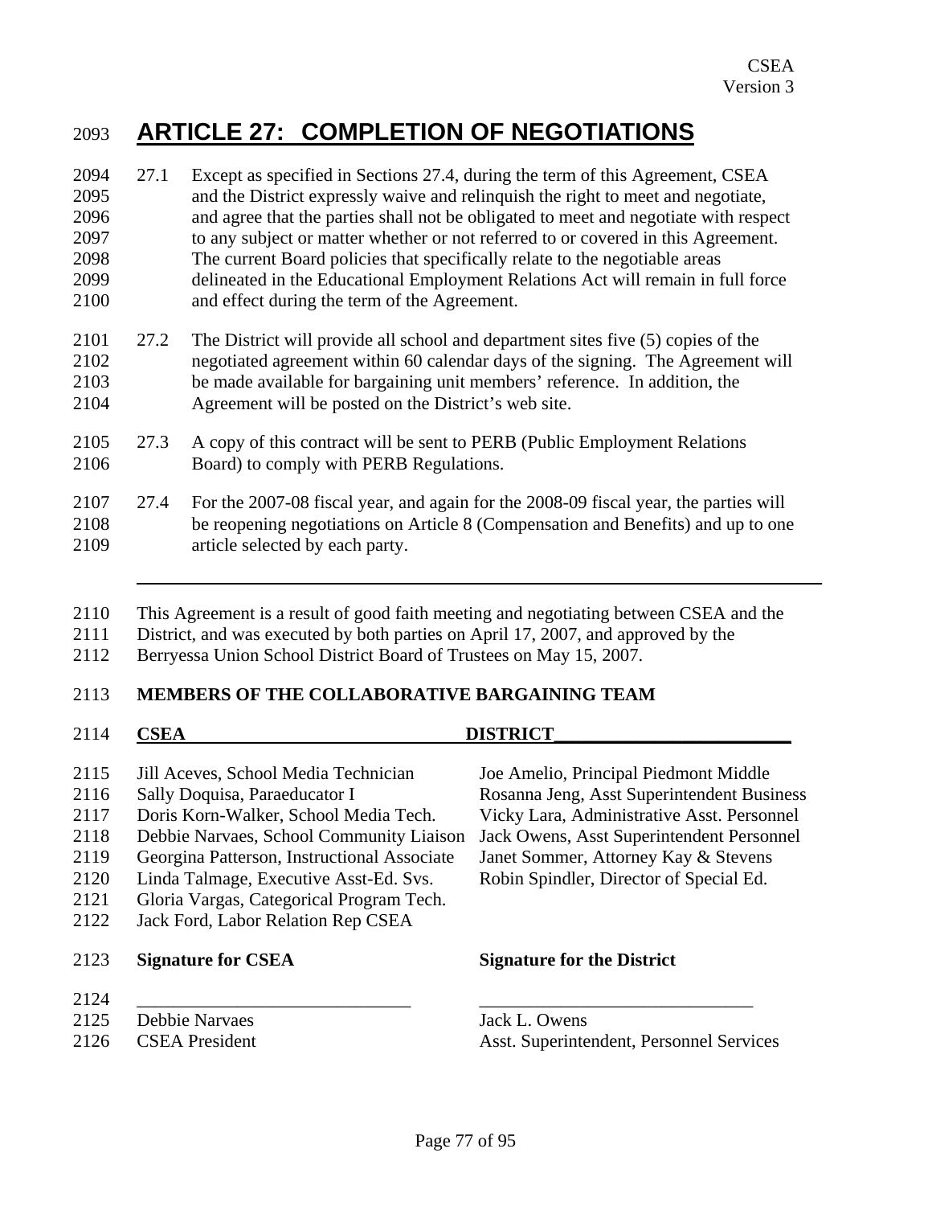# ARTICLE 27: COMPLETION OF NEGOTIATIONS

27.1 Except as specified in Sections 27.4, during the term of this Agreement, CSEA and the District expressly waive and relinquish the right to meet and negotiate, and agree that the parties shall not be obligated to meet and negotiate with respect to any subject or matter whether or not referred to or covered in this Agreement. The current Board policies that specifically relate to the negotiable areas delineated in the Educational Employment Relations Act will remain in full force and effect during the term of the Agreement.

27.2 The District will provide all school and department sites five (5) copies of the negotiated agreement within 60 calendar days of the signing. The Agreement will be made available for bargaining unit members' reference. In addition, the Agreement will be posted on the District's web site.

27.3 A copy of this contract will be sent to PERB (Public Employment Relations Board) to comply with PERB Regulations.

27.4 For the 2007-08 fiscal year, and again for the 2008-09 fiscal year, the parties will be reopening negotiations on Article 8 (Compensation and Benefits) and up to one article selected by each party.

---

This Agreement is a result of good faith meeting and negotiating between CSEA and the District, and was executed by both parties on April 17, 2007, and approved by the Berryessa Union School District Board of Trustees on May 15, 2007.

**MEMBERS OF THE COLLABORATIVE BARGAINING TEAM**

| **CSEA** | **DISTRICT** |
|---|---|
| Jill Aceves, School Media Technician | Joe Amelio, Principal Piedmont Middle |
| Sally Doquisa, Paraeducator I | Rosanna Jeng, Asst Superintendent Business |
| Doris Korn-Walker, School Media Tech. | Vicky Lara, Administrative Asst. Personnel |
| Debbie Narvaes, School Community Liaison | Jack Owens, Asst Superintendent Personnel |
| Georgina Patterson, Instructional Associate | Janet Sommer, Attorney Kay & Stevens |
| Linda Talmage, Executive Asst-Ed. Svs. | Robin Spindler, Director of Special Ed. |
| Gloria Vargas, Categorical Program Tech. | |
| Jack Ford, Labor Relation Rep CSEA | |

| **Signature for CSEA** | **Signature for the District** |
|---|---|
| ______________________________ | ______________________________ |
| Debbie Narvaes | Jack L. Owens |
| CSEA President | Asst. Superintendent, Personnel Services |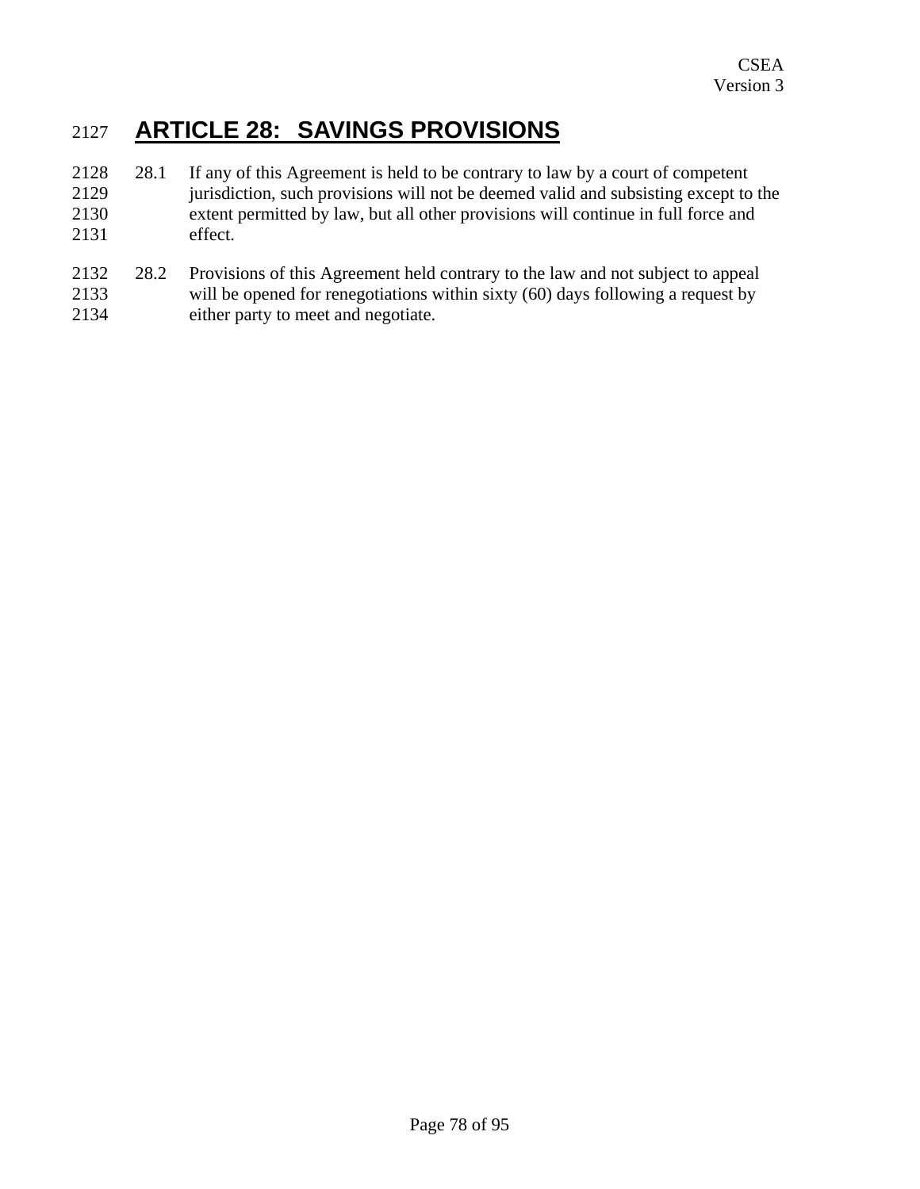# ARTICLE 28: SAVINGS PROVISIONS

28.1 If any of this Agreement is held to be contrary to law by a court of competent jurisdiction, such provisions will not be deemed valid and subsisting except to the extent permitted by law, but all other provisions will continue in full force and effect.

28.2 Provisions of this Agreement held contrary to the law and not subject to appeal will be opened for renegotiations within sixty (60) days following a request by either party to meet and negotiate.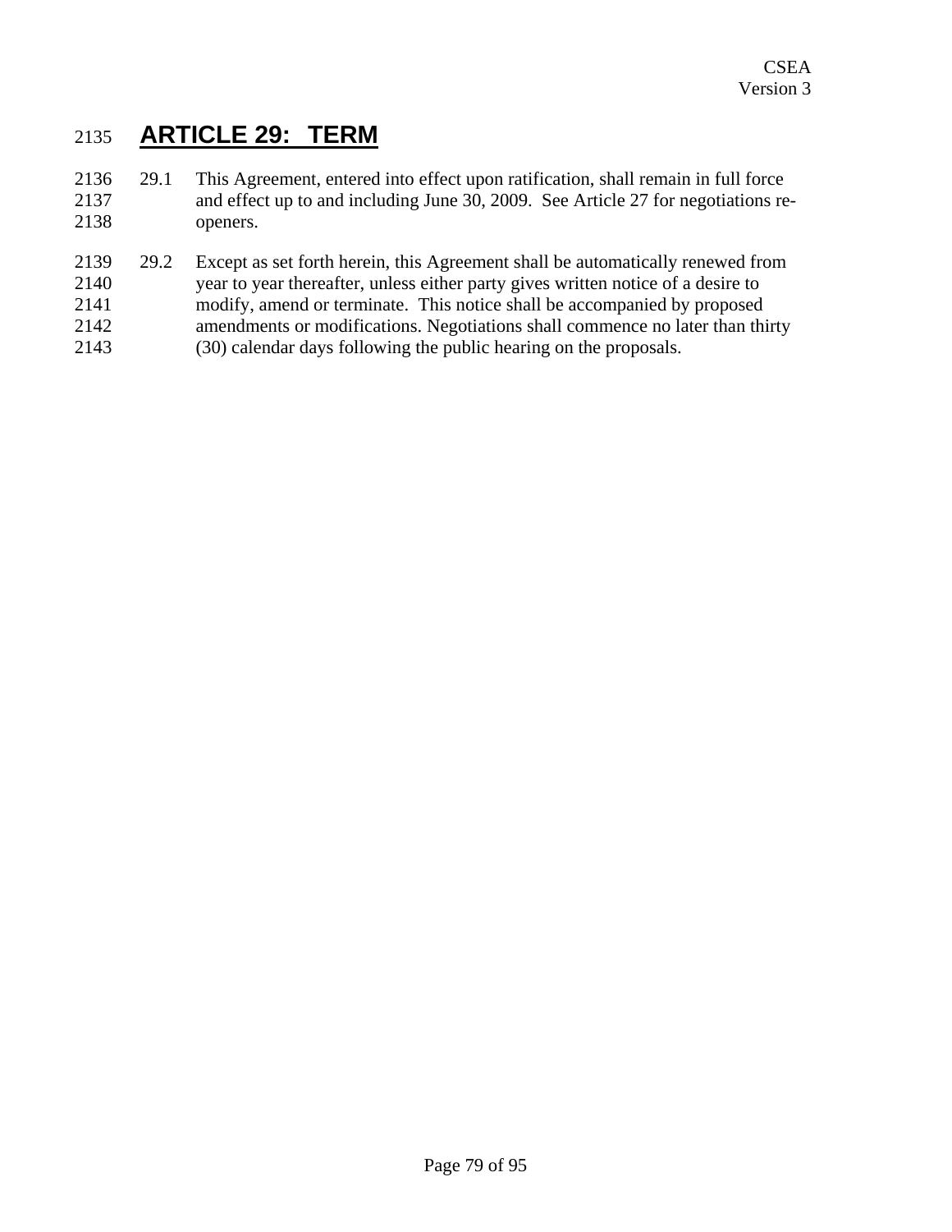# ARTICLE 29: TERM

29.1 This Agreement, entered into effect upon ratification, shall remain in full force and effect up to and including June 30, 2009. See Article 27 for negotiations re-openers.

29.2 Except as set forth herein, this Agreement shall be automatically renewed from year to year thereafter, unless either party gives written notice of a desire to modify, amend or terminate. This notice shall be accompanied by proposed amendments or modifications. Negotiations shall commence no later than thirty (30) calendar days following the public hearing on the proposals.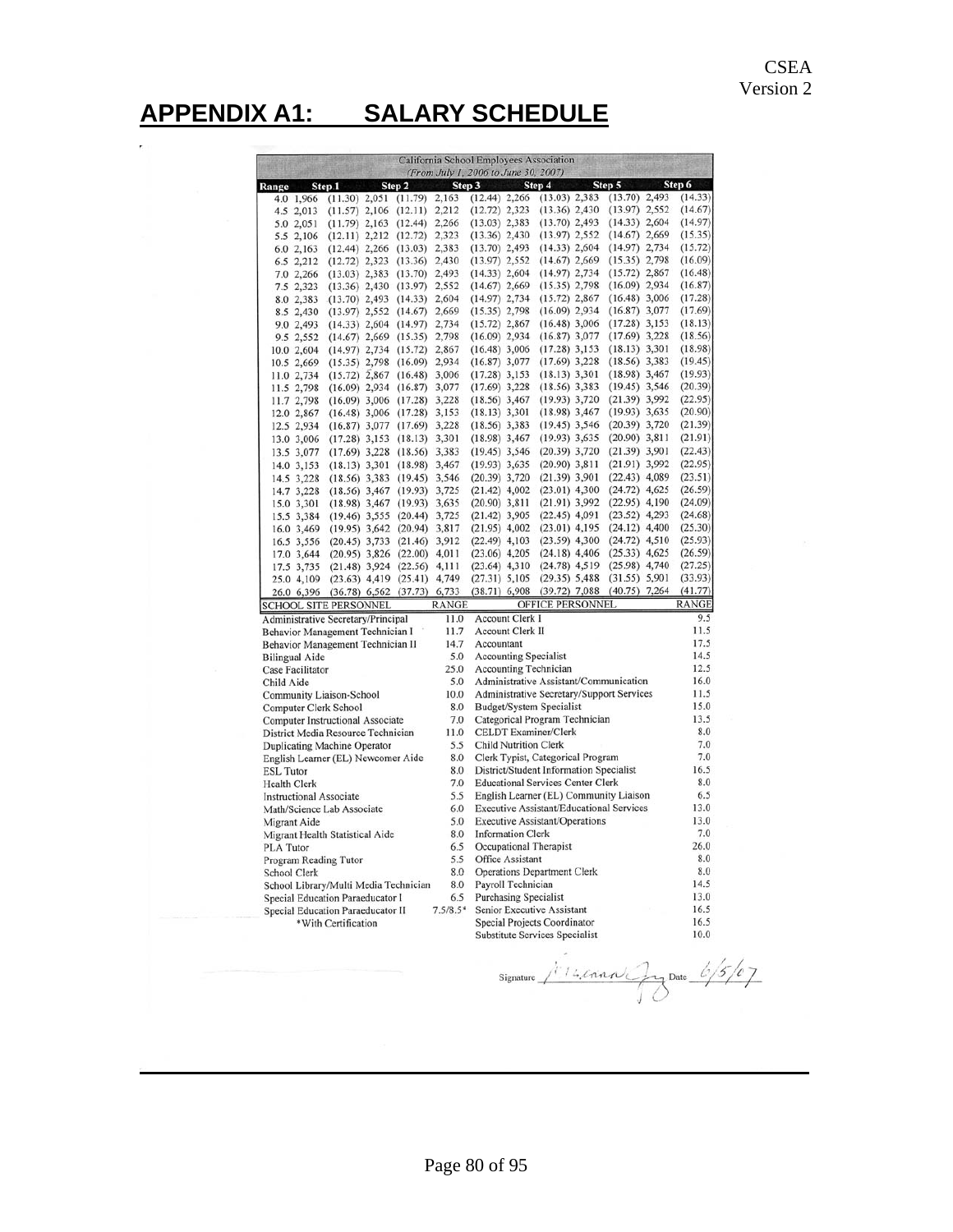CSEA
Version 2

# APPENDIX A1: SALARY SCHEDULE

California School Employees Association
*(From July 1, 2006 to June 30, 2007)*

| Range | Step 1 | | Step 2 | | Step 3 | | Step 4 | | Step 5 | | Step 6 | |
|---|---|---|---|---|---|---|---|---|---|---|---|---|
| 4.0 | 1,966 | (11.30) | 2,051 | (11.79) | 2,163 | (12.44) | 2,266 | (13.03) | 2,383 | (13.70) | 2,493 | (14.33) |
| 4.5 | 2,013 | (11.57) | 2,106 | (12.11) | 2,212 | (12.72) | 2,323 | (13.36) | 2,430 | (13.97) | 2,552 | (14.67) |
| 5.0 | 2,051 | (11.79) | 2,163 | (12.44) | 2,266 | (13.03) | 2,383 | (13.70) | 2,493 | (14.33) | 2,604 | (14.97) |
| 5.5 | 2,106 | (12.11) | 2,212 | (12.72) | 2,323 | (13.36) | 2,430 | (13.97) | 2,552 | (14.67) | 2,669 | (15.35) |
| 6.0 | 2,163 | (12.44) | 2,266 | (13.03) | 2,383 | (13.70) | 2,493 | (14.33) | 2,604 | (14.97) | 2,734 | (15.72) |
| 6.5 | 2,212 | (12.72) | 2,323 | (13.36) | 2,430 | (13.97) | 2,552 | (14.67) | 2,669 | (15.35) | 2,798 | (16.09) |
| 7.0 | 2,266 | (13.03) | 2,383 | (13.70) | 2,493 | (14.33) | 2,604 | (14.97) | 2,734 | (15.72) | 2,867 | (16.48) |
| 7.5 | 2,323 | (13.36) | 2,430 | (13.97) | 2,552 | (14.67) | 2,669 | (15.35) | 2,798 | (16.09) | 2,934 | (16.87) |
| 8.0 | 2,383 | (13.70) | 2,493 | (14.33) | 2,604 | (14.97) | 2,734 | (15.72) | 2,867 | (16.48) | 3,006 | (17.28) |
| 8.5 | 2,430 | (13.97) | 2,552 | (14.67) | 2,669 | (15.35) | 2,798 | (16.09) | 2,934 | (16.87) | 3,077 | (17.69) |
| 9.0 | 2,493 | (14.33) | 2,604 | (14.97) | 2,734 | (15.72) | 2,867 | (16.48) | 3,006 | (17.28) | 3,153 | (18.13) |
| 9.5 | 2,552 | (14.67) | 2,669 | (15.35) | 2,798 | (16.09) | 2,934 | (16.87) | 3,077 | (17.69) | 3,228 | (18.56) |
| 10.0 | 2,604 | (14.97) | 2,734 | (15.72) | 2,867 | (16.48) | 3,006 | (17.28) | 3,153 | (18.13) | 3,301 | (18.98) |
| 10.5 | 2,669 | (15.35) | 2,798 | (16.09) | 2,934 | (16.87) | 3,077 | (17.69) | 3,228 | (18.56) | 3,383 | (19.45) |
| 11.0 | 2,734 | (15.72) | 2,867 | (16.48) | 3,006 | (17.28) | 3,153 | (18.13) | 3,301 | (18.98) | 3,467 | (19.93) |
| 11.5 | 2,798 | (16.09) | 2,934 | (16.87) | 3,077 | (17.69) | 3,228 | (18.56) | 3,383 | (19.45) | 3,546 | (20.39) |
| 11.7 | 2,798 | (16.09) | 3,006 | (17.28) | 3,228 | (18.56) | 3,467 | (19.93) | 3,720 | (21.39) | 3,992 | (22.95) |
| 12.0 | 2,867 | (16.48) | 3,006 | (17.28) | 3,153 | (18.13) | 3,301 | (18.98) | 3,467 | (19.93) | 3,635 | (20.90) |
| 12.5 | 2,934 | (16.87) | 3,077 | (17.69) | 3,228 | (18.56) | 3,383 | (19.45) | 3,546 | (20.39) | 3,720 | (21.39) |
| 13.0 | 3,006 | (17.28) | 3,153 | (18.13) | 3,301 | (18.98) | 3,467 | (19.93) | 3,635 | (20.90) | 3,811 | (21.91) |
| 13.5 | 3,077 | (17.69) | 3,228 | (18.56) | 3,383 | (19.45) | 3,546 | (20.39) | 3,720 | (21.39) | 3,901 | (22.43) |
| 14.0 | 3,153 | (18.13) | 3,301 | (18.98) | 3,467 | (19.93) | 3,635 | (20.90) | 3,811 | (21.91) | 3,992 | (22.95) |
| 14.5 | 3,228 | (18.56) | 3,383 | (19.45) | 3,546 | (20.39) | 3,720 | (21.39) | 3,901 | (22.43) | 4,089 | (23.51) |
| 14.7 | 3,228 | (18.56) | 3,467 | (19.93) | 3,725 | (21.42) | 4,002 | (23.01) | 4,300 | (24.72) | 4,625 | (26.59) |
| 15.0 | 3,301 | (18.98) | 3,467 | (19.93) | 3,635 | (20.90) | 3,811 | (21.91) | 3,992 | (22.95) | 4,190 | (24.09) |
| 15.5 | 3,384 | (19.46) | 3,555 | (20.44) | 3,725 | (21.42) | 3,905 | (22.45) | 4,091 | (23.52) | 4,293 | (24.68) |
| 16.0 | 3,469 | (19.95) | 3,642 | (20.94) | 3,817 | (21.95) | 4,002 | (23.01) | 4,195 | (24.12) | 4,400 | (25.30) |
| 16.5 | 3,556 | (20.45) | 3,733 | (21.46) | 3,912 | (22.49) | 4,103 | (23.59) | 4,300 | (24.72) | 4,510 | (25.93) |
| 17.0 | 3,644 | (20.95) | 3,826 | (22.00) | 4,011 | (23.06) | 4,205 | (24.18) | 4,406 | (25.33) | 4,625 | (26.59) |
| 17.5 | 3,735 | (21.48) | 3,924 | (22.56) | 4,111 | (23.64) | 4,310 | (24.78) | 4,519 | (25.98) | 4,740 | (27.25) |
| 25.0 | 4,109 | (23.63) | 4,419 | (25.41) | 4,749 | (27.31) | 5,105 | (29.35) | 5,488 | (31.55) | 5,901 | (33.93) |
| 26.0 | 6,396 | (36.78) | 6,562 | (37.73) | 6,733 | (38.71) | 6,908 | (39.72) | 7,088 | (40.75) | 7,264 | (41.77) |

| SCHOOL SITE PERSONNEL | RANGE | OFFICE PERSONNEL | RANGE |
|---|---|---|---|
| Administrative Secretary/Principal | 11.0 | Account Clerk I | 9.5 |
| Behavior Management Technician I | 11.7 | Account Clerk II | 11.5 |
| Behavior Management Technician II | 14.7 | Accountant | 17.5 |
| Bilingual Aide | 5.0 | Accounting Specialist | 14.5 |
| Case Facilitator | 25.0 | Accounting Technician | 12.5 |
| Child Aide | 5.0 | Administrative Assistant/Communication | 16.0 |
| Community Liaison-School | 10.0 | Administrative Secretary/Support Services | 11.5 |
| Computer Clerk School | 8.0 | Budget/System Specialist | 15.0 |
| Computer Instructional Associate | 7.0 | Categorical Program Technician | 13.5 |
| District Media Resource Technician | 11.0 | CELDT Examiner/Clerk | 8.0 |
| Duplicating Machine Operator | 5.5 | Child Nutrition Clerk | 7.0 |
| English Learner (EL) Newcomer Aide | 8.0 | Clerk Typist, Categorical Program | 7.0 |
| ESL Tutor | 8.0 | District/Student Information Specialist | 16.5 |
| Health Clerk | 7.0 | Educational Services Center Clerk | 8.0 |
| Instructional Associate | 5.5 | English Learner (EL) Community Liaison | 6.5 |
| Math/Science Lab Associate | 6.0 | Executive Assistant/Educational Services | 13.0 |
| Migrant Aide | 5.0 | Executive Assistant/Operations | 13.0 |
| Migrant Health Statistical Aide | 8.0 | Information Clerk | 7.0 |
| PLA Tutor | 6.5 | Occupational Therapist | 26.0 |
| Program Reading Tutor | 5.5 | Office Assistant | 8.0 |
| School Clerk | 8.0 | Operations Department Clerk | 8.0 |
| School Library/Multi Media Technician | 8.0 | Payroll Technician | 14.5 |
| Special Education Paraeducator I | 6.5 | Purchasing Specialist | 13.0 |
| Special Education Paraeducator II | 7.5/8.5* | Senior Executive Assistant | 16.5 |
| *With Certification | | Special Projects Coordinator | 16.5 |
| | | Substitute Services Specialist | 10.0 |

Signature [signature] Date 6/5/07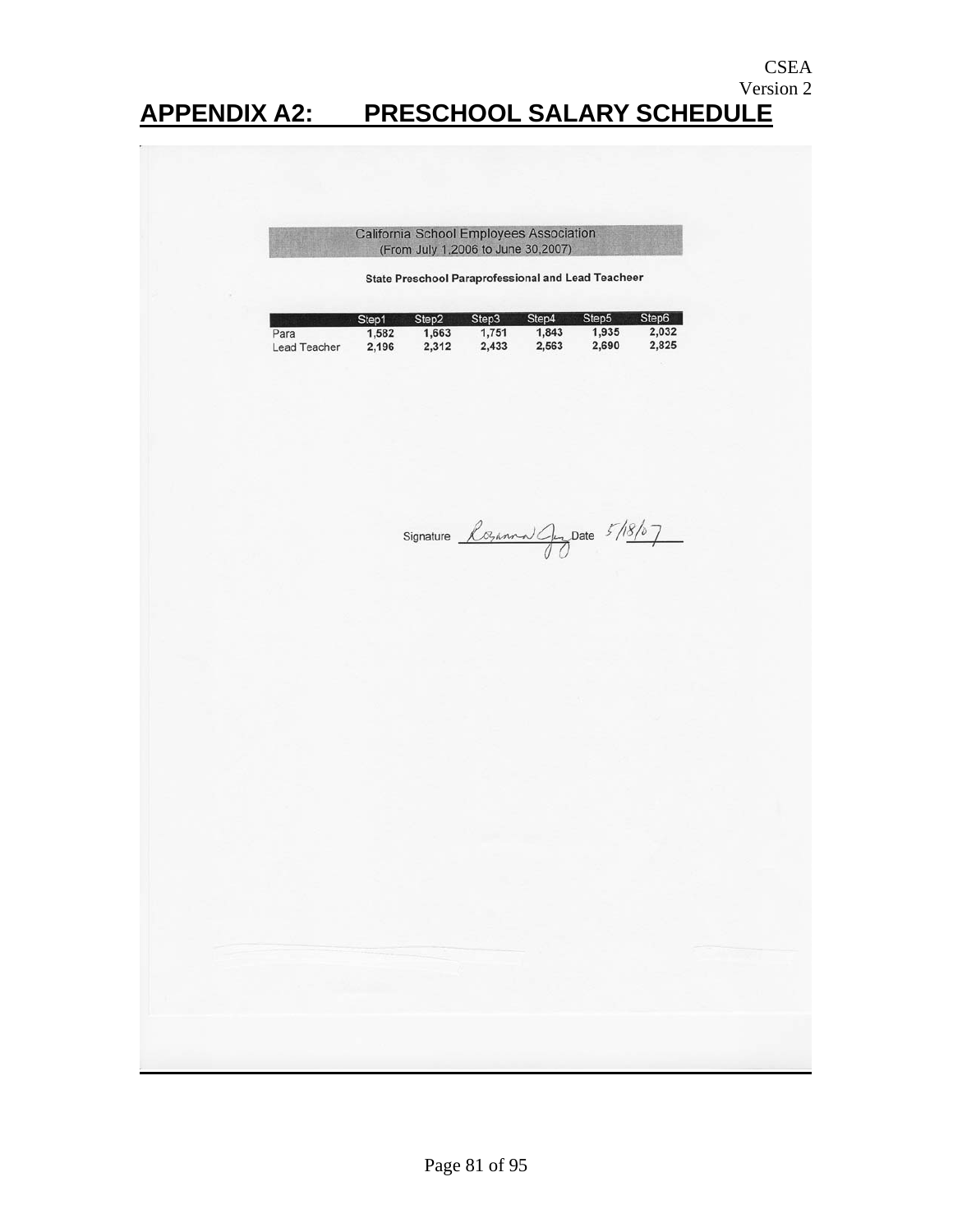CSEA
Version 2

# APPENDIX A2: PRESCHOOL SALARY SCHEDULE

California School Employees Association
(From July 1,2006 to June 30,2007)

**State Preschool Paraprofessional and Lead Teacheer**

| | Step1 | Step2 | Step3 | Step4 | Step5 | Step6 |
|---|---|---|---|---|---|---|
| Para | 1,582 | 1,663 | 1,751 | 1,843 | 1,935 | 2,032 |
| Lead Teacher | 2,196 | 2,312 | 2,433 | 2,563 | 2,690 | 2,825 |

Signature _Rosanna Guy_ Date _5/18/07_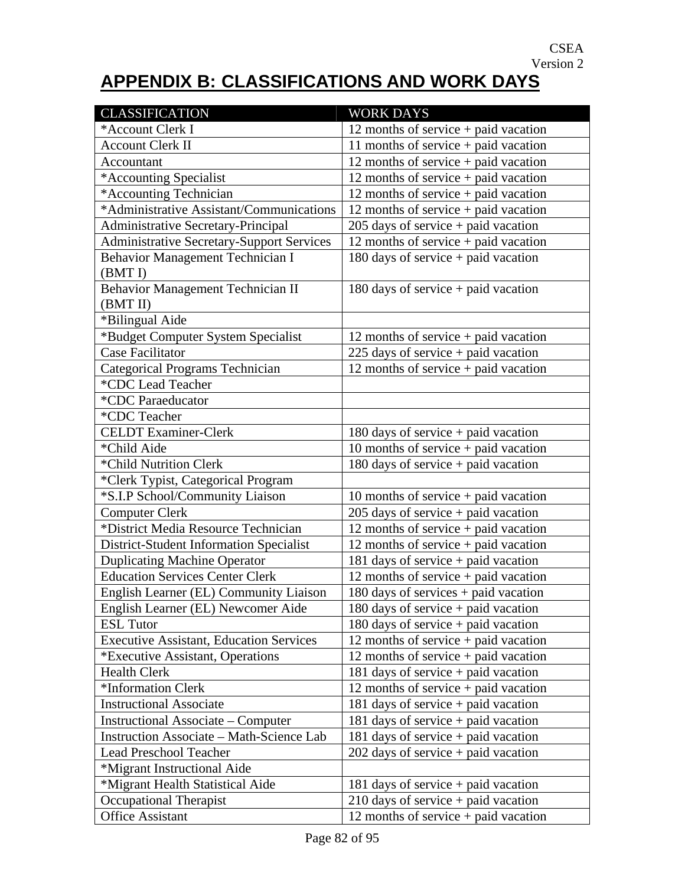CSEA
Version 2

# APPENDIX B: CLASSIFICATIONS AND WORK DAYS

| CLASSIFICATION | WORK DAYS |
|---|---|
| *Account Clerk I | 12 months of service + paid vacation |
| Account Clerk II | 11 months of service + paid vacation |
| Accountant | 12 months of service + paid vacation |
| *Accounting Specialist | 12 months of service + paid vacation |
| *Accounting Technician | 12 months of service + paid vacation |
| *Administrative Assistant/Communications | 12 months of service + paid vacation |
| Administrative Secretary-Principal | 205 days of service + paid vacation |
| Administrative Secretary-Support Services | 12 months of service + paid vacation |
| Behavior Management Technician I (BMT I) | 180 days of service + paid vacation |
| Behavior Management Technician II (BMT II) | 180 days of service + paid vacation |
| *Bilingual Aide | |
| *Budget Computer System Specialist | 12 months of service + paid vacation |
| Case Facilitator | 225 days of service + paid vacation |
| Categorical Programs Technician | 12 months of service + paid vacation |
| *CDC Lead Teacher | |
| *CDC Paraeducator | |
| *CDC Teacher | |
| CELDT Examiner-Clerk | 180 days of service + paid vacation |
| *Child Aide | 10 months of service + paid vacation |
| *Child Nutrition Clerk | 180 days of service + paid vacation |
| *Clerk Typist, Categorical Program | |
| *S.I.P School/Community Liaison | 10 months of service + paid vacation |
| Computer Clerk | 205 days of service + paid vacation |
| *District Media Resource Technician | 12 months of service + paid vacation |
| District-Student Information Specialist | 12 months of service + paid vacation |
| Duplicating Machine Operator | 181 days of service + paid vacation |
| Education Services Center Clerk | 12 months of service + paid vacation |
| English Learner (EL) Community Liaison | 180 days of services + paid vacation |
| English Learner (EL) Newcomer Aide | 180 days of service + paid vacation |
| ESL Tutor | 180 days of service + paid vacation |
| Executive Assistant, Education Services | 12 months of service + paid vacation |
| *Executive Assistant, Operations | 12 months of service + paid vacation |
| Health Clerk | 181 days of service + paid vacation |
| *Information Clerk | 12 months of service + paid vacation |
| Instructional Associate | 181 days of service + paid vacation |
| Instructional Associate – Computer | 181 days of service + paid vacation |
| Instruction Associate – Math-Science Lab | 181 days of service + paid vacation |
| Lead Preschool Teacher | 202 days of service + paid vacation |
| *Migrant Instructional Aide | |
| *Migrant Health Statistical Aide | 181 days of service + paid vacation |
| Occupational Therapist | 210 days of service + paid vacation |
| Office Assistant | 12 months of service + paid vacation |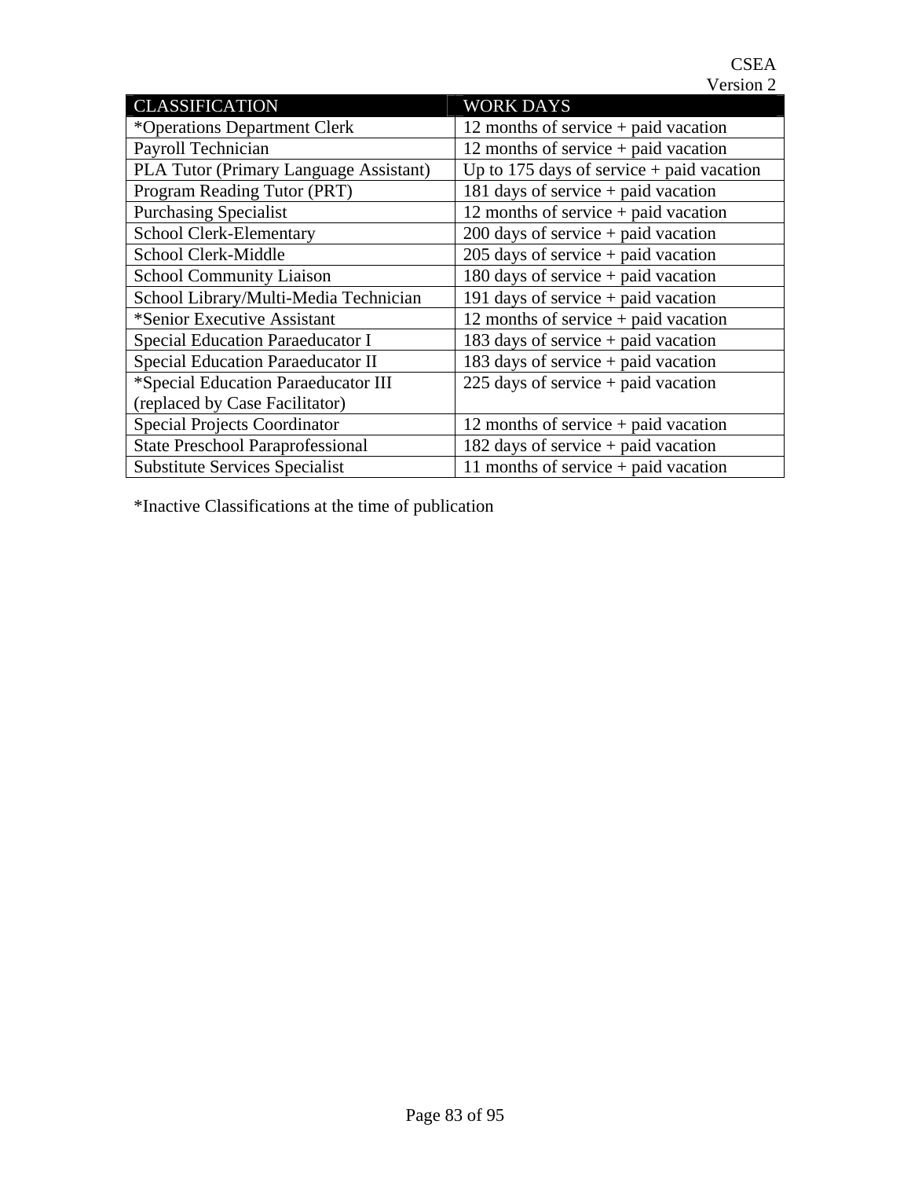| CLASSIFICATION | WORK DAYS |
|---|---|
| *Operations Department Clerk | 12 months of service + paid vacation |
| Payroll Technician | 12 months of service + paid vacation |
| PLA Tutor (Primary Language Assistant) | Up to 175 days of service + paid vacation |
| Program Reading Tutor (PRT) | 181 days of service + paid vacation |
| Purchasing Specialist | 12 months of service + paid vacation |
| School Clerk-Elementary | 200 days of service + paid vacation |
| School Clerk-Middle | 205 days of service + paid vacation |
| School Community Liaison | 180 days of service + paid vacation |
| School Library/Multi-Media Technician | 191 days of service + paid vacation |
| *Senior Executive Assistant | 12 months of service + paid vacation |
| Special Education Paraeducator I | 183 days of service + paid vacation |
| Special Education Paraeducator II | 183 days of service + paid vacation |
| *Special Education Paraeducator III (replaced by Case Facilitator) | 225 days of service + paid vacation |
| Special Projects Coordinator | 12 months of service + paid vacation |
| State Preschool Paraprofessional | 182 days of service + paid vacation |
| Substitute Services Specialist | 11 months of service + paid vacation |

*Inactive Classifications at the time of publication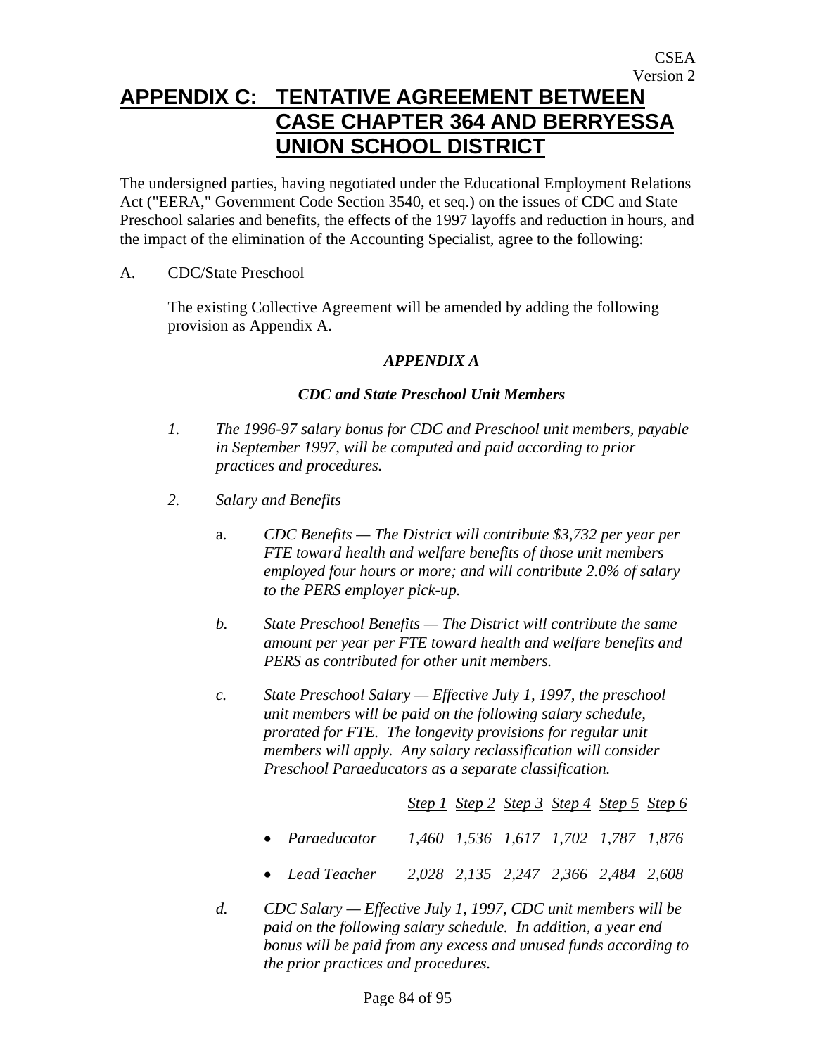CSEA
Version 2

# APPENDIX C: TENTATIVE AGREEMENT BETWEEN CASE CHAPTER 364 AND BERRYESSA UNION SCHOOL DISTRICT

The undersigned parties, having negotiated under the Educational Employment Relations Act ("EERA," Government Code Section 3540, et seq.) on the issues of CDC and State Preschool salaries and benefits, the effects of the 1997 layoffs and reduction in hours, and the impact of the elimination of the Accounting Specialist, agree to the following:

A. CDC/State Preschool

The existing Collective Agreement will be amended by adding the following provision as Appendix A.

***APPENDIX A***

***CDC and State Preschool Unit Members***

*1. The 1996-97 salary bonus for CDC and Preschool unit members, payable in September 1997, will be computed and paid according to prior practices and procedures.*

*2. Salary and Benefits*

a. *CDC Benefits — The District will contribute $3,732 per year per FTE toward health and welfare benefits of those unit members employed four hours or more; and will contribute 2.0% of salary to the PERS employer pick-up.*

*b. State Preschool Benefits — The District will contribute the same amount per year per FTE toward health and welfare benefits and PERS as contributed for other unit members.*

*c. State Preschool Salary — Effective July 1, 1997, the preschool unit members will be paid on the following salary schedule, prorated for FTE. The longevity provisions for regular unit members will apply. Any salary reclassification will consider Preschool Paraeducators as a separate classification.*

| | *Step 1* | *Step 2* | *Step 3* | *Step 4* | *Step 5* | *Step 6* |
|---|---|---|---|---|---|---|
| • *Paraeducator* | *1,460* | *1,536* | *1,617* | *1,702* | *1,787* | *1,876* |
| • *Lead Teacher* | *2,028* | *2,135* | *2,247* | *2,366* | *2,484* | *2,608* |

*d. CDC Salary — Effective July 1, 1997, CDC unit members will be paid on the following salary schedule. In addition, a year end bonus will be paid from any excess and unused funds according to the prior practices and procedures.*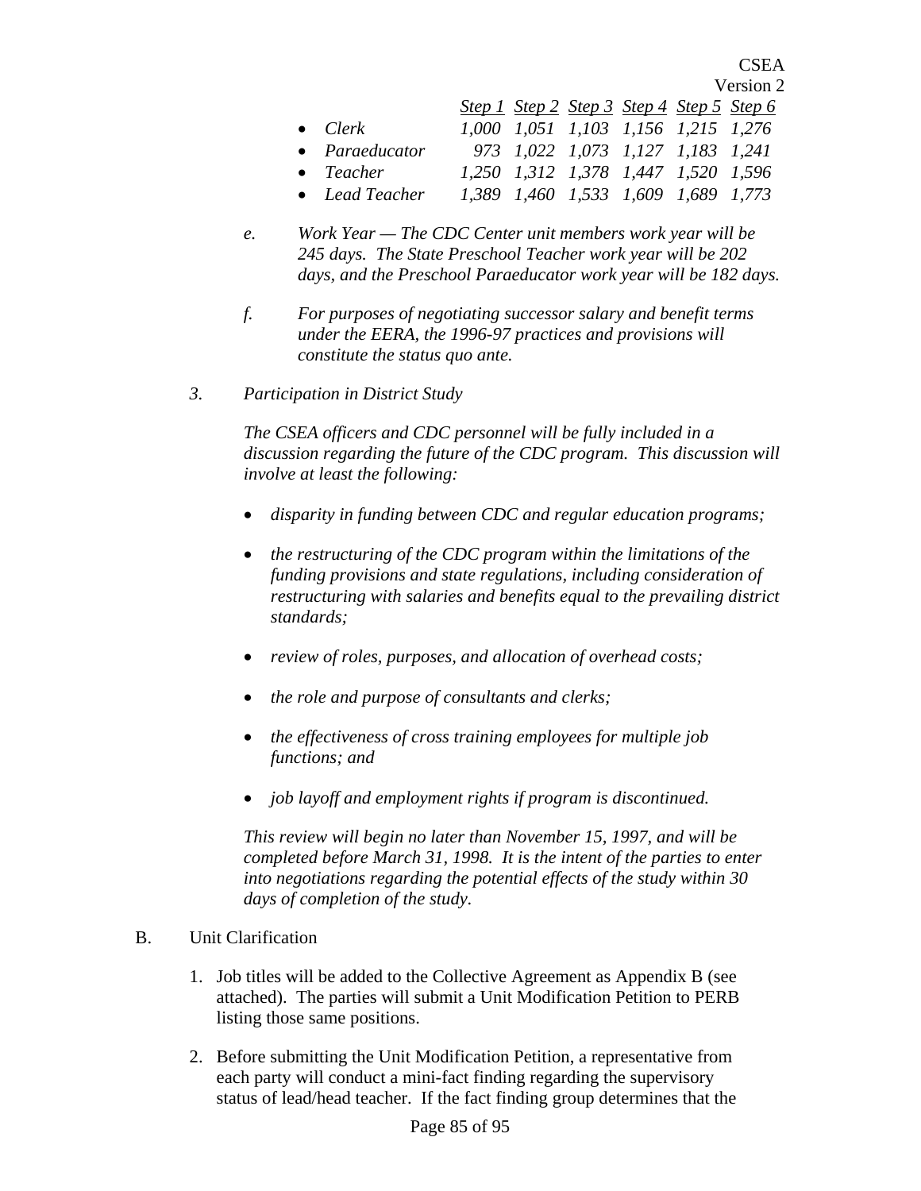CSEA
Version 2

| | *Step 1* | *Step 2* | *Step 3* | *Step 4* | *Step 5* | *Step 6* |
|---|---|---|---|---|---|---|
| • *Clerk* | *1,000* | *1,051* | *1,103* | *1,156* | *1,215* | *1,276* |
| • *Paraeducator* | *973* | *1,022* | *1,073* | *1,127* | *1,183* | *1,241* |
| • *Teacher* | *1,250* | *1,312* | *1,378* | *1,447* | *1,520* | *1,596* |
| • *Lead Teacher* | *1,389* | *1,460* | *1,533* | *1,609* | *1,689* | *1,773* |

*e.* *Work Year — The CDC Center unit members work year will be 245 days. The State Preschool Teacher work year will be 202 days, and the Preschool Paraeducator work year will be 182 days.*

*f.* *For purposes of negotiating successor salary and benefit terms under the EERA, the 1996-97 practices and provisions will constitute the status quo ante.*

*3.* *Participation in District Study*

*The CSEA officers and CDC personnel will be fully included in a discussion regarding the future of the CDC program. This discussion will involve at least the following:*

- *disparity in funding between CDC and regular education programs;*
- *the restructuring of the CDC program within the limitations of the funding provisions and state regulations, including consideration of restructuring with salaries and benefits equal to the prevailing district standards;*
- *review of roles, purposes, and allocation of overhead costs;*
- *the role and purpose of consultants and clerks;*
- *the effectiveness of cross training employees for multiple job functions; and*
- *job layoff and employment rights if program is discontinued.*

*This review will begin no later than November 15, 1997, and will be completed before March 31, 1998. It is the intent of the parties to enter into negotiations regarding the potential effects of the study within 30 days of completion of the study.*

B. Unit Clarification

1. Job titles will be added to the Collective Agreement as Appendix B (see attached). The parties will submit a Unit Modification Petition to PERB listing those same positions.

2. Before submitting the Unit Modification Petition, a representative from each party will conduct a mini-fact finding regarding the supervisory status of lead/head teacher. If the fact finding group determines that the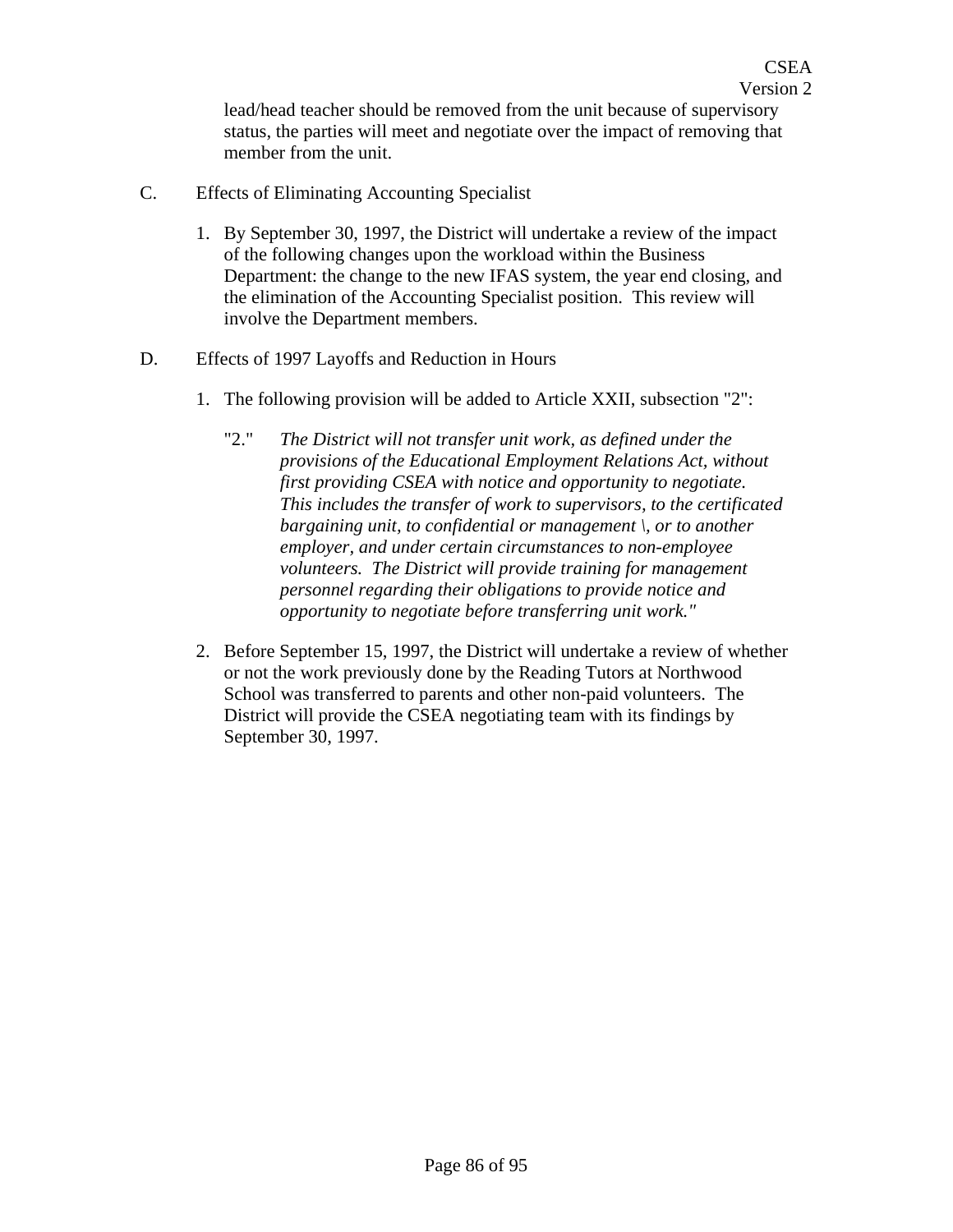lead/head teacher should be removed from the unit because of supervisory status, the parties will meet and negotiate over the impact of removing that member from the unit.

C. Effects of Eliminating Accounting Specialist

1. By September 30, 1997, the District will undertake a review of the impact of the following changes upon the workload within the Business Department: the change to the new IFAS system, the year end closing, and the elimination of the Accounting Specialist position. This review will involve the Department members.

D. Effects of 1997 Layoffs and Reduction in Hours

1. The following provision will be added to Article XXII, subsection "2":

   "2." *The District will not transfer unit work, as defined under the provisions of the Educational Employment Relations Act, without first providing CSEA with notice and opportunity to negotiate. This includes the transfer of work to supervisors, to the certificated bargaining unit, to confidential or management \, or to another employer, and under certain circumstances to non-employee volunteers. The District will provide training for management personnel regarding their obligations to provide notice and opportunity to negotiate before transferring unit work."*

2. Before September 15, 1997, the District will undertake a review of whether or not the work previously done by the Reading Tutors at Northwood School was transferred to parents and other non-paid volunteers. The District will provide the CSEA negotiating team with its findings by September 30, 1997.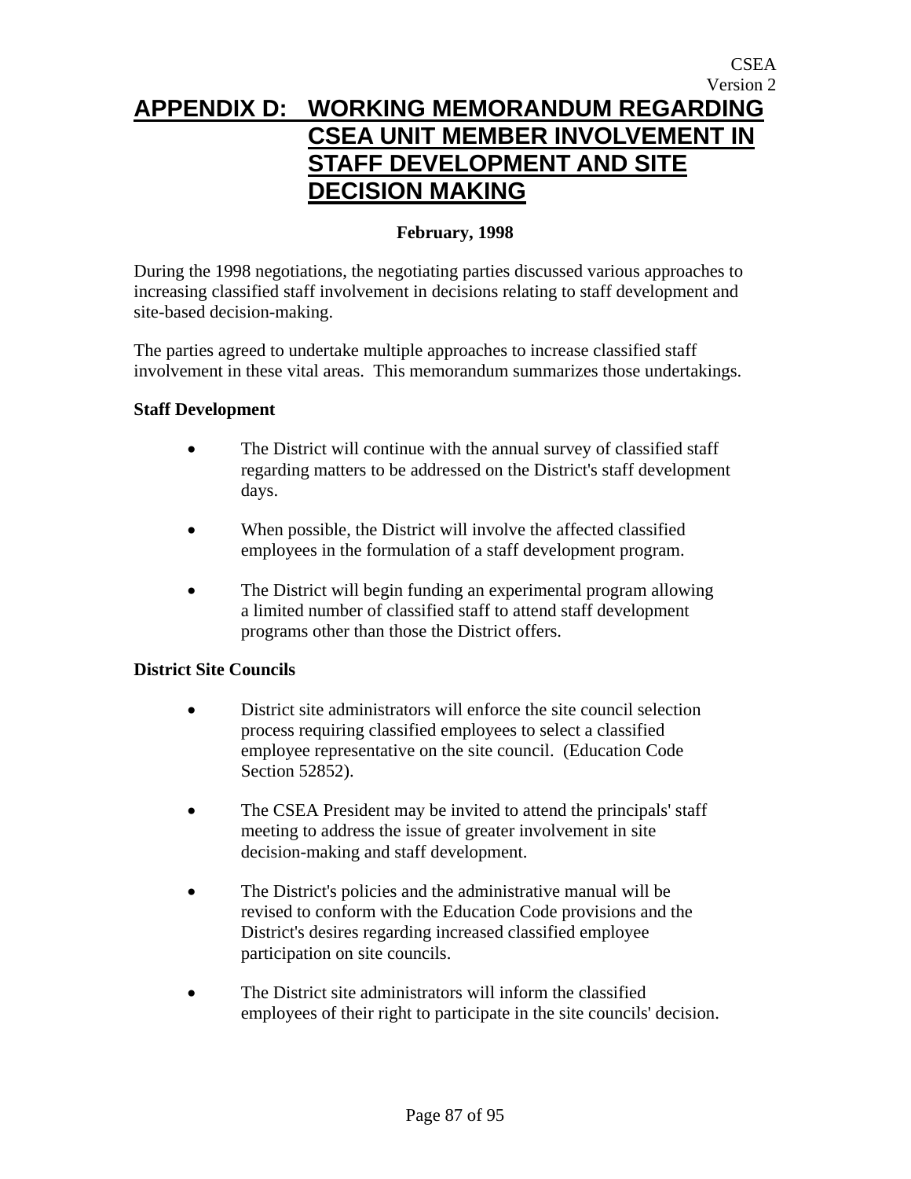# APPENDIX D: WORKING MEMORANDUM REGARDING CSEA UNIT MEMBER INVOLVEMENT IN STAFF DEVELOPMENT AND SITE DECISION MAKING

**February, 1998**

During the 1998 negotiations, the negotiating parties discussed various approaches to increasing classified staff involvement in decisions relating to staff development and site-based decision-making.

The parties agreed to undertake multiple approaches to increase classified staff involvement in these vital areas. This memorandum summarizes those undertakings.

**Staff Development**

- The District will continue with the annual survey of classified staff regarding matters to be addressed on the District's staff development days.
- When possible, the District will involve the affected classified employees in the formulation of a staff development program.
- The District will begin funding an experimental program allowing a limited number of classified staff to attend staff development programs other than those the District offers.

**District Site Councils**

- District site administrators will enforce the site council selection process requiring classified employees to select a classified employee representative on the site council. (Education Code Section 52852).
- The CSEA President may be invited to attend the principals' staff meeting to address the issue of greater involvement in site decision-making and staff development.
- The District's policies and the administrative manual will be revised to conform with the Education Code provisions and the District's desires regarding increased classified employee participation on site councils.
- The District site administrators will inform the classified employees of their right to participate in the site councils' decision.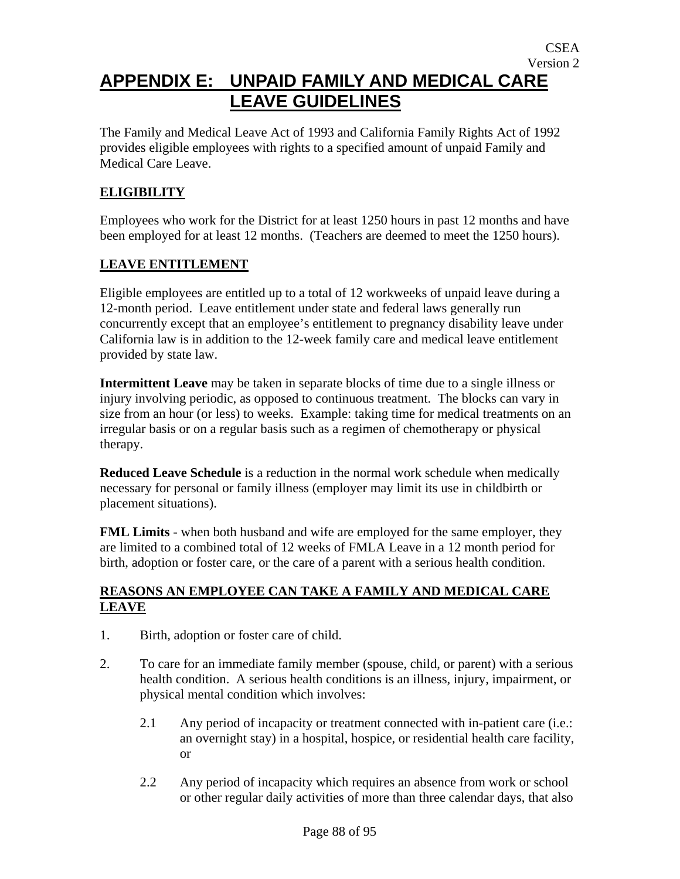# APPENDIX E: UNPAID FAMILY AND MEDICAL CARE LEAVE GUIDELINES

The Family and Medical Leave Act of 1993 and California Family Rights Act of 1992 provides eligible employees with rights to a specified amount of unpaid Family and Medical Care Leave.

**ELIGIBILITY**

Employees who work for the District for at least 1250 hours in past 12 months and have been employed for at least 12 months. (Teachers are deemed to meet the 1250 hours).

**LEAVE ENTITLEMENT**

Eligible employees are entitled up to a total of 12 workweeks of unpaid leave during a 12-month period. Leave entitlement under state and federal laws generally run concurrently except that an employee's entitlement to pregnancy disability leave under California law is in addition to the 12-week family care and medical leave entitlement provided by state law.

**Intermittent Leave** may be taken in separate blocks of time due to a single illness or injury involving periodic, as opposed to continuous treatment. The blocks can vary in size from an hour (or less) to weeks. Example: taking time for medical treatments on an irregular basis or on a regular basis such as a regimen of chemotherapy or physical therapy.

**Reduced Leave Schedule** is a reduction in the normal work schedule when medically necessary for personal or family illness (employer may limit its use in childbirth or placement situations).

**FML Limits** - when both husband and wife are employed for the same employer, they are limited to a combined total of 12 weeks of FMLA Leave in a 12 month period for birth, adoption or foster care, or the care of a parent with a serious health condition.

**REASONS AN EMPLOYEE CAN TAKE A FAMILY AND MEDICAL CARE LEAVE**

1. Birth, adoption or foster care of child.

2. To care for an immediate family member (spouse, child, or parent) with a serious health condition. A serious health conditions is an illness, injury, impairment, or physical mental condition which involves:

   2.1 Any period of incapacity or treatment connected with in-patient care (i.e.: an overnight stay) in a hospital, hospice, or residential health care facility, or

   2.2 Any period of incapacity which requires an absence from work or school or other regular daily activities of more than three calendar days, that also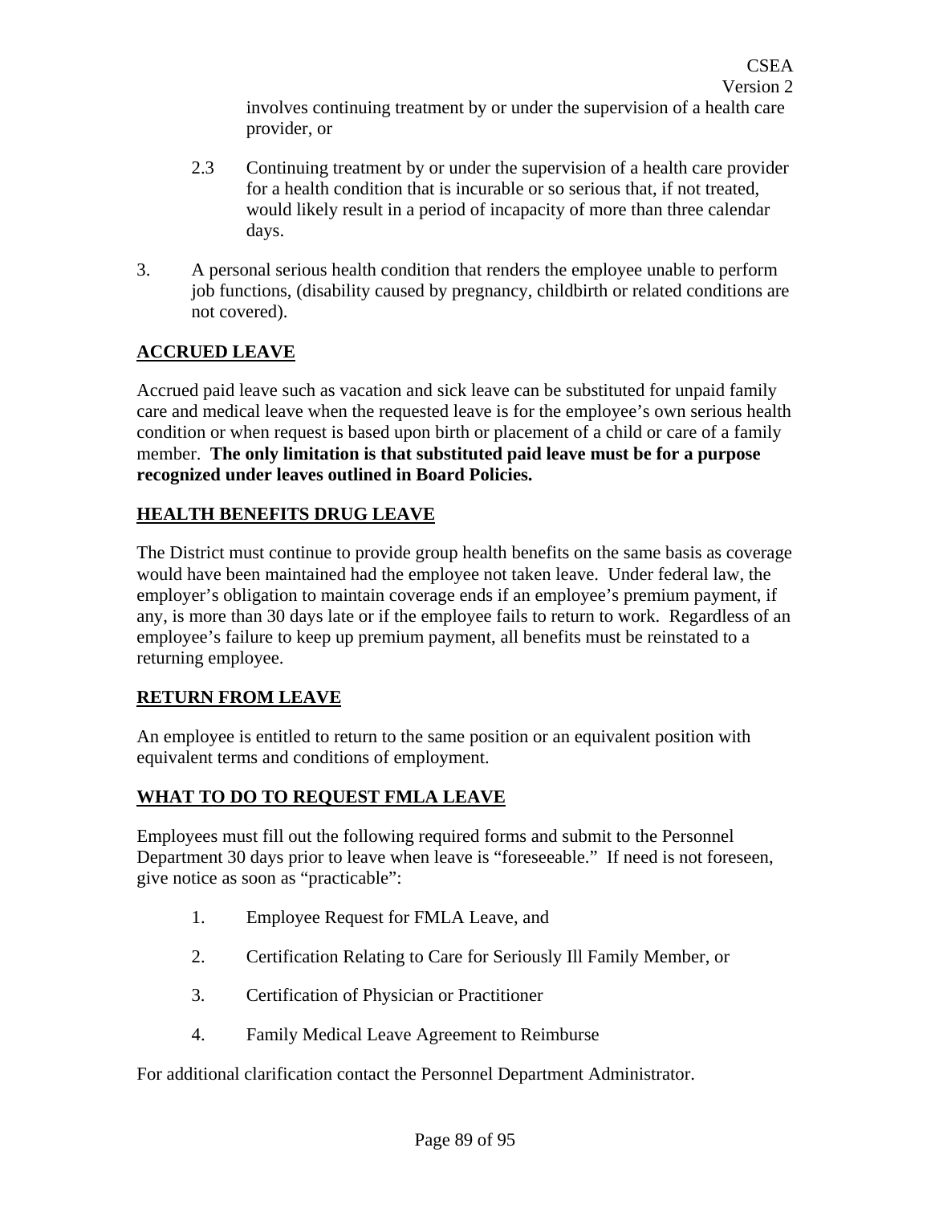involves continuing treatment by or under the supervision of a health care provider, or

2.3 Continuing treatment by or under the supervision of a health care provider for a health condition that is incurable or so serious that, if not treated, would likely result in a period of incapacity of more than three calendar days.

3. A personal serious health condition that renders the employee unable to perform job functions, (disability caused by pregnancy, childbirth or related conditions are not covered).

## ACCRUED LEAVE

Accrued paid leave such as vacation and sick leave can be substituted for unpaid family care and medical leave when the requested leave is for the employee's own serious health condition or when request is based upon birth or placement of a child or care of a family member. **The only limitation is that substituted paid leave must be for a purpose recognized under leaves outlined in Board Policies.**

## HEALTH BENEFITS DRUG LEAVE

The District must continue to provide group health benefits on the same basis as coverage would have been maintained had the employee not taken leave. Under federal law, the employer's obligation to maintain coverage ends if an employee's premium payment, if any, is more than 30 days late or if the employee fails to return to work. Regardless of an employee's failure to keep up premium payment, all benefits must be reinstated to a returning employee.

## RETURN FROM LEAVE

An employee is entitled to return to the same position or an equivalent position with equivalent terms and conditions of employment.

## WHAT TO DO TO REQUEST FMLA LEAVE

Employees must fill out the following required forms and submit to the Personnel Department 30 days prior to leave when leave is "foreseeable." If need is not foreseen, give notice as soon as "practicable":

1. Employee Request for FMLA Leave, and

2. Certification Relating to Care for Seriously Ill Family Member, or

3. Certification of Physician or Practitioner

4. Family Medical Leave Agreement to Reimburse

For additional clarification contact the Personnel Department Administrator.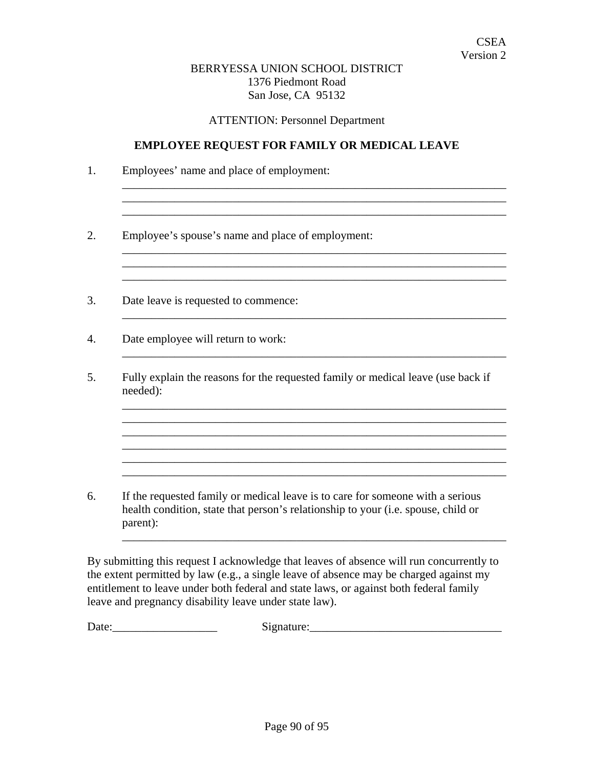CSEA
Version 2

BERRYESSA UNION SCHOOL DISTRICT
1376 Piedmont Road
San Jose, CA 95132

ATTENTION: Personnel Department

**EMPLOYEE REQUEST FOR FAMILY OR MEDICAL LEAVE**

1. Employees' name and place of employment:

___________________________________________________________________
___________________________________________________________________
___________________________________________________________________

2. Employee's spouse's name and place of employment:

___________________________________________________________________
___________________________________________________________________
___________________________________________________________________

3. Date leave is requested to commence:

___________________________________________________________________

4. Date employee will return to work:

___________________________________________________________________

5. Fully explain the reasons for the requested family or medical leave (use back if needed):

___________________________________________________________________
___________________________________________________________________
___________________________________________________________________
___________________________________________________________________
___________________________________________________________________
___________________________________________________________________

6. If the requested family or medical leave is to care for someone with a serious health condition, state that person's relationship to your (i.e. spouse, child or parent):

___________________________________________________________________

By submitting this request I acknowledge that leaves of absence will run concurrently to the extent permitted by law (e.g., a single leave of absence may be charged against my entitlement to leave under both federal and state laws, or against both federal family leave and pregnancy disability leave under state law).

Date:__________________ Signature:_________________________________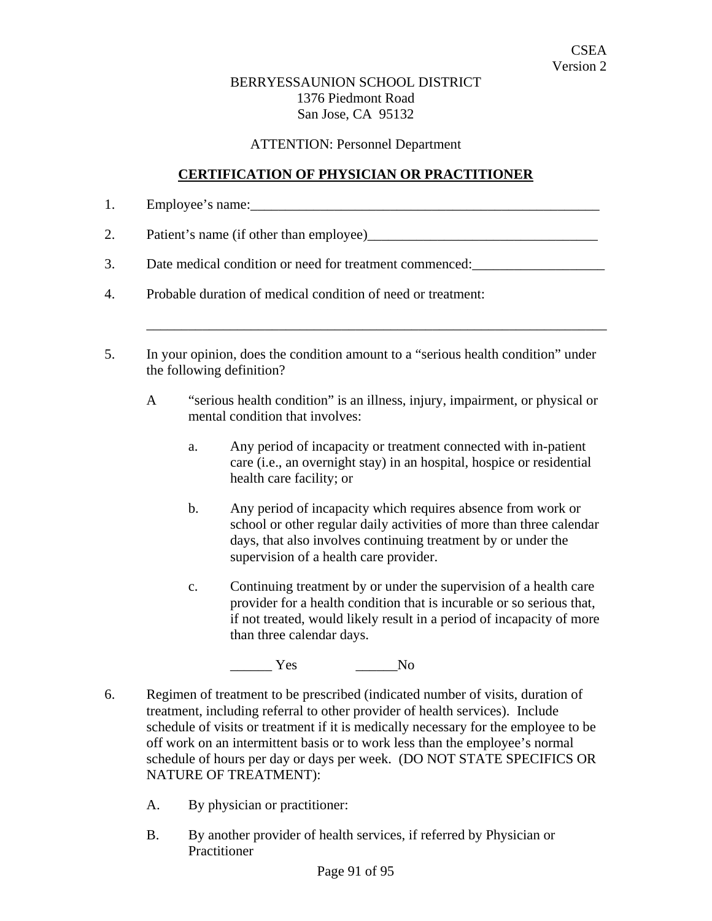CSEA
Version 2

BERRYESSAUNION SCHOOL DISTRICT
1376 Piedmont Road
San Jose, CA 95132

ATTENTION: Personnel Department

## **CERTIFICATION OF PHYSICIAN OR PRACTITIONER**

1. Employee's name:_____________________________________________________

2. Patient's name (if other than employee)_________________________________

3. Date medical condition or need for treatment commenced:___________________

4. Probable duration of medical condition of need or treatment:

   ______________________________________________________________________

5. In your opinion, does the condition amount to a "serious health condition" under the following definition?

   A "serious health condition" is an illness, injury, impairment, or physical or mental condition that involves:

   a. Any period of incapacity or treatment connected with in-patient care (i.e., an overnight stay) in an hospital, hospice or residential health care facility; or

   b. Any period of incapacity which requires absence from work or school or other regular daily activities of more than three calendar days, that also involves continuing treatment by or under the supervision of a health care provider.

   c. Continuing treatment by or under the supervision of a health care provider for a health condition that is incurable or so serious that, if not treated, would likely result in a period of incapacity of more than three calendar days.

   ______ Yes ______No

6. Regimen of treatment to be prescribed (indicated number of visits, duration of treatment, including referral to other provider of health services). Include schedule of visits or treatment if it is medically necessary for the employee to be off work on an intermittent basis or to work less than the employee's normal schedule of hours per day or days per week. (DO NOT STATE SPECIFICS OR NATURE OF TREATMENT):

   A. By physician or practitioner:

   B. By another provider of health services, if referred by Physician or Practitioner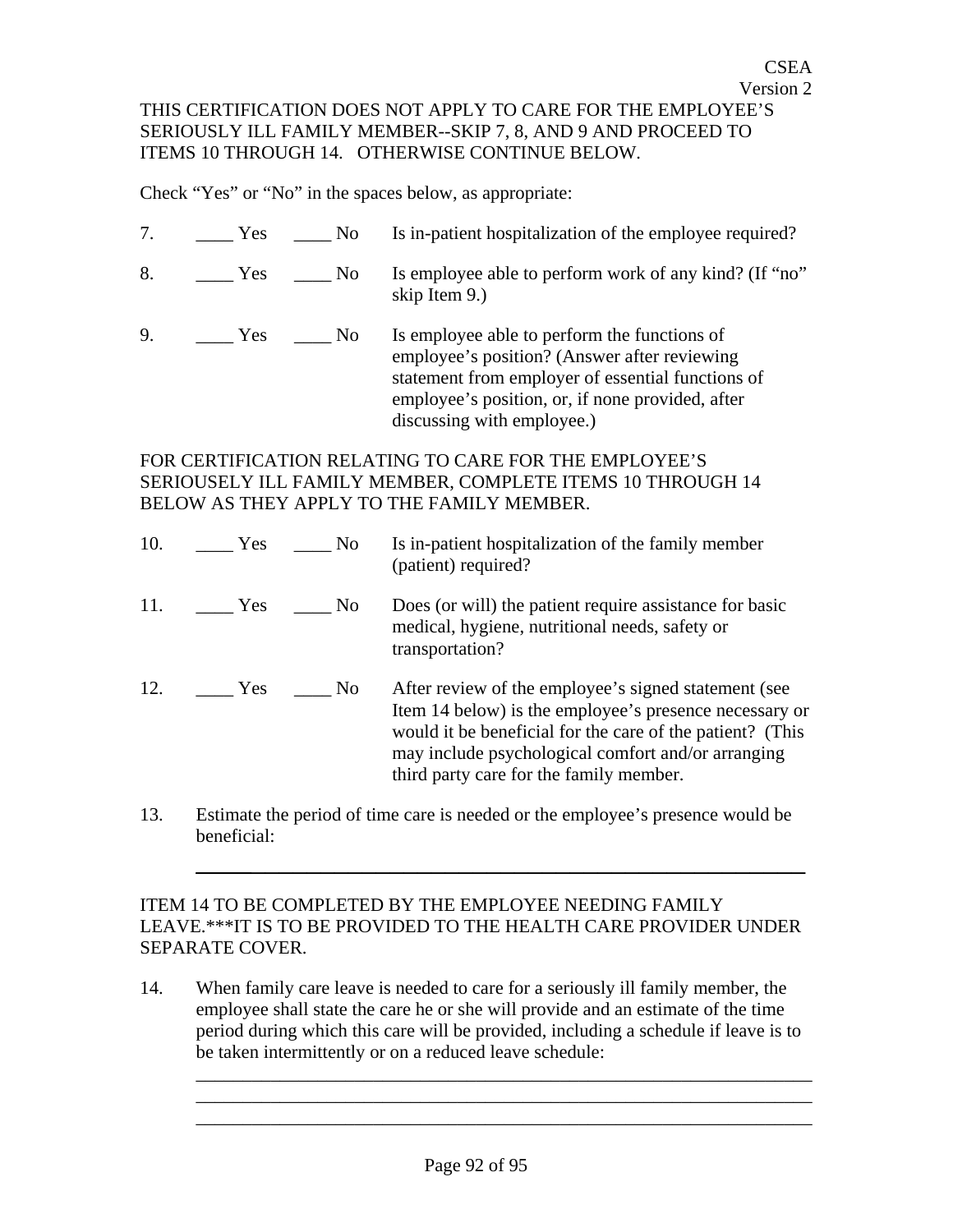CSEA
Version 2

THIS CERTIFICATION DOES NOT APPLY TO CARE FOR THE EMPLOYEE'S SERIOUSLY ILL FAMILY MEMBER--SKIP 7, 8, AND 9 AND PROCEED TO ITEMS 10 THROUGH 14. OTHERWISE CONTINUE BELOW.

Check "Yes" or "No" in the spaces below, as appropriate:

7. ____ Yes ____ No Is in-patient hospitalization of the employee required?

8. ____ Yes ____ No Is employee able to perform work of any kind? (If "no" skip Item 9.)

9. ____ Yes ____ No Is employee able to perform the functions of employee's position? (Answer after reviewing statement from employer of essential functions of employee's position, or, if none provided, after discussing with employee.)

FOR CERTIFICATION RELATING TO CARE FOR THE EMPLOYEE'S SERIOUSELY ILL FAMILY MEMBER, COMPLETE ITEMS 10 THROUGH 14 BELOW AS THEY APPLY TO THE FAMILY MEMBER.

10. ____ Yes ____ No Is in-patient hospitalization of the family member (patient) required?

11. ____ Yes ____ No Does (or will) the patient require assistance for basic medical, hygiene, nutritional needs, safety or transportation?

12. ____ Yes ____ No After review of the employee's signed statement (see Item 14 below) is the employee's presence necessary or would it be beneficial for the care of the patient? (This may include psychological comfort and/or arranging third party care for the family member.

13. Estimate the period of time care is needed or the employee's presence would be beneficial:

________________________________________________________________

ITEM 14 TO BE COMPLETED BY THE EMPLOYEE NEEDING FAMILY LEAVE.***IT IS TO BE PROVIDED TO THE HEALTH CARE PROVIDER UNDER SEPARATE COVER.

14. When family care leave is needed to care for a seriously ill family member, the employee shall state the care he or she will provide and an estimate of the time period during which this care will be provided, including a schedule if leave is to be taken intermittently or on a reduced leave schedule:

________________________________________________________________
________________________________________________________________
________________________________________________________________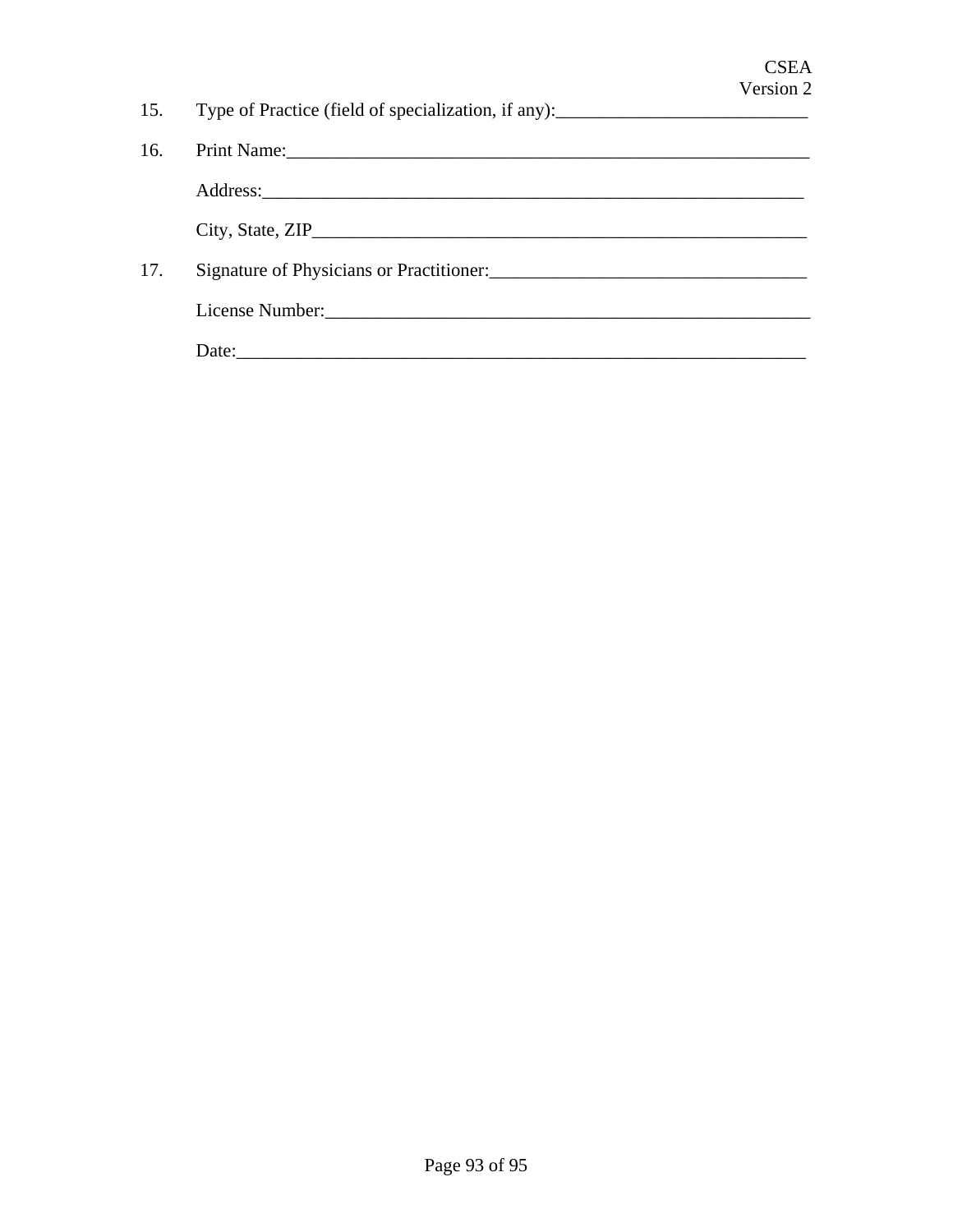15. Type of Practice (field of specialization, if any):___________________________

16. Print Name:____________________________________________________________

    Address:_______________________________________________________________

    City, State, ZIP_________________________________________________________

17. Signature of Physicians or Practitioner:__________________________________

    License Number:________________________________________________________

    Date:__________________________________________________________________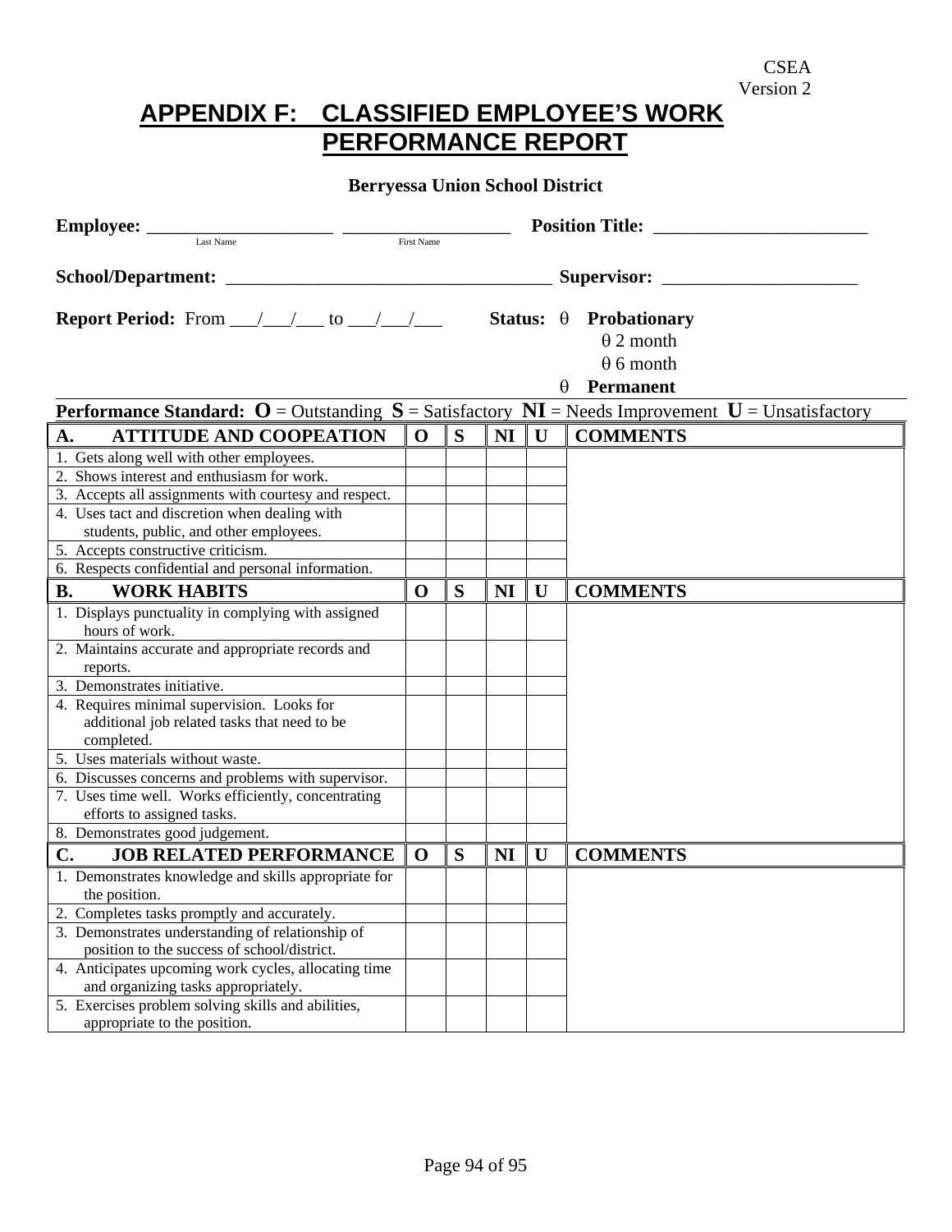CSEA
Version 2

# APPENDIX F: CLASSIFIED EMPLOYEE'S WORK PERFORMANCE REPORT

**Berryessa Union School District**

**Employee:** ____________________ ____________________ **Position Title:** ________________________
Last Name First Name

**School/Department:** ____________________________________ **Supervisor:** _____________________

**Report Period:** From ___/___/___ to ___/___/___ **Status:** θ **Probationary**
θ 2 month
θ 6 month
θ **Permanent**

**Performance Standard:** **O** = Outstanding **S** = Satisfactory **NI** = Needs Improvement **U** = Unsatisfactory

| **A. ATTITUDE AND COOPEATION** | **O** | **S** | **NI** | **U** | **COMMENTS** |
|---|---|---|---|---|---|
| 1. Gets along well with other employees. | | | | | |
| 2. Shows interest and enthusiasm for work. | | | | | |
| 3. Accepts all assignments with courtesy and respect. | | | | | |
| 4. Uses tact and discretion when dealing with students, public, and other employees. | | | | | |
| 5. Accepts constructive criticism. | | | | | |
| 6. Respects confidential and personal information. | | | | | |
| **B. WORK HABITS** | **O** | **S** | **NI** | **U** | **COMMENTS** |
| 1. Displays punctuality in complying with assigned hours of work. | | | | | |
| 2. Maintains accurate and appropriate records and reports. | | | | | |
| 3. Demonstrates initiative. | | | | | |
| 4. Requires minimal supervision. Looks for additional job related tasks that need to be completed. | | | | | |
| 5. Uses materials without waste. | | | | | |
| 6. Discusses concerns and problems with supervisor. | | | | | |
| 7. Uses time well. Works efficiently, concentrating efforts to assigned tasks. | | | | | |
| 8. Demonstrates good judgement. | | | | | |
| **C. JOB RELATED PERFORMANCE** | **O** | **S** | **NI** | **U** | **COMMENTS** |
| 1. Demonstrates knowledge and skills appropriate for the position. | | | | | |
| 2. Completes tasks promptly and accurately. | | | | | |
| 3. Demonstrates understanding of relationship of position to the success of school/district. | | | | | |
| 4. Anticipates upcoming work cycles, allocating time and organizing tasks appropriately. | | | | | |
| 5. Exercises problem solving skills and abilities, appropriate to the position. | | | | | |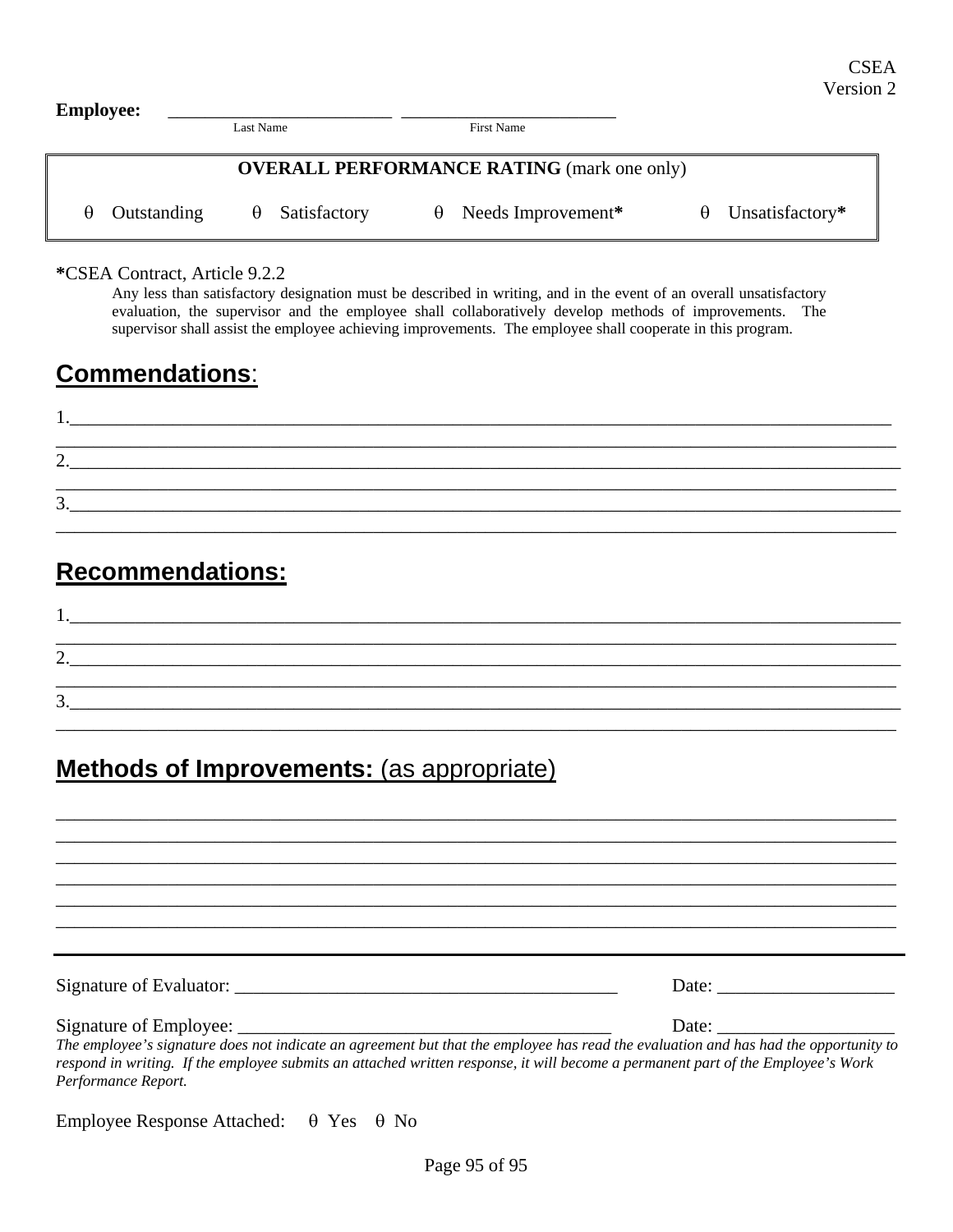CSEA
Version 2

**Employee:** ________________________ ________________________
Last Name First Name

| **OVERALL PERFORMANCE RATING** (mark one only) | | | |
|---|---|---|---|
| θ Outstanding | θ Satisfactory | θ Needs Improvement* | θ Unsatisfactory* |

***CSEA Contract, Article 9.2.2**

Any less than satisfactory designation must be described in writing, and in the event of an overall unsatisfactory evaluation, the supervisor and the employee shall collaboratively develop methods of improvements. The supervisor shall assist the employee achieving improvements. The employee shall cooperate in this program.

## Commendations:

1.______________________________________________________________________________
________________________________________________________________________________

2.______________________________________________________________________________
________________________________________________________________________________

3.______________________________________________________________________________
________________________________________________________________________________

## Recommendations:

1.______________________________________________________________________________
________________________________________________________________________________

2.______________________________________________________________________________
________________________________________________________________________________

3.______________________________________________________________________________
________________________________________________________________________________

## Methods of Improvements: (as appropriate)

________________________________________________________________________________
________________________________________________________________________________
________________________________________________________________________________
________________________________________________________________________________
________________________________________________________________________________
________________________________________________________________________________

Signature of Evaluator: _________________________________________ Date: __________________

Signature of Employee: ________________________________________ Date: __________________

*The employee's signature does not indicate an agreement but that the employee has read the evaluation and has had the opportunity to respond in writing. If the employee submits an attached written response, it will become a permanent part of the Employee's Work Performance Report.*

Employee Response Attached: θ Yes θ No